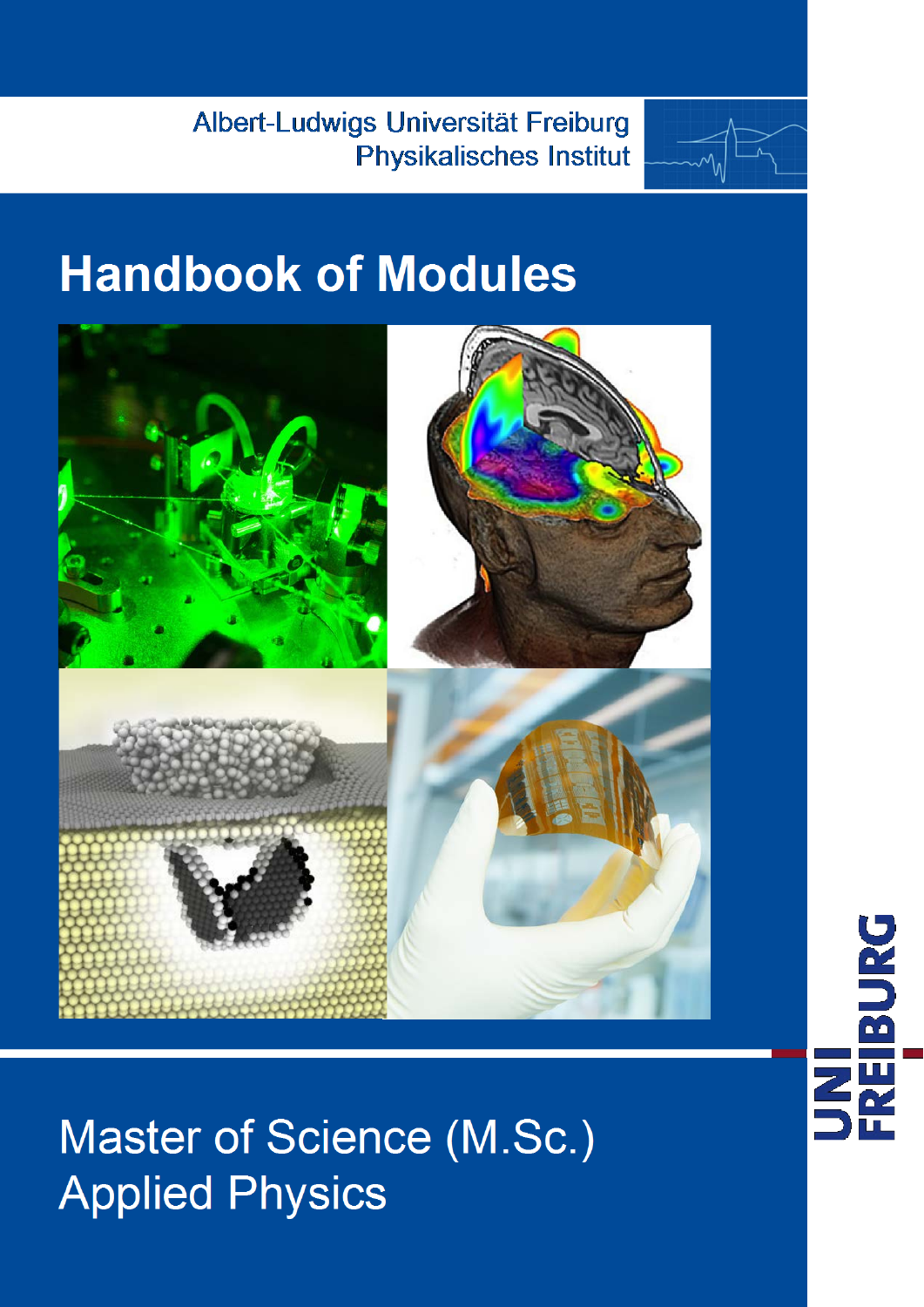Albert-Ludwigs Universität Freiburg
Physikalisches Institut

# Handbook of Modules

## Master of Science (M.Sc.)
## Applied Physics

UNI FREIBURG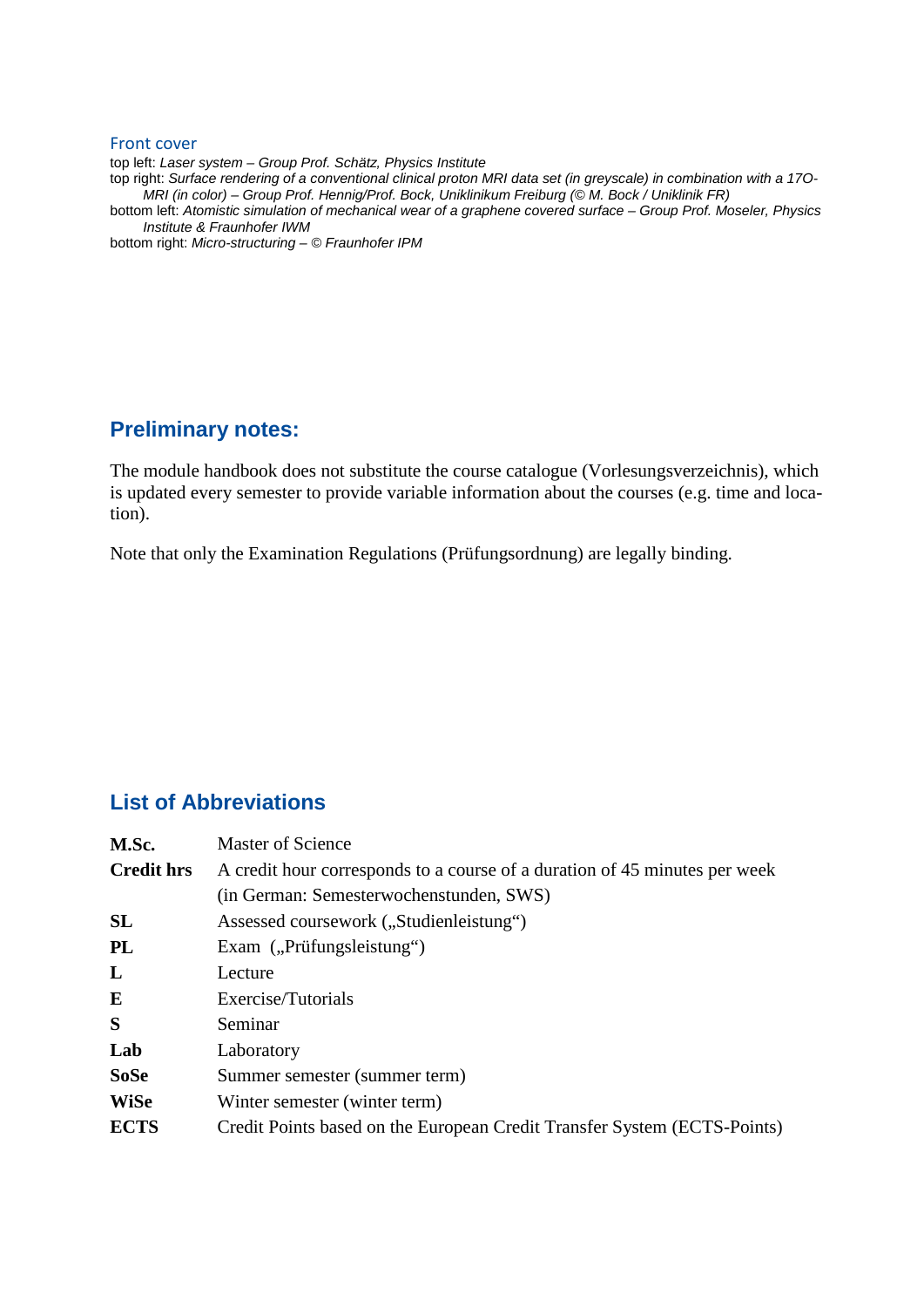## Front cover

top left: *Laser system – Group Prof. Schätz, Physics Institute*
top right: *Surface rendering of a conventional clinical proton MRI data set (in greyscale) in combination with a 17O-MRI (in color) – Group Prof. Hennig/Prof. Bock, Uniklinikum Freiburg (© M. Bock / Uniklinik FR)*
bottom left: *Atomistic simulation of mechanical wear of a graphene covered surface – Group Prof. Moseler, Physics Institute & Fraunhofer IWM*
bottom right: *Micro-structuring – © Fraunhofer IPM*

## Preliminary notes:

The module handbook does not substitute the course catalogue (Vorlesungsverzeichnis), which is updated every semester to provide variable information about the courses (e.g. time and location).

Note that only the Examination Regulations (Prüfungsordnung) are legally binding.

## List of Abbreviations

| | |
|---|---|
| **M.Sc.** | Master of Science |
| **Credit hrs** | A credit hour corresponds to a course of a duration of 45 minutes per week (in German: Semesterwochenstunden, SWS) |
| **SL** | Assessed coursework („Studienleistung“) |
| **PL** | Exam („Prüfungsleistung“) |
| **L** | Lecture |
| **E** | Exercise/Tutorials |
| **S** | Seminar |
| **Lab** | Laboratory |
| **SoSe** | Summer semester (summer term) |
| **WiSe** | Winter semester (winter term) |
| **ECTS** | Credit Points based on the European Credit Transfer System (ECTS-Points) |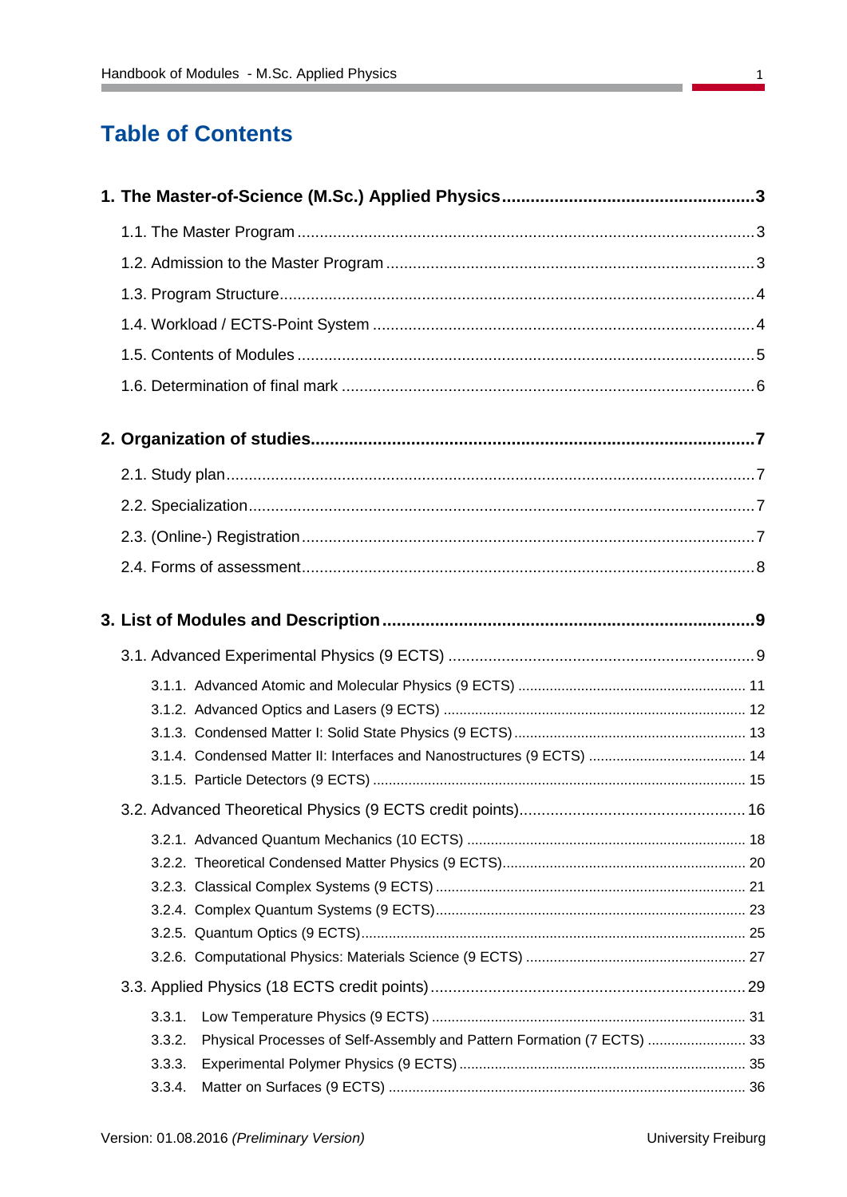# Table of Contents

**1. The Master-of-Science (M.Sc.) Applied Physics....................................................3**

1.1. The Master Program ..........................................................................................3

1.2. Admission to the Master Program .......................................................................3

1.3. Program Structure...............................................................................................4

1.4. Workload / ECTS-Point System ..........................................................................4

1.5. Contents of Modules ...........................................................................................5

1.6. Determination of final mark .................................................................................6

**2. Organization of studies...........................................................................................7**

2.1. Study plan............................................................................................................7

2.2. Specialization........................................................................................................7

2.3. (Online-) Registration...........................................................................................7

2.4. Forms of assessment...........................................................................................8

**3. List of Modules and Description..............................................................................9**

3.1. Advanced Experimental Physics (9 ECTS) .........................................................9

3.1.1. Advanced Atomic and Molecular Physics (9 ECTS) ......................................... 11

3.1.2. Advanced Optics and Lasers (9 ECTS) ............................................................ 12

3.1.3. Condensed Matter I: Solid State Physics (9 ECTS)........................................... 13

3.1.4. Condensed Matter II: Interfaces and Nanostructures (9 ECTS) ........................ 14

3.1.5. Particle Detectors (9 ECTS) .............................................................................. 15

3.2. Advanced Theoretical Physics (9 ECTS credit points).......................................16

3.2.1. Advanced Quantum Mechanics (10 ECTS) ...................................................... 18

3.2.2. Theoretical Condensed Matter Physics (9 ECTS)............................................. 20

3.2.3. Classical Complex Systems (9 ECTS) .............................................................. 21

3.2.4. Complex Quantum Systems (9 ECTS).............................................................. 23

3.2.5. Quantum Optics (9 ECTS)................................................................................. 25

3.2.6. Computational Physics: Materials Science (9 ECTS) ....................................... 27

3.3. Applied Physics (18 ECTS credit points).............................................................29

3.3.1. Low Temperature Physics (9 ECTS) ............................................................... 31

3.3.2. Physical Processes of Self-Assembly and Pattern Formation (7 ECTS) ......................... 33

3.3.3. Experimental Polymer Physics (9 ECTS) ......................................................... 35

3.3.4. Matter on Surfaces (9 ECTS) ........................................................................... 36

Version: 01.08.2016 *(Preliminary Version)* University Freiburg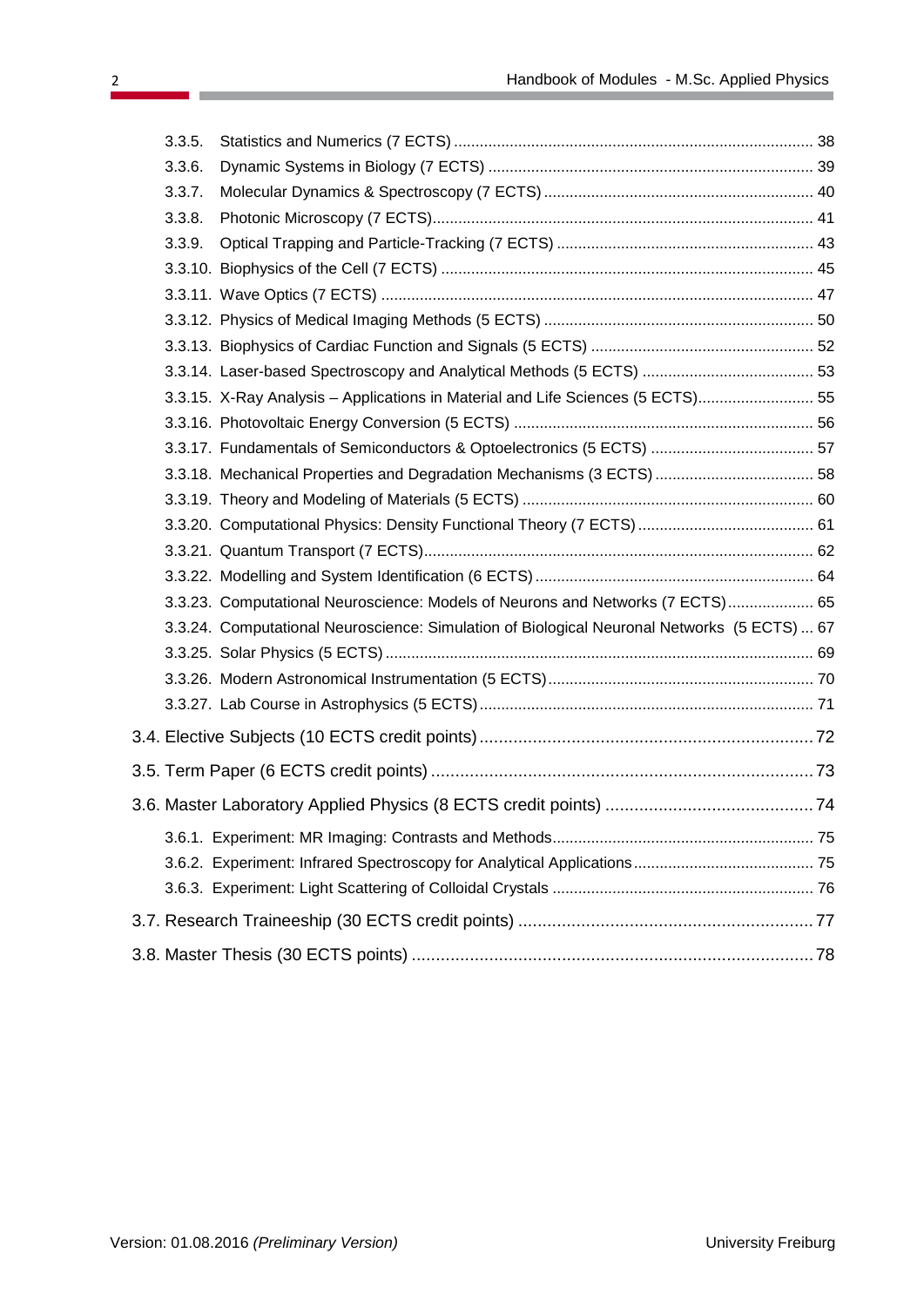3.3.5. Statistics and Numerics (7 ECTS) ... 38
3.3.6. Dynamic Systems in Biology (7 ECTS) ... 39
3.3.7. Molecular Dynamics & Spectroscopy (7 ECTS) ... 40
3.3.8. Photonic Microscopy (7 ECTS) ... 41
3.3.9. Optical Trapping and Particle-Tracking (7 ECTS) ... 43
3.3.10. Biophysics of the Cell (7 ECTS) ... 45
3.3.11. Wave Optics (7 ECTS) ... 47
3.3.12. Physics of Medical Imaging Methods (5 ECTS) ... 50
3.3.13. Biophysics of Cardiac Function and Signals (5 ECTS) ... 52
3.3.14. Laser-based Spectroscopy and Analytical Methods (5 ECTS) ... 53
3.3.15. X-Ray Analysis – Applications in Material and Life Sciences (5 ECTS) ... 55
3.3.16. Photovoltaic Energy Conversion (5 ECTS) ... 56
3.3.17. Fundamentals of Semiconductors & Optoelectronics (5 ECTS) ... 57
3.3.18. Mechanical Properties and Degradation Mechanisms (3 ECTS) ... 58
3.3.19. Theory and Modeling of Materials (5 ECTS) ... 60
3.3.20. Computational Physics: Density Functional Theory (7 ECTS) ... 61
3.3.21. Quantum Transport (7 ECTS) ... 62
3.3.22. Modelling and System Identification (6 ECTS) ... 64
3.3.23. Computational Neuroscience: Models of Neurons and Networks (7 ECTS) ... 65
3.3.24. Computational Neuroscience: Simulation of Biological Neuronal Networks (5 ECTS) ... 67
3.3.25. Solar Physics (5 ECTS) ... 69
3.3.26. Modern Astronomical Instrumentation (5 ECTS) ... 70
3.3.27. Lab Course in Astrophysics (5 ECTS) ... 71

3.4. Elective Subjects (10 ECTS credit points) ... 72

3.5. Term Paper (6 ECTS credit points) ... 73

3.6. Master Laboratory Applied Physics (8 ECTS credit points) ... 74

3.6.1. Experiment: MR Imaging: Contrasts and Methods ... 75
3.6.2. Experiment: Infrared Spectroscopy for Analytical Applications ... 75
3.6.3. Experiment: Light Scattering of Colloidal Crystals ... 76

3.7. Research Traineeship (30 ECTS credit points) ... 77

3.8. Master Thesis (30 ECTS points) ... 78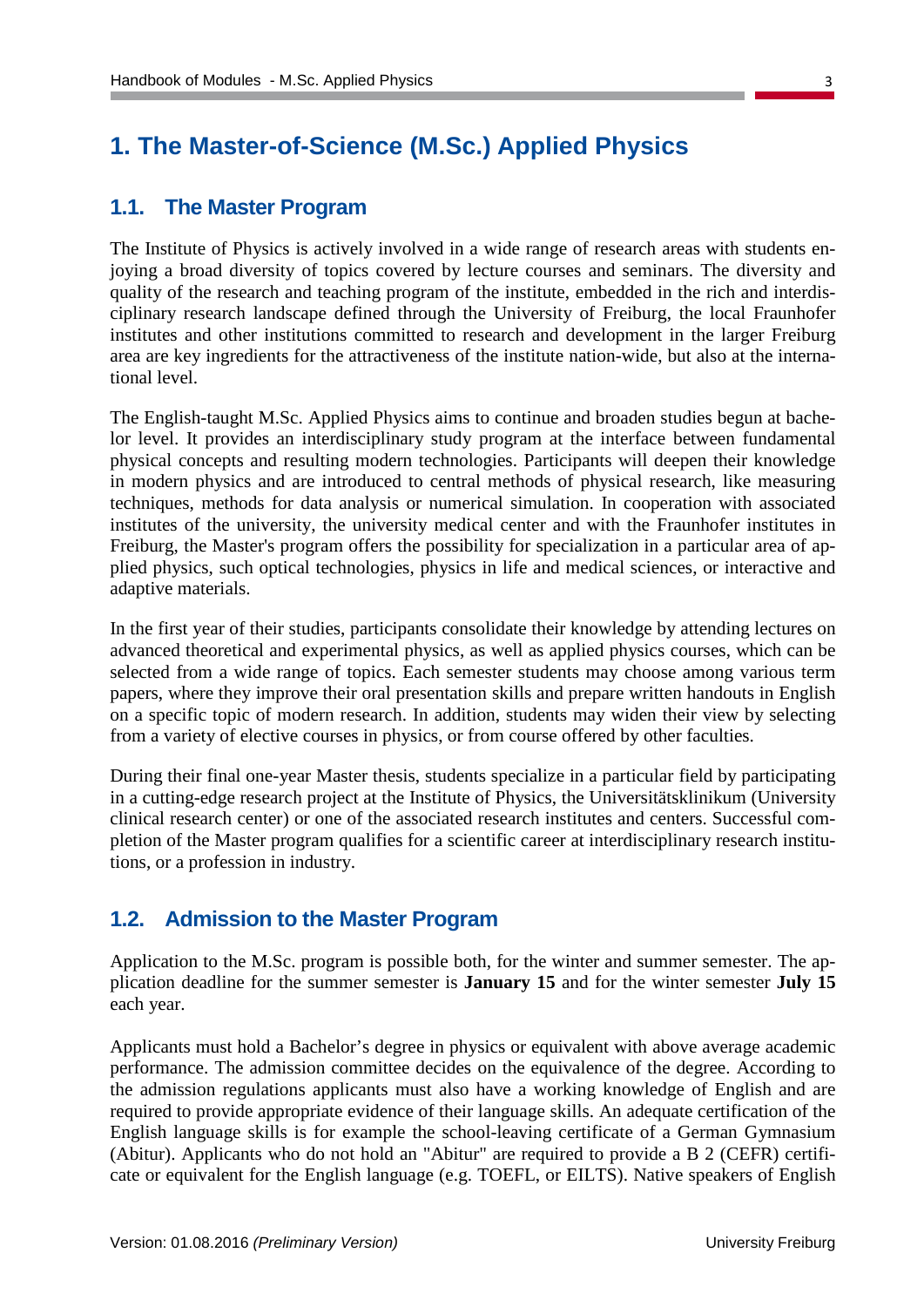# 1. The Master-of-Science (M.Sc.) Applied Physics

## 1.1. The Master Program

The Institute of Physics is actively involved in a wide range of research areas with students enjoying a broad diversity of topics covered by lecture courses and seminars. The diversity and quality of the research and teaching program of the institute, embedded in the rich and interdisciplinary research landscape defined through the University of Freiburg, the local Fraunhofer institutes and other institutions committed to research and development in the larger Freiburg area are key ingredients for the attractiveness of the institute nation-wide, but also at the international level.

The English-taught M.Sc. Applied Physics aims to continue and broaden studies begun at bachelor level. It provides an interdisciplinary study program at the interface between fundamental physical concepts and resulting modern technologies. Participants will deepen their knowledge in modern physics and are introduced to central methods of physical research, like measuring techniques, methods for data analysis or numerical simulation. In cooperation with associated institutes of the university, the university medical center and with the Fraunhofer institutes in Freiburg, the Master's program offers the possibility for specialization in a particular area of applied physics, such optical technologies, physics in life and medical sciences, or interactive and adaptive materials.

In the first year of their studies, participants consolidate their knowledge by attending lectures on advanced theoretical and experimental physics, as well as applied physics courses, which can be selected from a wide range of topics. Each semester students may choose among various term papers, where they improve their oral presentation skills and prepare written handouts in English on a specific topic of modern research. In addition, students may widen their view by selecting from a variety of elective courses in physics, or from course offered by other faculties.

During their final one-year Master thesis, students specialize in a particular field by participating in a cutting-edge research project at the Institute of Physics, the Universitätsklinikum (University clinical research center) or one of the associated research institutes and centers. Successful completion of the Master program qualifies for a scientific career at interdisciplinary research institutions, or a profession in industry.

## 1.2. Admission to the Master Program

Application to the M.Sc. program is possible both, for the winter and summer semester. The application deadline for the summer semester is **January 15** and for the winter semester **July 15** each year.

Applicants must hold a Bachelor's degree in physics or equivalent with above average academic performance. The admission committee decides on the equivalence of the degree. According to the admission regulations applicants must also have a working knowledge of English and are required to provide appropriate evidence of their language skills. An adequate certification of the English language skills is for example the school-leaving certificate of a German Gymnasium (Abitur). Applicants who do not hold an "Abitur" are required to provide a B 2 (CEFR) certificate or equivalent for the English language (e.g. TOEFL, or EILTS). Native speakers of English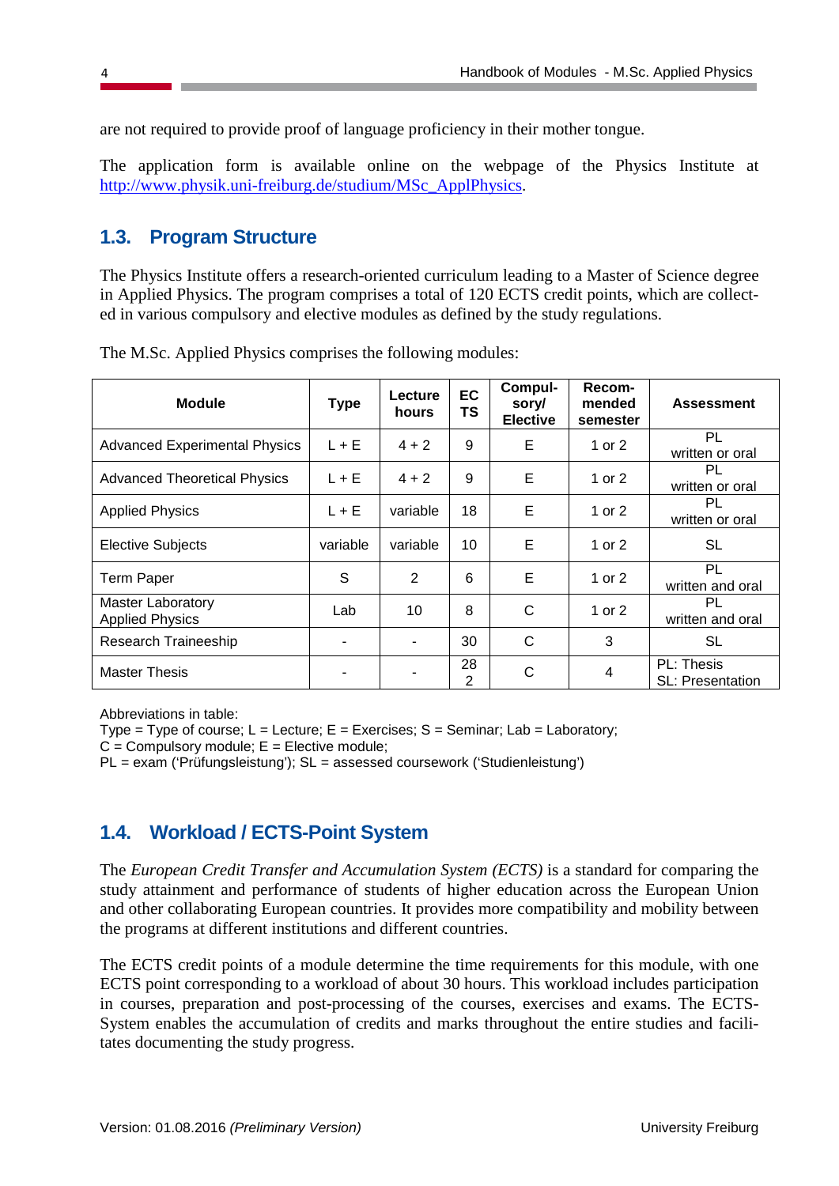are not required to provide proof of language proficiency in their mother tongue.

The application form is available online on the webpage of the Physics Institute at http://www.physik.uni-freiburg.de/studium/MSc_ApplPhysics.

## 1.3. Program Structure

The Physics Institute offers a research-oriented curriculum leading to a Master of Science degree in Applied Physics. The program comprises a total of 120 ECTS credit points, which are collected in various compulsory and elective modules as defined by the study regulations.

The M.Sc. Applied Physics comprises the following modules:

| Module | Type | Lecture hours | ECTS | Compulsory/ Elective | Recommended semester | Assessment |
|---|---|---|---|---|---|---|
| Advanced Experimental Physics | L + E | 4 + 2 | 9 | E | 1 or 2 | PL written or oral |
| Advanced Theoretical Physics | L + E | 4 + 2 | 9 | E | 1 or 2 | PL written or oral |
| Applied Physics | L + E | variable | 18 | E | 1 or 2 | PL written or oral |
| Elective Subjects | variable | variable | 10 | E | 1 or 2 | SL |
| Term Paper | S | 2 | 6 | E | 1 or 2 | PL written and oral |
| Master Laboratory Applied Physics | Lab | 10 | 8 | C | 1 or 2 | PL written and oral |
| Research Traineeship | - | - | 30 | C | 3 | SL |
| Master Thesis | - | - | 28 2 | C | 4 | PL: Thesis SL: Presentation |

Abbreviations in table:
Type = Type of course; L = Lecture; E = Exercises; S = Seminar; Lab = Laboratory;
C = Compulsory module; E = Elective module;
PL = exam ('Prüfungsleistung'); SL = assessed coursework ('Studienleistung')

## 1.4. Workload / ECTS-Point System

The *European Credit Transfer and Accumulation System (ECTS)* is a standard for comparing the study attainment and performance of students of higher education across the European Union and other collaborating European countries. It provides more compatibility and mobility between the programs at different institutions and different countries.

The ECTS credit points of a module determine the time requirements for this module, with one ECTS point corresponding to a workload of about 30 hours. This workload includes participation in courses, preparation and post-processing of the courses, exercises and exams. The ECTS-System enables the accumulation of credits and marks throughout the entire studies and facilitates documenting the study progress.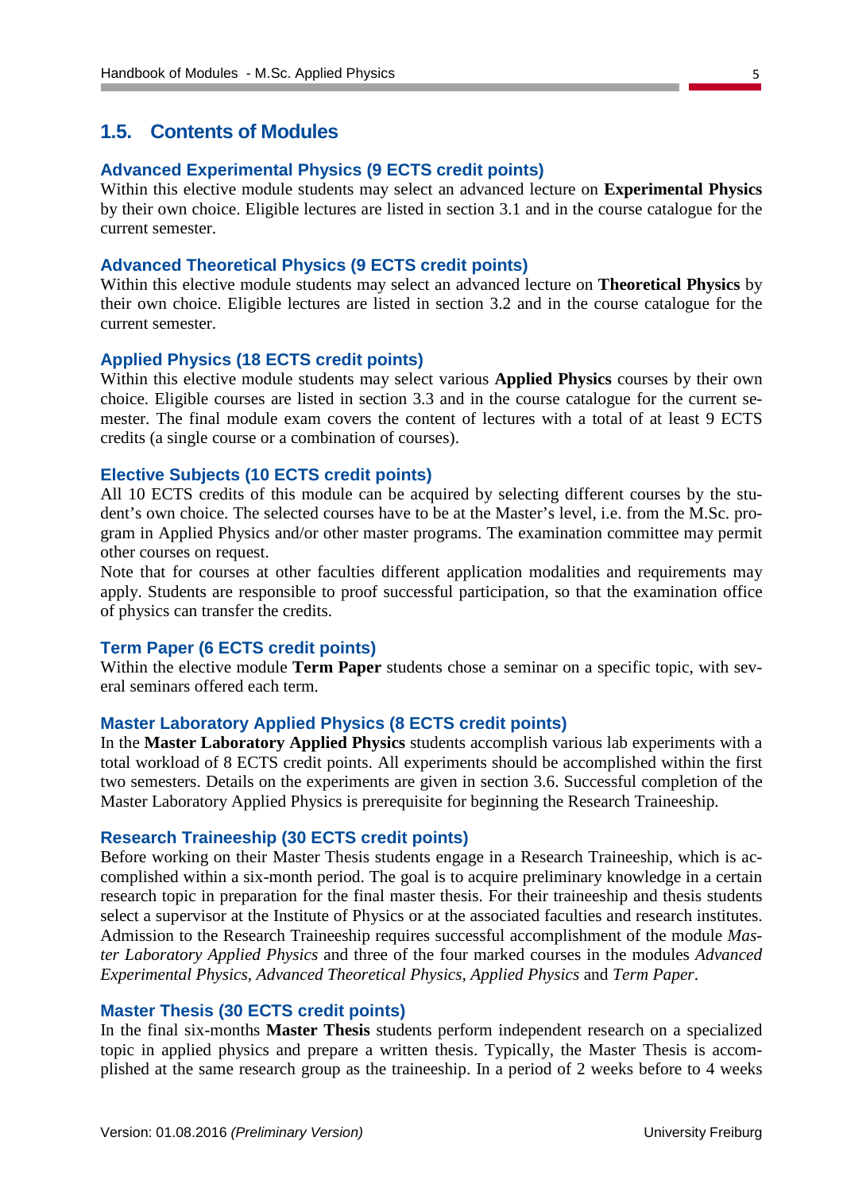## 1.5. Contents of Modules

### Advanced Experimental Physics (9 ECTS credit points)

Within this elective module students may select an advanced lecture on **Experimental Physics** by their own choice. Eligible lectures are listed in section 3.1 and in the course catalogue for the current semester.

### Advanced Theoretical Physics (9 ECTS credit points)

Within this elective module students may select an advanced lecture on **Theoretical Physics** by their own choice. Eligible lectures are listed in section 3.2 and in the course catalogue for the current semester.

### Applied Physics (18 ECTS credit points)

Within this elective module students may select various **Applied Physics** courses by their own choice. Eligible courses are listed in section 3.3 and in the course catalogue for the current semester. The final module exam covers the content of lectures with a total of at least 9 ECTS credits (a single course or a combination of courses).

### Elective Subjects (10 ECTS credit points)

All 10 ECTS credits of this module can be acquired by selecting different courses by the student's own choice. The selected courses have to be at the Master's level, i.e. from the M.Sc. program in Applied Physics and/or other master programs. The examination committee may permit other courses on request.

Note that for courses at other faculties different application modalities and requirements may apply. Students are responsible to proof successful participation, so that the examination office of physics can transfer the credits.

### Term Paper (6 ECTS credit points)

Within the elective module **Term Paper** students chose a seminar on a specific topic, with several seminars offered each term.

### Master Laboratory Applied Physics (8 ECTS credit points)

In the **Master Laboratory Applied Physics** students accomplish various lab experiments with a total workload of 8 ECTS credit points. All experiments should be accomplished within the first two semesters. Details on the experiments are given in section 3.6. Successful completion of the Master Laboratory Applied Physics is prerequisite for beginning the Research Traineeship.

### Research Traineeship (30 ECTS credit points)

Before working on their Master Thesis students engage in a Research Traineeship, which is accomplished within a six-month period. The goal is to acquire preliminary knowledge in a certain research topic in preparation for the final master thesis. For their traineeship and thesis students select a supervisor at the Institute of Physics or at the associated faculties and research institutes. Admission to the Research Traineeship requires successful accomplishment of the module *Master Laboratory Applied Physics* and three of the four marked courses in the modules *Advanced Experimental Physics*, *Advanced Theoretical Physics*, *Applied Physics* and *Term Paper*.

### Master Thesis (30 ECTS credit points)

In the final six-months **Master Thesis** students perform independent research on a specialized topic in applied physics and prepare a written thesis. Typically, the Master Thesis is accomplished at the same research group as the traineeship. In a period of 2 weeks before to 4 weeks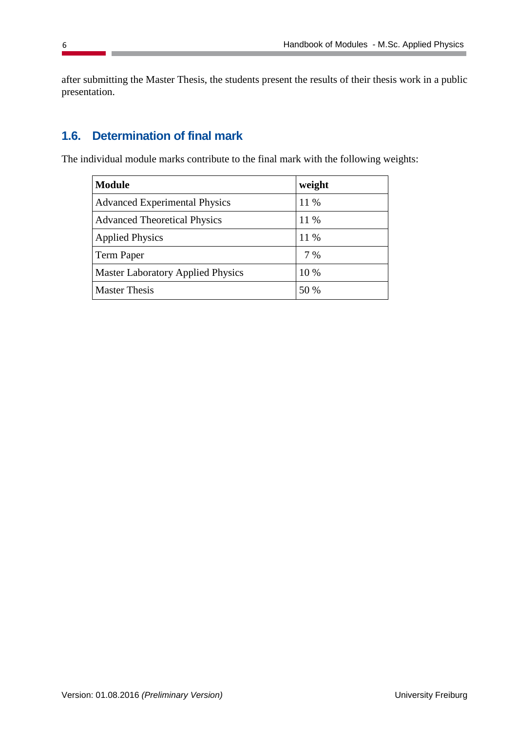after submitting the Master Thesis, the students present the results of their thesis work in a public presentation.

## 1.6. Determination of final mark

The individual module marks contribute to the final mark with the following weights:

| **Module** | **weight** |
|---|---|
| Advanced Experimental Physics | 11 % |
| Advanced Theoretical Physics | 11 % |
| Applied Physics | 11 % |
| Term Paper | 7 % |
| Master Laboratory Applied Physics | 10 % |
| Master Thesis | 50 % |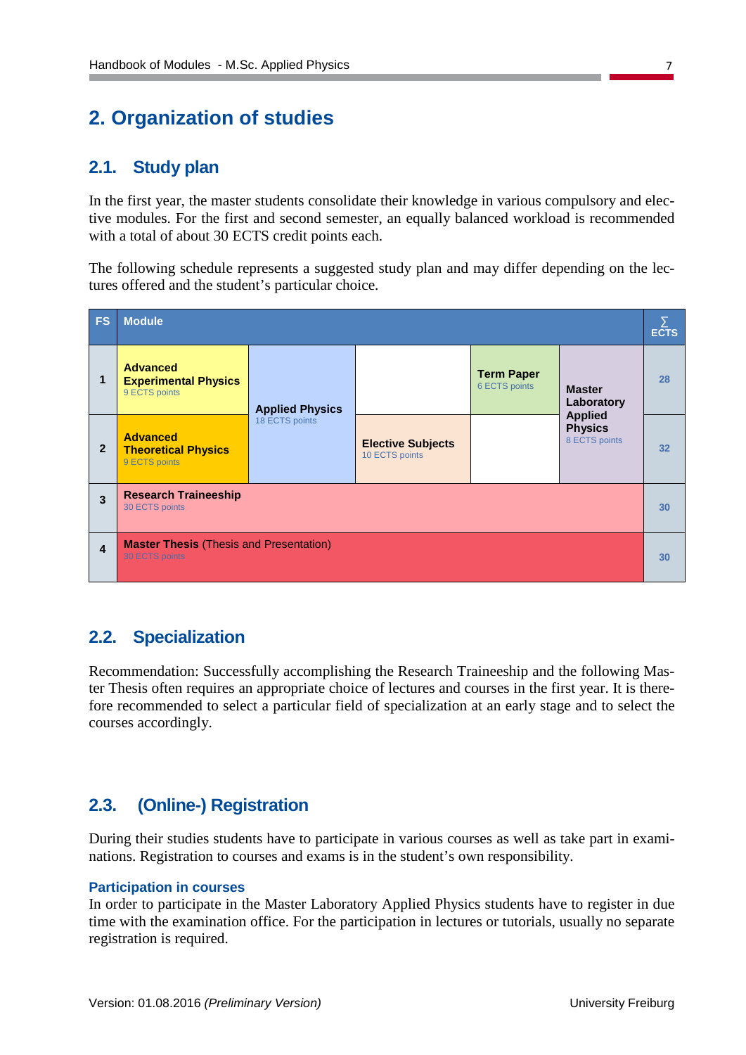# 2. Organization of studies

## 2.1. Study plan

In the first year, the master students consolidate their knowledge in various compulsory and elective modules. For the first and second semester, an equally balanced workload is recommended with a total of about 30 ECTS credit points each.

The following schedule represents a suggested study plan and may differ depending on the lectures offered and the student's particular choice.

| FS | Module | | | | | ∑ ECTS |
|---|---|---|---|---|---|---|
| 1 | **Advanced Experimental Physics** 9 ECTS points | **Applied Physics** 18 ECTS points | | **Term Paper** 6 ECTS points | **Master Laboratory Applied Physics** 8 ECTS points | 28 |
| 2 | **Advanced Theoretical Physics** 9 ECTS points | | **Elective Subjects** 10 ECTS points | | | 32 |
| 3 | **Research Traineeship** 30 ECTS points | | | | | 30 |
| 4 | **Master Thesis** (Thesis and Presentation) 30 ECTS points | | | | | 30 |

## 2.2. Specialization

Recommendation: Successfully accomplishing the Research Traineeship and the following Master Thesis often requires an appropriate choice of lectures and courses in the first year. It is therefore recommended to select a particular field of specialization at an early stage and to select the courses accordingly.

## 2.3. (Online-) Registration

During their studies students have to participate in various courses as well as take part in examinations. Registration to courses and exams is in the student's own responsibility.

### Participation in courses

In order to participate in the Master Laboratory Applied Physics students have to register in due time with the examination office. For the participation in lectures or tutorials, usually no separate registration is required.

Version: 01.08.2016 *(Preliminary Version)* University Freiburg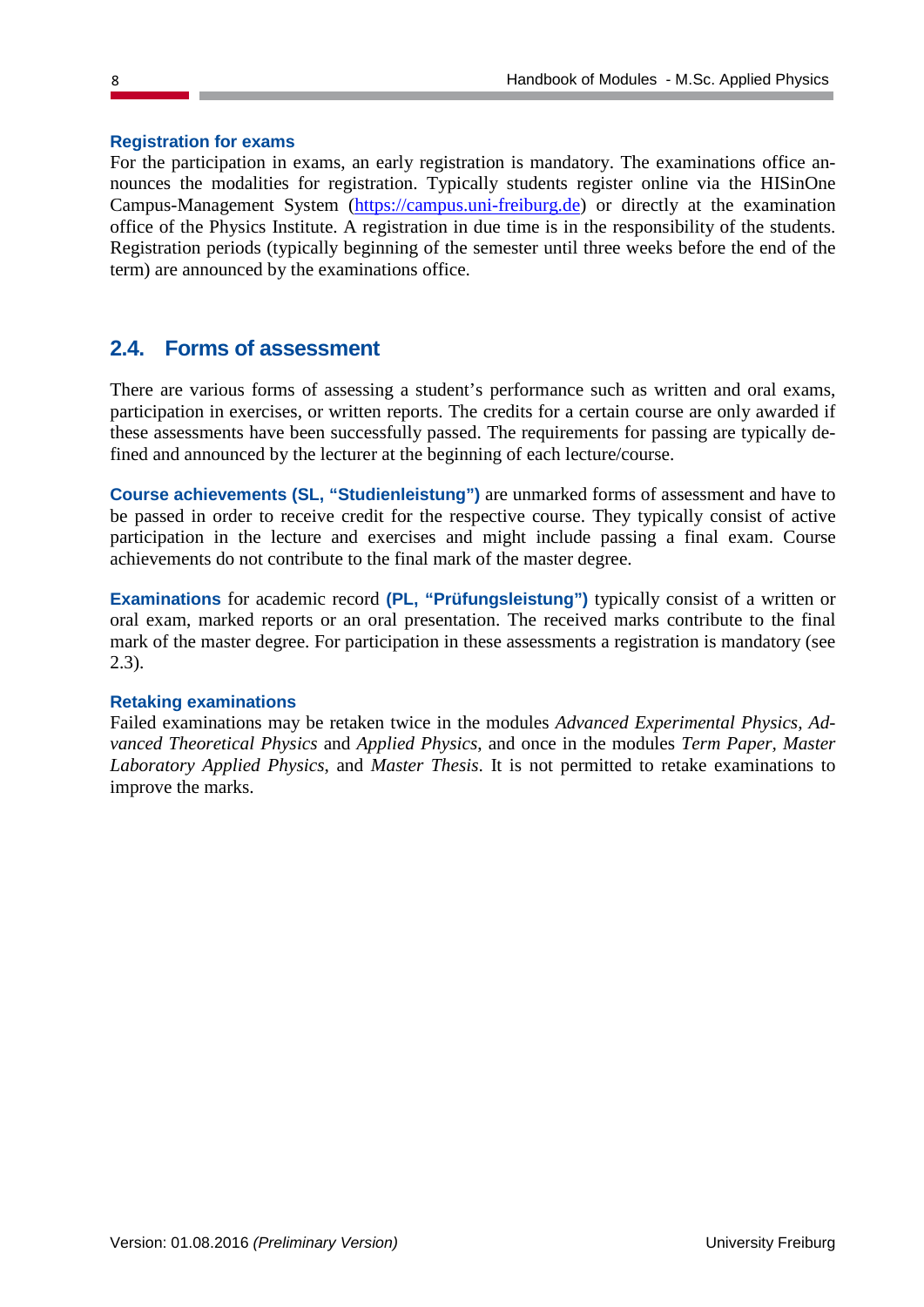**Registration for exams**

For the participation in exams, an early registration is mandatory. The examinations office announces the modalities for registration. Typically students register online via the HISinOne Campus-Management System (https://campus.uni-freiburg.de) or directly at the examination office of the Physics Institute. A registration in due time is in the responsibility of the students. Registration periods (typically beginning of the semester until three weeks before the end of the term) are announced by the examinations office.

## 2.4. Forms of assessment

There are various forms of assessing a student's performance such as written and oral exams, participation in exercises, or written reports. The credits for a certain course are only awarded if these assessments have been successfully passed. The requirements for passing are typically defined and announced by the lecturer at the beginning of each lecture/course.

**Course achievements (SL, "Studienleistung")** are unmarked forms of assessment and have to be passed in order to receive credit for the respective course. They typically consist of active participation in the lecture and exercises and might include passing a final exam. Course achievements do not contribute to the final mark of the master degree.

**Examinations** for academic record **(PL, "Prüfungsleistung")** typically consist of a written or oral exam, marked reports or an oral presentation. The received marks contribute to the final mark of the master degree. For participation in these assessments a registration is mandatory (see 2.3).

**Retaking examinations**

Failed examinations may be retaken twice in the modules *Advanced Experimental Physics, Advanced Theoretical Physics* and *Applied Physics*, and once in the modules *Term Paper, Master Laboratory Applied Physics*, and *Master Thesis*. It is not permitted to retake examinations to improve the marks.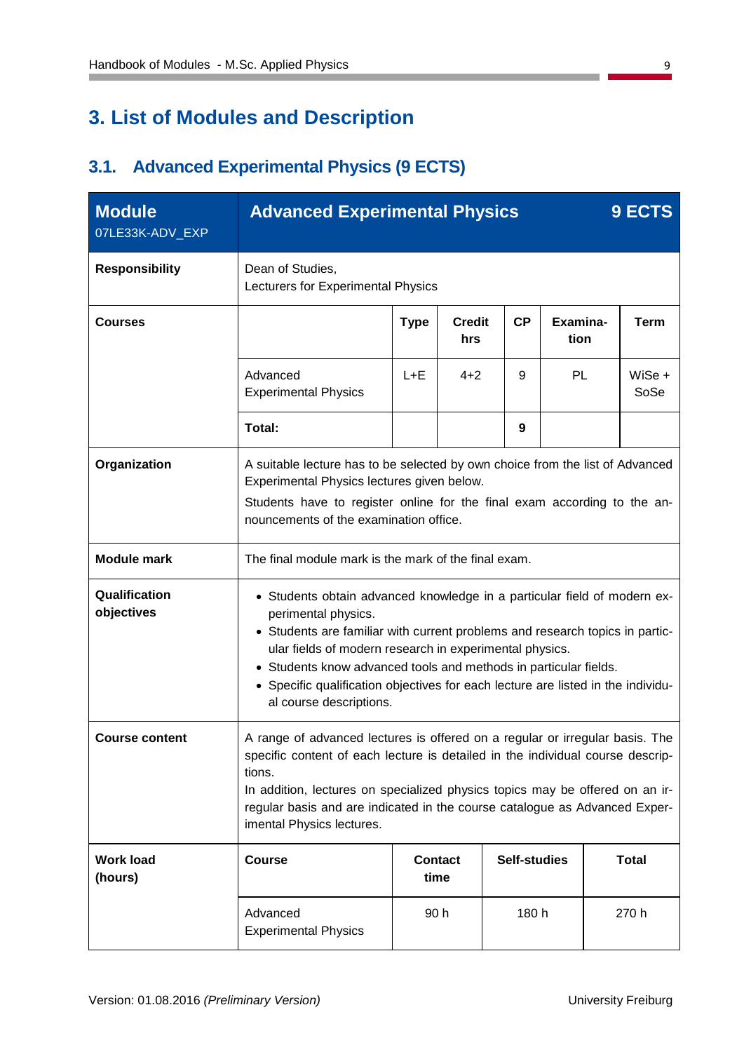# 3. List of Modules and Description

## 3.1. Advanced Experimental Physics (9 ECTS)

| **Module**<br>07LE33K-ADV_EXP | **Advanced Experimental Physics** | | | | | **9 ECTS** |
|---|---|---|---|---|---|---|
| **Responsibility** | Dean of Studies,<br>Lecturers for Experimental Physics | | | | | |
| **Courses** | | **Type** | **Credit hrs** | **CP** | **Examination** | **Term** |
| | Advanced Experimental Physics | L+E | 4+2 | 9 | PL | WiSe + SoSe |
| | **Total:** | | | **9** | | |
| **Organization** | A suitable lecture has to be selected by own choice from the list of Advanced Experimental Physics lectures given below.<br>Students have to register online for the final exam according to the announcements of the examination office. | | | | | |
| **Module mark** | The final module mark is the mark of the final exam. | | | | | |
| **Qualification objectives** | • Students obtain advanced knowledge in a particular field of modern experimental physics.<br>• Students are familiar with current problems and research topics in particular fields of modern research in experimental physics.<br>• Students know advanced tools and methods in particular fields.<br>• Specific qualification objectives for each lecture are listed in the individual course descriptions. | | | | | |
| **Course content** | A range of advanced lectures is offered on a regular or irregular basis. The specific content of each lecture is detailed in the individual course descriptions.<br>In addition, lectures on specialized physics topics may be offered on an irregular basis and are indicated in the course catalogue as Advanced Experimental Physics lectures. | | | | | |

| **Work load (hours)** | **Course** | **Contact time** | **Self-studies** | **Total** |
|---|---|---|---|---|
| | Advanced Experimental Physics | 90 h | 180 h | 270 h |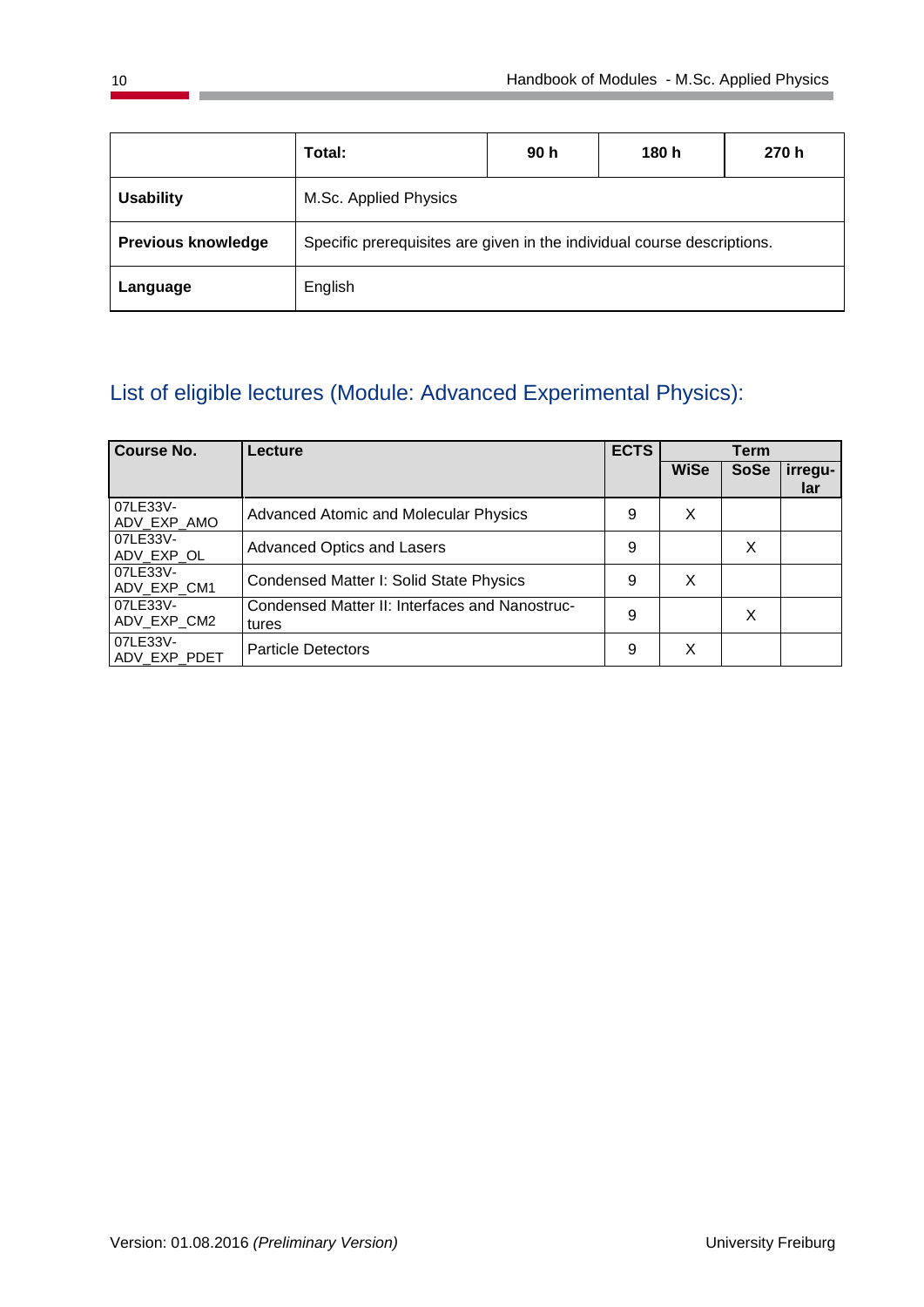| | Total: | 90 h | 180 h | 270 h |
|---|---|---|---|---|
| **Usability** | M.Sc. Applied Physics | | | |
| **Previous knowledge** | Specific prerequisites are given in the individual course descriptions. | | | |
| **Language** | English | | | |

## List of eligible lectures (Module: Advanced Experimental Physics):

| Course No. | Lecture | ECTS | Term | | |
|---|---|---|---|---|---|
| | | | WiSe | SoSe | irregu-lar |
| 07LE33V-ADV_EXP_AMO | Advanced Atomic and Molecular Physics | 9 | X | | |
| 07LE33V-ADV_EXP_OL | Advanced Optics and Lasers | 9 | | X | |
| 07LE33V-ADV_EXP_CM1 | Condensed Matter I: Solid State Physics | 9 | X | | |
| 07LE33V-ADV_EXP_CM2 | Condensed Matter II: Interfaces and Nanostructures | 9 | | X | |
| 07LE33V-ADV_EXP_PDET | Particle Detectors | 9 | X | | |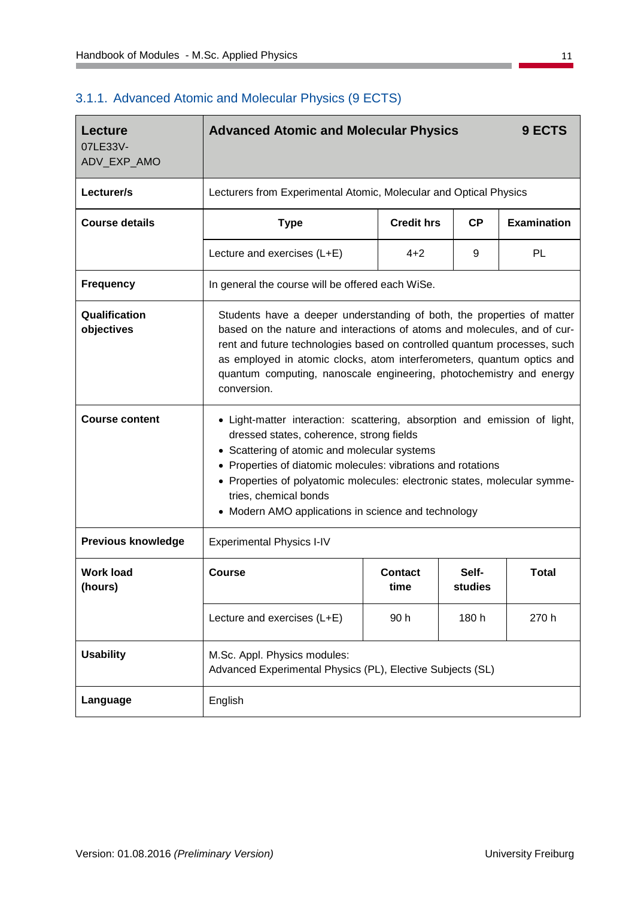### 3.1.1. Advanced Atomic and Molecular Physics (9 ECTS)

| **Lecture**<br>07LE33V-<br>ADV_EXP_AMO | **Advanced Atomic and Molecular Physics** | | | **9 ECTS** |
|---|---|---|---|---|
| **Lecturer/s** | Lecturers from Experimental Atomic, Molecular and Optical Physics | | | |
| **Course details** | **Type** | **Credit hrs** | **CP** | **Examination** |
| | Lecture and exercises (L+E) | 4+2 | 9 | PL |
| **Frequency** | In general the course will be offered each WiSe. | | | |
| **Qualification objectives** | Students have a deeper understanding of both, the properties of matter based on the nature and interactions of atoms and molecules, and of current and future technologies based on controlled quantum processes, such as employed in atomic clocks, atom interferometers, quantum optics and quantum computing, nanoscale engineering, photochemistry and energy conversion. | | | |
| **Course content** | • Light-matter interaction: scattering, absorption and emission of light, dressed states, coherence, strong fields<br>• Scattering of atomic and molecular systems<br>• Properties of diatomic molecules: vibrations and rotations<br>• Properties of polyatomic molecules: electronic states, molecular symmetries, chemical bonds<br>• Modern AMO applications in science and technology | | | |
| **Previous knowledge** | Experimental Physics I-IV | | | |
| **Work load (hours)** | **Course** | **Contact time** | **Self-studies** | **Total** |
| | Lecture and exercises (L+E) | 90 h | 180 h | 270 h |
| **Usability** | M.Sc. Appl. Physics modules:<br>Advanced Experimental Physics (PL), Elective Subjects (SL) | | | |
| **Language** | English | | | |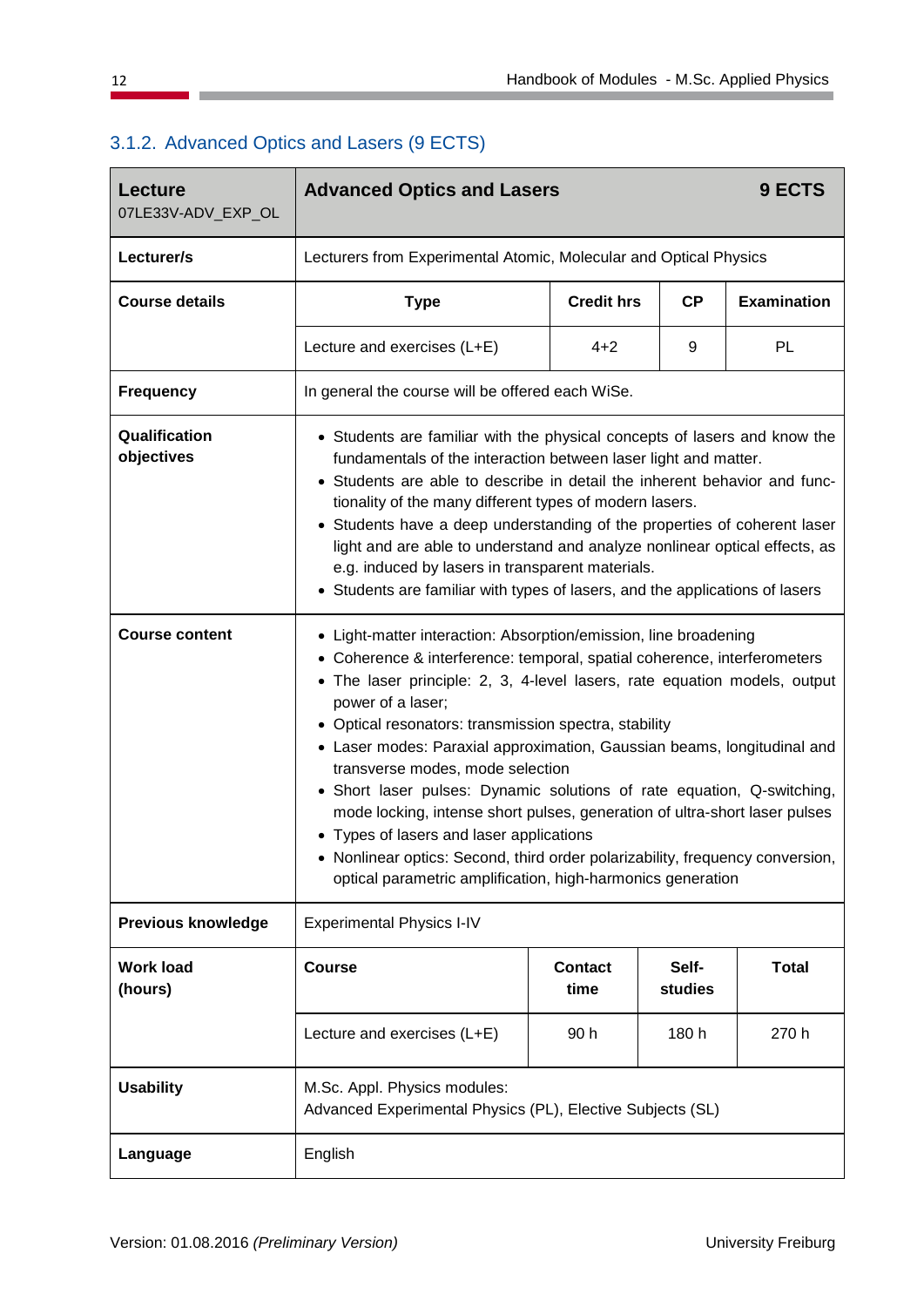### 3.1.2. Advanced Optics and Lasers (9 ECTS)

| **Lecture** 07LE33V-ADV_EXP_OL | **Advanced Optics and Lasers** | | | **9 ECTS** |
|---|---|---|---|---|
| **Lecturer/s** | Lecturers from Experimental Atomic, Molecular and Optical Physics | | | |
| **Course details** | **Type** | **Credit hrs** | **CP** | **Examination** |
| | Lecture and exercises (L+E) | 4+2 | 9 | PL |
| **Frequency** | In general the course will be offered each WiSe. | | | |
| **Qualification objectives** | • Students are familiar with the physical concepts of lasers and know the fundamentals of the interaction between laser light and matter.<br>• Students are able to describe in detail the inherent behavior and functionality of the many different types of modern lasers.<br>• Students have a deep understanding of the properties of coherent laser light and are able to understand and analyze nonlinear optical effects, as e.g. induced by lasers in transparent materials.<br>• Students are familiar with types of lasers, and the applications of lasers | | | |
| **Course content** | • Light-matter interaction: Absorption/emission, line broadening<br>• Coherence & interference: temporal, spatial coherence, interferometers<br>• The laser principle: 2, 3, 4-level lasers, rate equation models, output power of a laser;<br>• Optical resonators: transmission spectra, stability<br>• Laser modes: Paraxial approximation, Gaussian beams, longitudinal and transverse modes, mode selection<br>• Short laser pulses: Dynamic solutions of rate equation, Q-switching, mode locking, intense short pulses, generation of ultra-short laser pulses<br>• Types of lasers and laser applications<br>• Nonlinear optics: Second, third order polarizability, frequency conversion, optical parametric amplification, high-harmonics generation | | | |
| **Previous knowledge** | Experimental Physics I-IV | | | |
| **Work load (hours)** | **Course** | **Contact time** | **Self-studies** | **Total** |
| | Lecture and exercises (L+E) | 90 h | 180 h | 270 h |
| **Usability** | M.Sc. Appl. Physics modules:<br>Advanced Experimental Physics (PL), Elective Subjects (SL) | | | |
| **Language** | English | | | |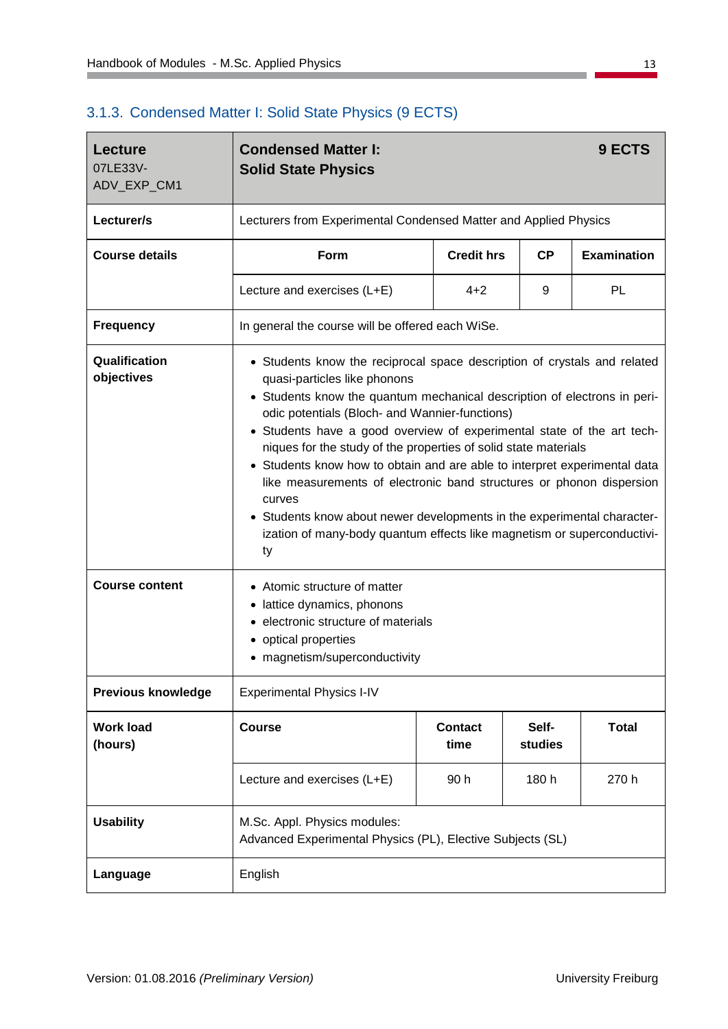### 3.1.3. Condensed Matter I: Solid State Physics (9 ECTS)

| **Lecture** 07LE33V-ADV_EXP_CM1 | **Condensed Matter I: Solid State Physics** | | | **9 ECTS** |
|---|---|---|---|---|
| **Lecturer/s** | Lecturers from Experimental Condensed Matter and Applied Physics | | | |
| **Course details** | **Form** | **Credit hrs** | **CP** | **Examination** |
| | Lecture and exercises (L+E) | 4+2 | 9 | PL |
| **Frequency** | In general the course will be offered each WiSe. | | | |
| **Qualification objectives** | • Students know the reciprocal space description of crystals and related quasi-particles like phonons<br>• Students know the quantum mechanical description of electrons in periodic potentials (Bloch- and Wannier-functions)<br>• Students have a good overview of experimental state of the art techniques for the study of the properties of solid state materials<br>• Students know how to obtain and are able to interpret experimental data like measurements of electronic band structures or phonon dispersion curves<br>• Students know about newer developments in the experimental characterization of many-body quantum effects like magnetism or superconductivity | | | |
| **Course content** | • Atomic structure of matter<br>• lattice dynamics, phonons<br>• electronic structure of materials<br>• optical properties<br>• magnetism/superconductivity | | | |
| **Previous knowledge** | Experimental Physics I-IV | | | |
| **Work load (hours)** | **Course** | **Contact time** | **Self-studies** | **Total** |
| | Lecture and exercises (L+E) | 90 h | 180 h | 270 h |
| **Usability** | M.Sc. Appl. Physics modules:<br>Advanced Experimental Physics (PL), Elective Subjects (SL) | | | |
| **Language** | English | | | |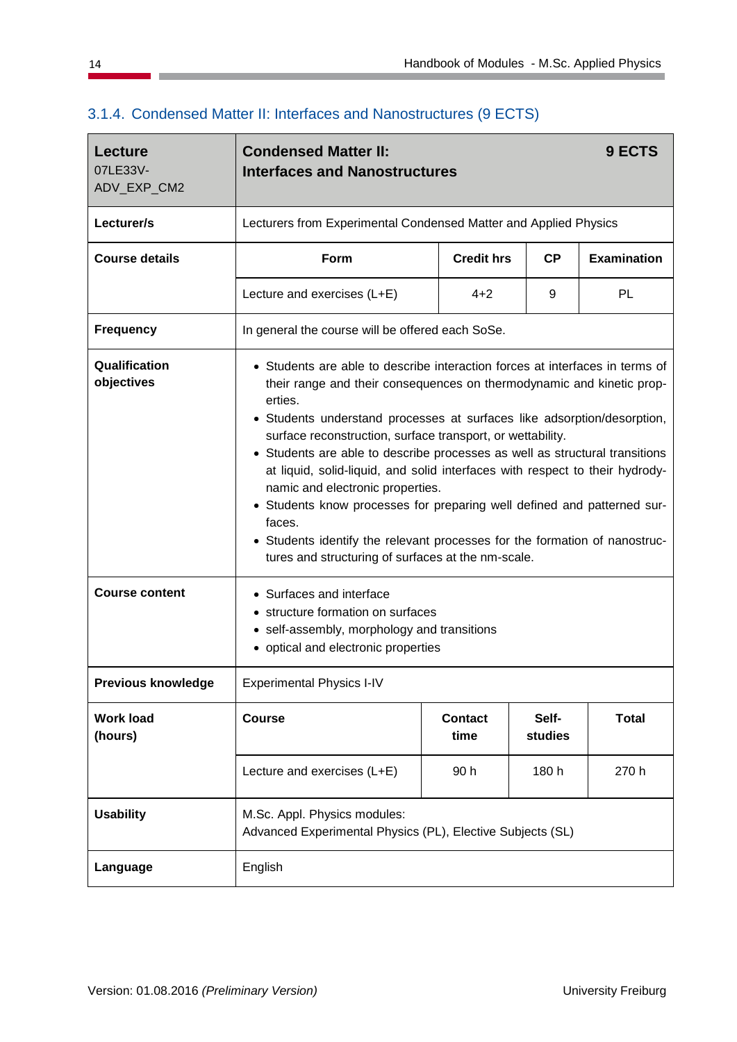### 3.1.4. Condensed Matter II: Interfaces and Nanostructures (9 ECTS)

| **Lecture**<br>07LE33V-ADV_EXP_CM2 | **Condensed Matter II: Interfaces and Nanostructures** | | | **9 ECTS** |
|---|---|---|---|---|
| **Lecturer/s** | Lecturers from Experimental Condensed Matter and Applied Physics | | | |
| **Course details** | **Form** | **Credit hrs** | **CP** | **Examination** |
| | Lecture and exercises (L+E) | 4+2 | 9 | PL |
| **Frequency** | In general the course will be offered each SoSe. | | | |
| **Qualification objectives** | • Students are able to describe interaction forces at interfaces in terms of their range and their consequences on thermodynamic and kinetic properties.<br>• Students understand processes at surfaces like adsorption/desorption, surface reconstruction, surface transport, or wettability.<br>• Students are able to describe processes as well as structural transitions at liquid, solid-liquid, and solid interfaces with respect to their hydrodynamic and electronic properties.<br>• Students know processes for preparing well defined and patterned surfaces.<br>• Students identify the relevant processes for the formation of nanostructures and structuring of surfaces at the nm-scale. | | | |
| **Course content** | • Surfaces and interface<br>• structure formation on surfaces<br>• self-assembly, morphology and transitions<br>• optical and electronic properties | | | |
| **Previous knowledge** | Experimental Physics I-IV | | | |
| **Work load (hours)** | **Course** | **Contact time** | **Self-studies** | **Total** |
| | Lecture and exercises (L+E) | 90 h | 180 h | 270 h |
| **Usability** | M.Sc. Appl. Physics modules:<br>Advanced Experimental Physics (PL), Elective Subjects (SL) | | | |
| **Language** | English | | | |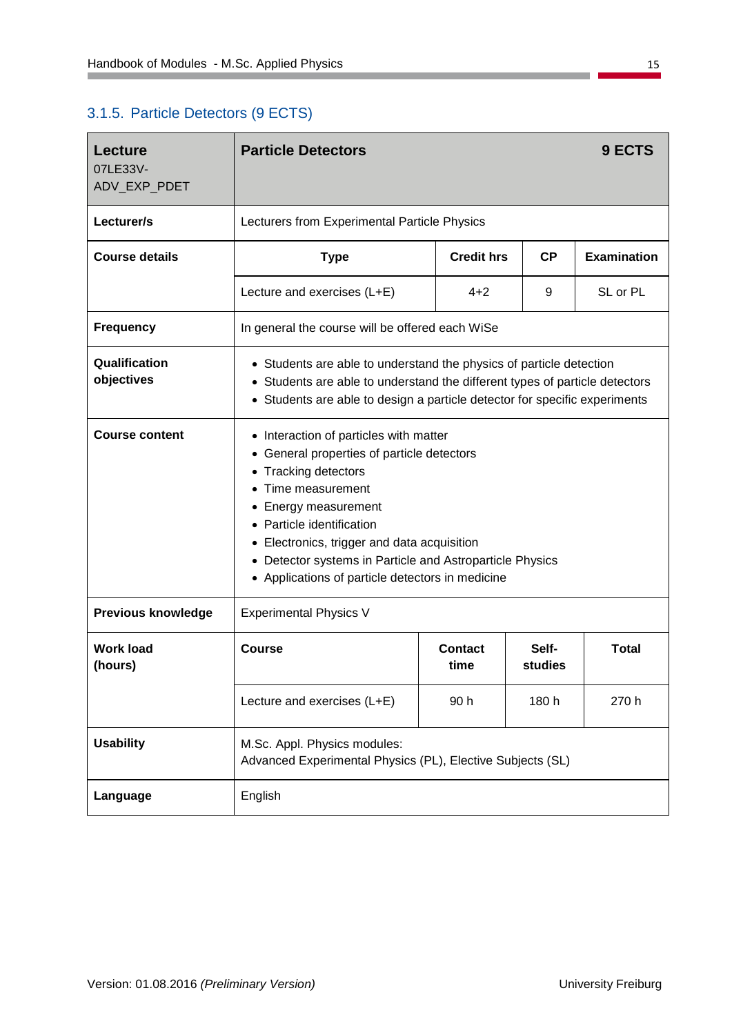### 3.1.5. Particle Detectors (9 ECTS)

| **Lecture** 07LE33V-ADV_EXP_PDET | **Particle Detectors** | | | **9 ECTS** |
|---|---|---|---|---|
| **Lecturer/s** | Lecturers from Experimental Particle Physics | | | |
| **Course details** | **Type** | **Credit hrs** | **CP** | **Examination** |
| | Lecture and exercises (L+E) | 4+2 | 9 | SL or PL |
| **Frequency** | In general the course will be offered each WiSe | | | |
| **Qualification objectives** | • Students are able to understand the physics of particle detection<br>• Students are able to understand the different types of particle detectors<br>• Students are able to design a particle detector for specific experiments | | | |
| **Course content** | • Interaction of particles with matter<br>• General properties of particle detectors<br>• Tracking detectors<br>• Time measurement<br>• Energy measurement<br>• Particle identification<br>• Electronics, trigger and data acquisition<br>• Detector systems in Particle and Astroparticle Physics<br>• Applications of particle detectors in medicine | | | |
| **Previous knowledge** | Experimental Physics V | | | |
| **Work load (hours)** | **Course** | **Contact time** | **Self-studies** | **Total** |
| | Lecture and exercises (L+E) | 90 h | 180 h | 270 h |
| **Usability** | M.Sc. Appl. Physics modules:<br>Advanced Experimental Physics (PL), Elective Subjects (SL) | | | |
| **Language** | English | | | |

Version: 01.08.2016 *(Preliminary Version)* University Freiburg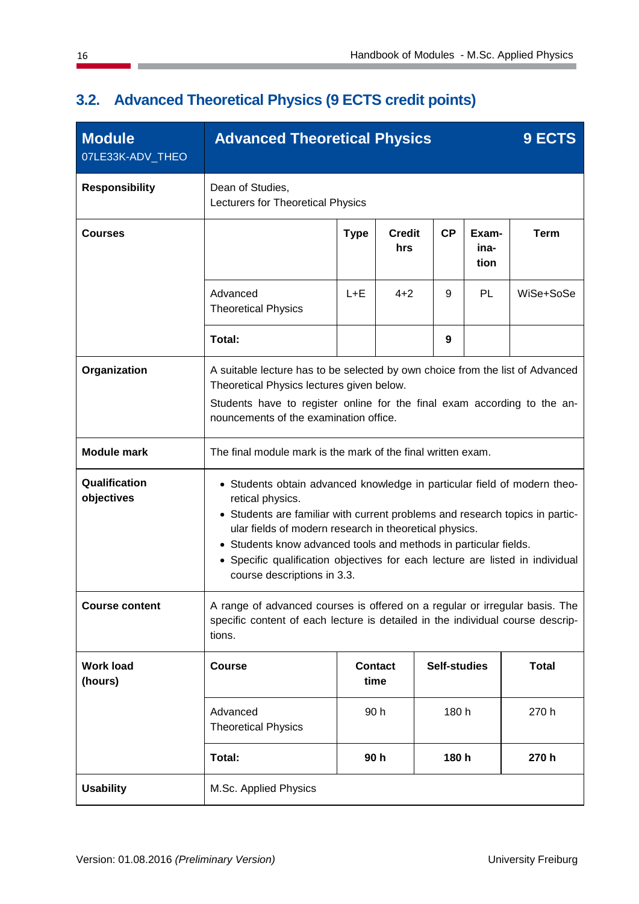## 3.2. Advanced Theoretical Physics (9 ECTS credit points)

| **Module** 07LE33K-ADV_THEO | **Advanced Theoretical Physics** | | | | | **9 ECTS** |
|---|---|---|---|---|---|---|
| **Responsibility** | Dean of Studies, Lecturers for Theoretical Physics | | | | | |
| **Courses** | | **Type** | **Credit hrs** | **CP** | **Exam-ina-tion** | **Term** |
| | Advanced Theoretical Physics | L+E | 4+2 | 9 | PL | WiSe+SoSe |
| | **Total:** | | | **9** | | |
| **Organization** | A suitable lecture has to be selected by own choice from the list of Advanced Theoretical Physics lectures given below. Students have to register online for the final exam according to the announcements of the examination office. | | | | | |
| **Module mark** | The final module mark is the mark of the final written exam. | | | | | |
| **Qualification objectives** | • Students obtain advanced knowledge in particular field of modern theoretical physics.<br>• Students are familiar with current problems and research topics in particular fields of modern research in theoretical physics.<br>• Students know advanced tools and methods in particular fields.<br>• Specific qualification objectives for each lecture are listed in individual course descriptions in 3.3. | | | | | |
| **Course content** | A range of advanced courses is offered on a regular or irregular basis. The specific content of each lecture is detailed in the individual course descriptions. | | | | | |
| **Work load (hours)** | **Course** | **Contact time** | | **Self-studies** | | **Total** |
| | Advanced Theoretical Physics | 90 h | | 180 h | | 270 h |
| | **Total:** | **90 h** | | **180 h** | | **270 h** |
| **Usability** | M.Sc. Applied Physics | | | | | |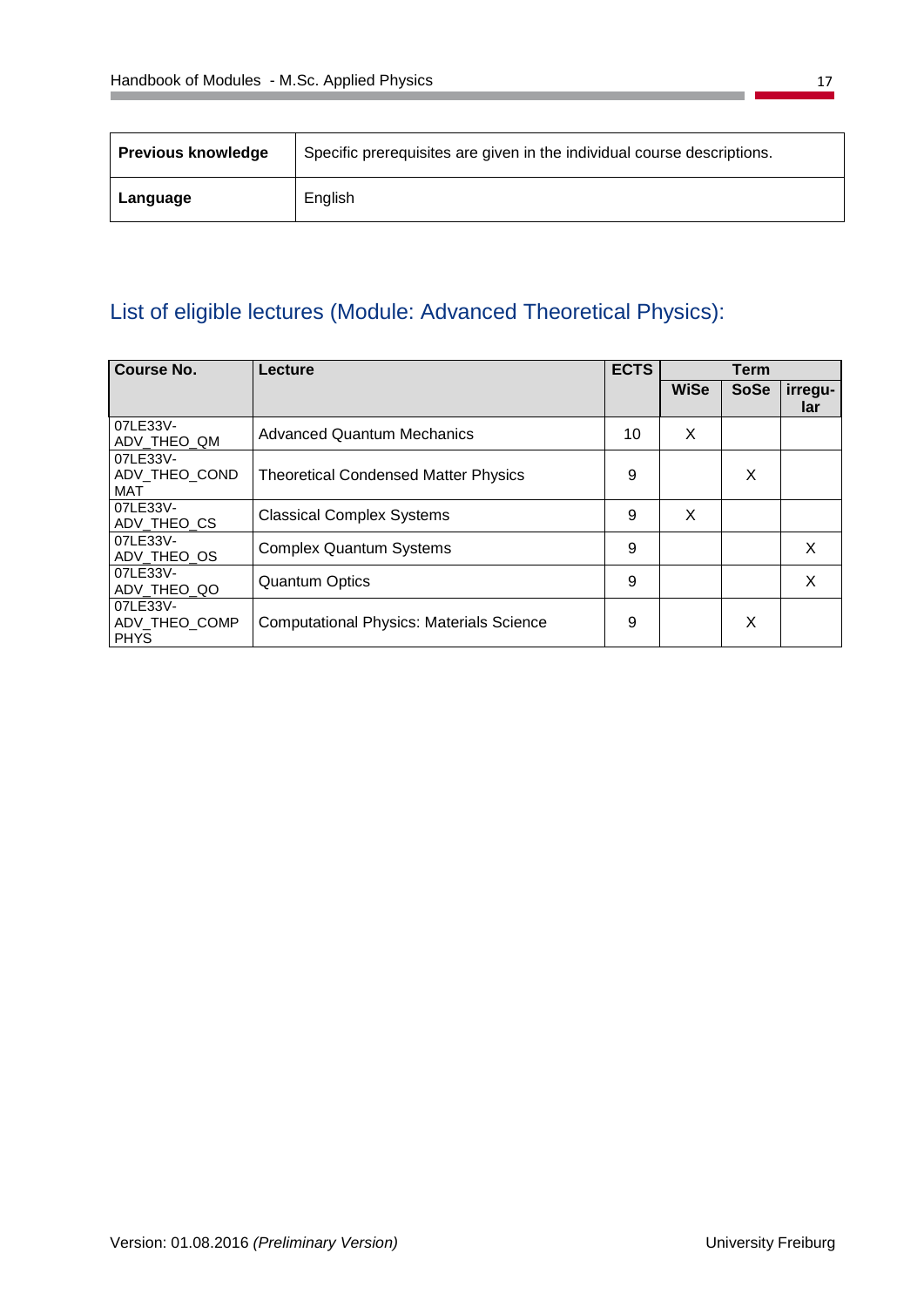| Previous knowledge | Specific prerequisites are given in the individual course descriptions. |
|---|---|
| Language | English |

## List of eligible lectures (Module: Advanced Theoretical Physics):

| Course No. | Lecture | ECTS | Term | | |
|---|---|---|---|---|---|
| | | | WiSe | SoSe | irregu-lar |
| 07LE33V-ADV_THEO_QM | Advanced Quantum Mechanics | 10 | X | | |
| 07LE33V-ADV_THEO_CONDMAT | Theoretical Condensed Matter Physics | 9 | | X | |
| 07LE33V-ADV_THEO_CS | Classical Complex Systems | 9 | X | | |
| 07LE33V-ADV_THEO_OS | Complex Quantum Systems | 9 | | | X |
| 07LE33V-ADV_THEO_QO | Quantum Optics | 9 | | | X |
| 07LE33V-ADV_THEO_COMPPHYS | Computational Physics: Materials Science | 9 | | X | |

Version: 01.08.2016 *(Preliminary Version)* University Freiburg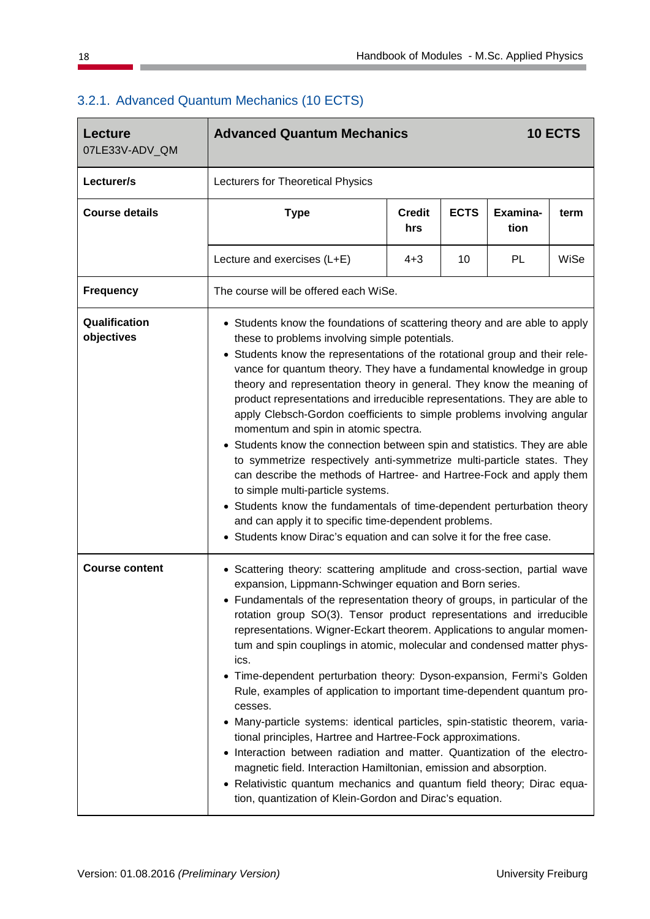### 3.2.1. Advanced Quantum Mechanics (10 ECTS)

| **Lecture** 07LE33V-ADV_QM | **Advanced Quantum Mechanics** | | | | **10 ECTS** |
|---|---|---|---|---|---|
| **Lecturer/s** | Lecturers for Theoretical Physics | | | | |
| **Course details** | **Type** | **Credit hrs** | **ECTS** | **Examination** | **term** |
| | Lecture and exercises (L+E) | 4+3 | 10 | PL | WiSe |
| **Frequency** | The course will be offered each WiSe. | | | | |
| **Qualification objectives** | • Students know the foundations of scattering theory and are able to apply these to problems involving simple potentials.<br>• Students know the representations of the rotational group and their relevance for quantum theory. They have a fundamental knowledge in group theory and representation theory in general. They know the meaning of product representations and irreducible representations. They are able to apply Clebsch-Gordon coefficients to simple problems involving angular momentum and spin in atomic spectra.<br>• Students know the connection between spin and statistics. They are able to symmetrize respectively anti-symmetrize multi-particle states. They can describe the methods of Hartree- and Hartree-Fock and apply them to simple multi-particle systems.<br>• Students know the fundamentals of time-dependent perturbation theory and can apply it to specific time-dependent problems.<br>• Students know Dirac's equation and can solve it for the free case. | | | | |
| **Course content** | • Scattering theory: scattering amplitude and cross-section, partial wave expansion, Lippmann-Schwinger equation and Born series.<br>• Fundamentals of the representation theory of groups, in particular of the rotation group SO(3). Tensor product representations and irreducible representations. Wigner-Eckart theorem. Applications to angular momentum and spin couplings in atomic, molecular and condensed matter physics.<br>• Time-dependent perturbation theory: Dyson-expansion, Fermi's Golden Rule, examples of application to important time-dependent quantum processes.<br>• Many-particle systems: identical particles, spin-statistic theorem, variational principles, Hartree and Hartree-Fock approximations.<br>• Interaction between radiation and matter. Quantization of the electromagnetic field. Interaction Hamiltonian, emission and absorption.<br>• Relativistic quantum mechanics and quantum field theory; Dirac equation, quantization of Klein-Gordon and Dirac's equation. | | | | |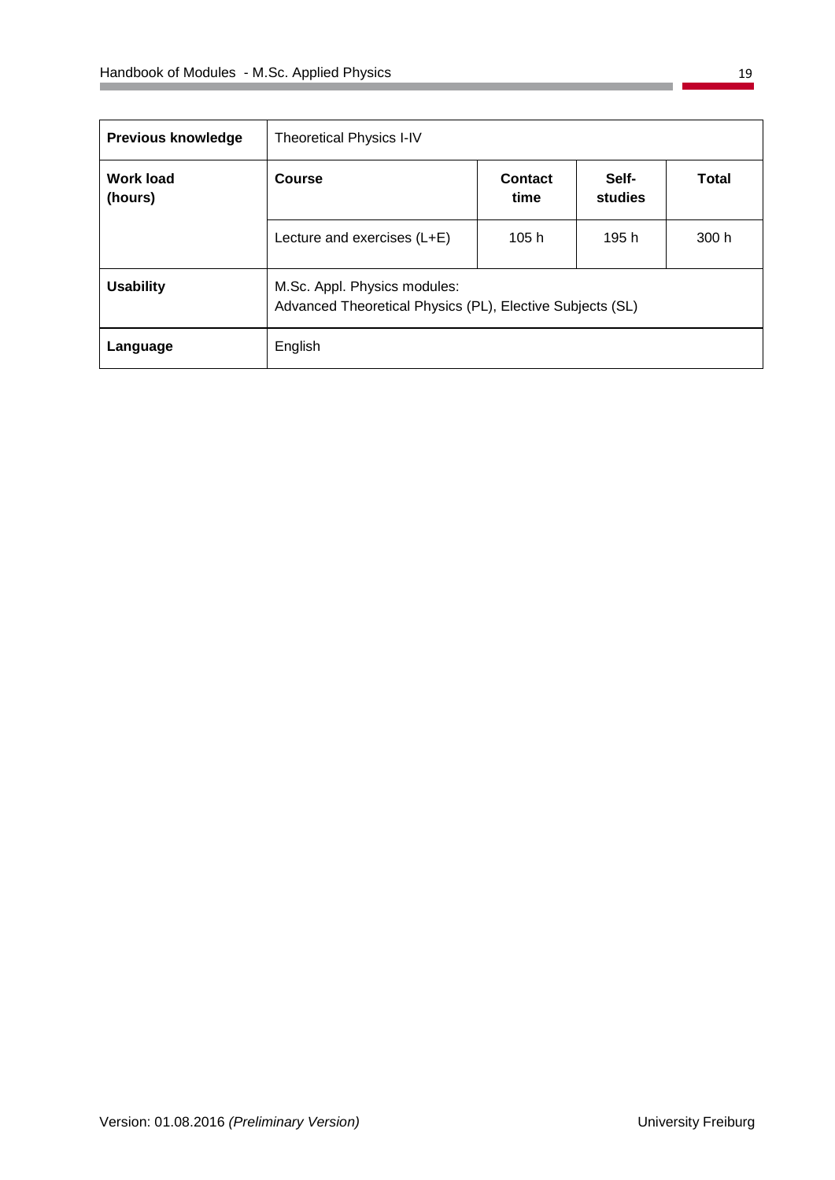| **Previous knowledge** | Theoretical Physics I-IV | | | |
|---|---|---|---|---|
| **Work load (hours)** | **Course** | **Contact time** | **Self-studies** | **Total** |
| | Lecture and exercises (L+E) | 105 h | 195 h | 300 h |
| **Usability** | M.Sc. Appl. Physics modules: Advanced Theoretical Physics (PL), Elective Subjects (SL) | | | |
| **Language** | English | | | |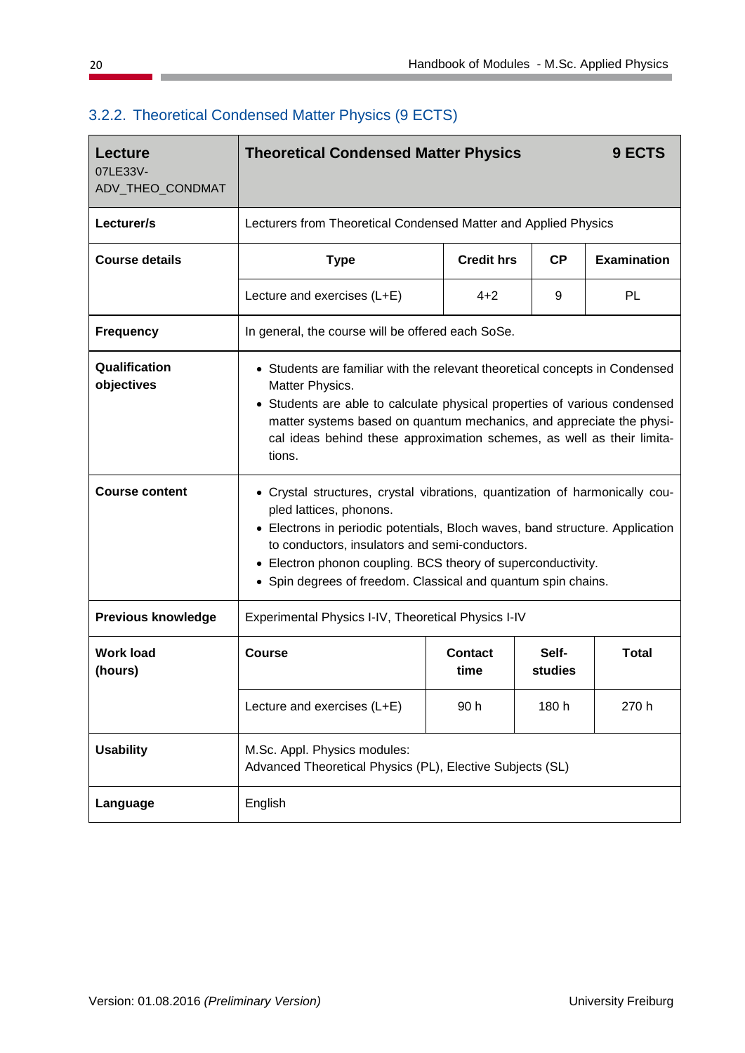### 3.2.2. Theoretical Condensed Matter Physics (9 ECTS)

| **Lecture** 07LE33V-ADV_THEO_CONDMAT | **Theoretical Condensed Matter Physics** | | | **9 ECTS** |
|---|---|---|---|---|
| **Lecturer/s** | Lecturers from Theoretical Condensed Matter and Applied Physics | | | |
| **Course details** | **Type** | **Credit hrs** | **CP** | **Examination** |
| | Lecture and exercises (L+E) | 4+2 | 9 | PL |
| **Frequency** | In general, the course will be offered each SoSe. | | | |
| **Qualification objectives** | • Students are familiar with the relevant theoretical concepts in Condensed Matter Physics.<br>• Students are able to calculate physical properties of various condensed matter systems based on quantum mechanics, and appreciate the physical ideas behind these approximation schemes, as well as their limitations. | | | |
| **Course content** | • Crystal structures, crystal vibrations, quantization of harmonically coupled lattices, phonons.<br>• Electrons in periodic potentials, Bloch waves, band structure. Application to conductors, insulators and semi-conductors.<br>• Electron phonon coupling. BCS theory of superconductivity.<br>• Spin degrees of freedom. Classical and quantum spin chains. | | | |
| **Previous knowledge** | Experimental Physics I-IV, Theoretical Physics I-IV | | | |
| **Work load (hours)** | **Course** | **Contact time** | **Self-studies** | **Total** |
| | Lecture and exercises (L+E) | 90 h | 180 h | 270 h |
| **Usability** | M.Sc. Appl. Physics modules:<br>Advanced Theoretical Physics (PL), Elective Subjects (SL) | | | |
| **Language** | English | | | |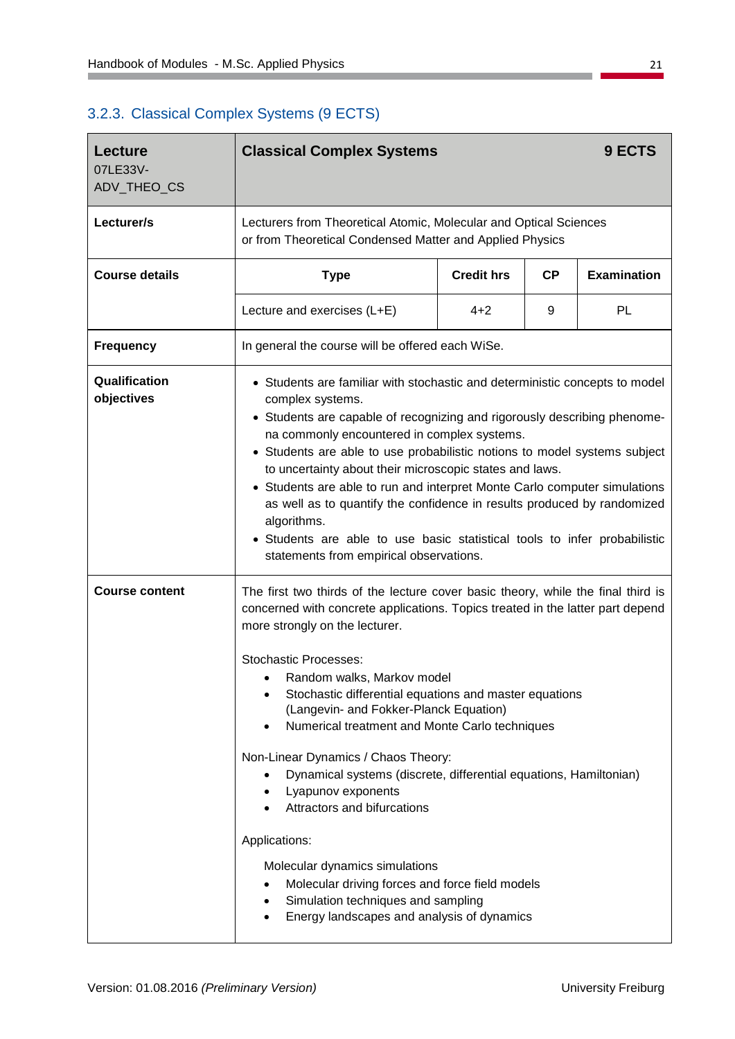### 3.2.3. Classical Complex Systems (9 ECTS)

| **Lecture** 07LE33V-ADV_THEO_CS | **Classical Complex Systems** | | | **9 ECTS** |
|---|---|---|---|---|
| **Lecturer/s** | Lecturers from Theoretical Atomic, Molecular and Optical Sciences or from Theoretical Condensed Matter and Applied Physics | | | |
| **Course details** | **Type** | **Credit hrs** | **CP** | **Examination** |
| | Lecture and exercises (L+E) | 4+2 | 9 | PL |
| **Frequency** | In general the course will be offered each WiSe. | | | |
| **Qualification objectives** | • Students are familiar with stochastic and deterministic concepts to model complex systems.<br>• Students are capable of recognizing and rigorously describing phenomena commonly encountered in complex systems.<br>• Students are able to use probabilistic notions to model systems subject to uncertainty about their microscopic states and laws.<br>• Students are able to run and interpret Monte Carlo computer simulations as well as to quantify the confidence in results produced by randomized algorithms.<br>• Students are able to use basic statistical tools to infer probabilistic statements from empirical observations. | | | |
| **Course content** | The first two thirds of the lecture cover basic theory, while the final third is concerned with concrete applications. Topics treated in the latter part depend more strongly on the lecturer.<br><br>Stochastic Processes:<br>• Random walks, Markov model<br>• Stochastic differential equations and master equations (Langevin- and Fokker-Planck Equation)<br>• Numerical treatment and Monte Carlo techniques<br><br>Non-Linear Dynamics / Chaos Theory:<br>• Dynamical systems (discrete, differential equations, Hamiltonian)<br>• Lyapunov exponents<br>• Attractors and bifurcations<br><br>Applications:<br><br>Molecular dynamics simulations<br>• Molecular driving forces and force field models<br>• Simulation techniques and sampling<br>• Energy landscapes and analysis of dynamics | | | |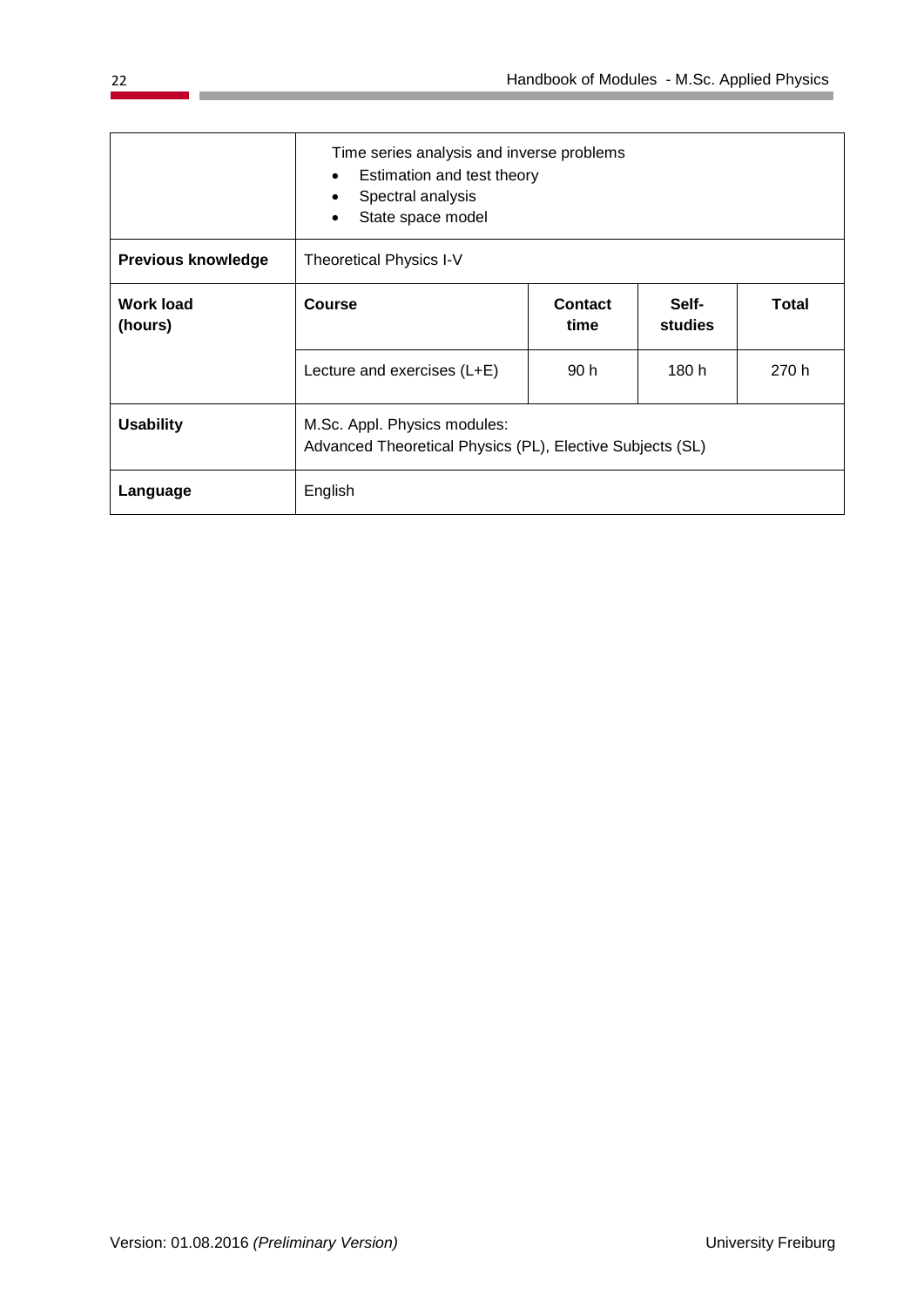| | | | | |
|---|---|---|---|---|
| | Time series analysis and inverse problems<br>• Estimation and test theory<br>• Spectral analysis<br>• State space model | | | |
| **Previous knowledge** | Theoretical Physics I-V | | | |
| **Work load (hours)** | **Course** | **Contact time** | **Self-studies** | **Total** |
| | Lecture and exercises (L+E) | 90 h | 180 h | 270 h |
| **Usability** | M.Sc. Appl. Physics modules:<br>Advanced Theoretical Physics (PL), Elective Subjects (SL) | | | |
| **Language** | English | | | |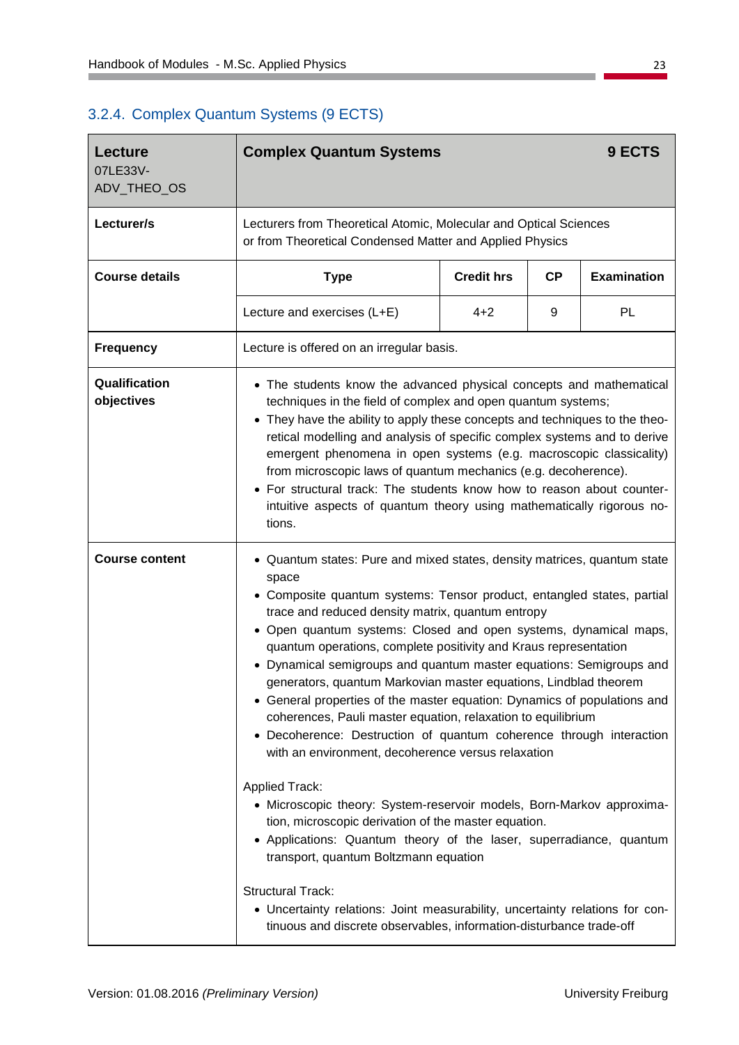### 3.2.4. Complex Quantum Systems (9 ECTS)

| **Lecture**<br>07LE33V-<br>ADV_THEO_OS | **Complex Quantum Systems** | | | **9 ECTS** |
|---|---|---|---|---|
| **Lecturer/s** | Lecturers from Theoretical Atomic, Molecular and Optical Sciences or from Theoretical Condensed Matter and Applied Physics | | | |
| **Course details** | **Type** | **Credit hrs** | **CP** | **Examination** |
| | Lecture and exercises (L+E) | 4+2 | 9 | PL |
| **Frequency** | Lecture is offered on an irregular basis. | | | |
| **Qualification objectives** | • The students know the advanced physical concepts and mathematical techniques in the field of complex and open quantum systems;<br>• They have the ability to apply these concepts and techniques to the theoretical modelling and analysis of specific complex systems and to derive emergent phenomena in open systems (e.g. macroscopic classicality) from microscopic laws of quantum mechanics (e.g. decoherence).<br>• For structural track: The students know how to reason about counter-intuitive aspects of quantum theory using mathematically rigorous notions. | | | |
| **Course content** | • Quantum states: Pure and mixed states, density matrices, quantum state space<br>• Composite quantum systems: Tensor product, entangled states, partial trace and reduced density matrix, quantum entropy<br>• Open quantum systems: Closed and open systems, dynamical maps, quantum operations, complete positivity and Kraus representation<br>• Dynamical semigroups and quantum master equations: Semigroups and generators, quantum Markovian master equations, Lindblad theorem<br>• General properties of the master equation: Dynamics of populations and coherences, Pauli master equation, relaxation to equilibrium<br>• Decoherence: Destruction of quantum coherence through interaction with an environment, decoherence versus relaxation<br><br>Applied Track:<br>• Microscopic theory: System-reservoir models, Born-Markov approximation, microscopic derivation of the master equation.<br>• Applications: Quantum theory of the laser, superradiance, quantum transport, quantum Boltzmann equation<br><br>Structural Track:<br>• Uncertainty relations: Joint measurability, uncertainty relations for continuous and discrete observables, information-disturbance trade-off | | | |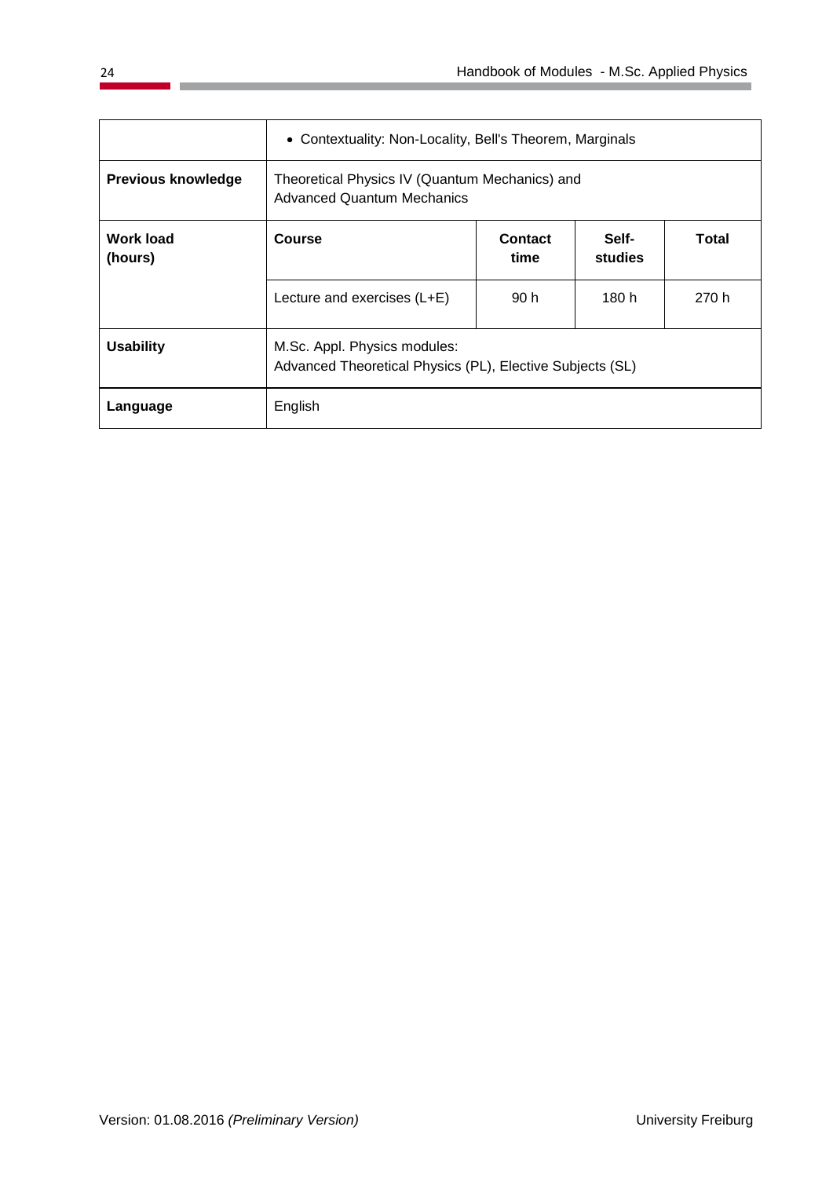|  | • Contextuality: Non-Locality, Bell's Theorem, Marginals | | | |
|---|---|---|---|---|
| **Previous knowledge** | Theoretical Physics IV (Quantum Mechanics) and Advanced Quantum Mechanics | | | |
| **Work load (hours)** | **Course** | **Contact time** | **Self-studies** | **Total** |
|  | Lecture and exercises (L+E) | 90 h | 180 h | 270 h |
| **Usability** | M.Sc. Appl. Physics modules: Advanced Theoretical Physics (PL), Elective Subjects (SL) | | | |
| **Language** | English | | | |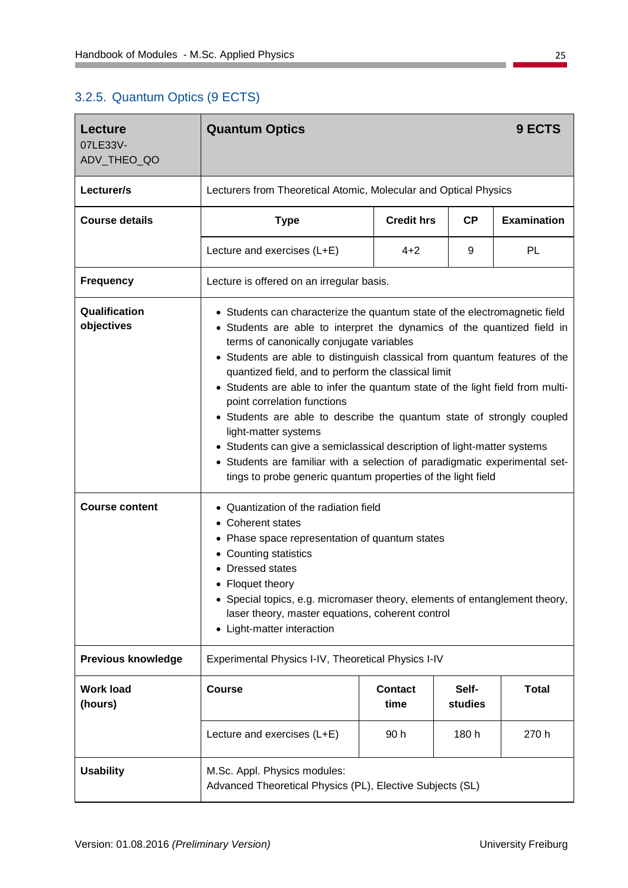### 3.2.5. Quantum Optics (9 ECTS)

| **Lecture** 07LE33V-ADV_THEO_QO | **Quantum Optics** | | | **9 ECTS** |
|---|---|---|---|---|
| **Lecturer/s** | Lecturers from Theoretical Atomic, Molecular and Optical Physics | | | |
| **Course details** | **Type** | **Credit hrs** | **CP** | **Examination** |
| | Lecture and exercises (L+E) | 4+2 | 9 | PL |
| **Frequency** | Lecture is offered on an irregular basis. | | | |
| **Qualification objectives** | • Students can characterize the quantum state of the electromagnetic field<br>• Students are able to interpret the dynamics of the quantized field in terms of canonically conjugate variables<br>• Students are able to distinguish classical from quantum features of the quantized field, and to perform the classical limit<br>• Students are able to infer the quantum state of the light field from multi-point correlation functions<br>• Students are able to describe the quantum state of strongly coupled light-matter systems<br>• Students can give a semiclassical description of light-matter systems<br>• Students are familiar with a selection of paradigmatic experimental set-tings to probe generic quantum properties of the light field | | | |
| **Course content** | • Quantization of the radiation field<br>• Coherent states<br>• Phase space representation of quantum states<br>• Counting statistics<br>• Dressed states<br>• Floquet theory<br>• Special topics, e.g. micromaser theory, elements of entanglement theory, laser theory, master equations, coherent control<br>• Light-matter interaction | | | |
| **Previous knowledge** | Experimental Physics I-IV, Theoretical Physics I-IV | | | |
| **Work load (hours)** | **Course** | **Contact time** | **Self-studies** | **Total** |
| | Lecture and exercises (L+E) | 90 h | 180 h | 270 h |
| **Usability** | M.Sc. Appl. Physics modules:<br>Advanced Theoretical Physics (PL), Elective Subjects (SL) | | | |

Version: 01.08.2016 *(Preliminary Version)* University Freiburg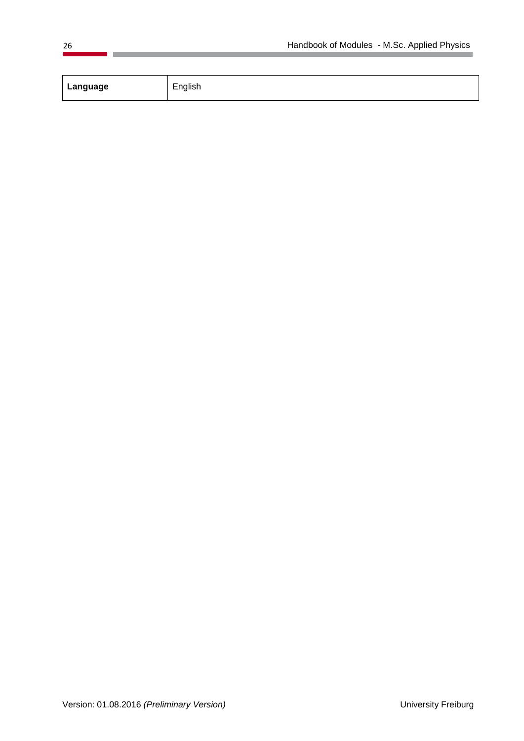| **Language** | English |
|---|---|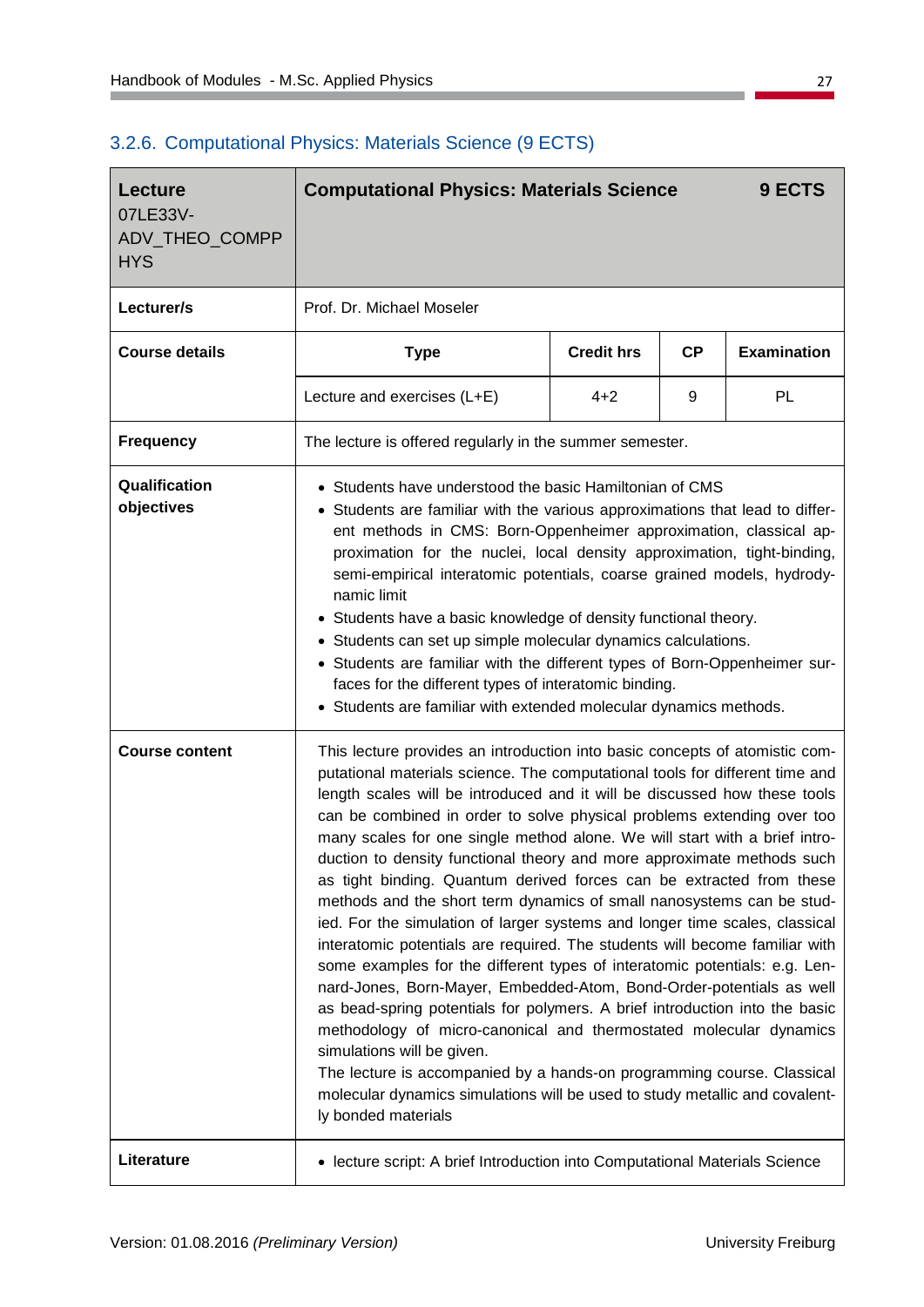### 3.2.6. Computational Physics: Materials Science (9 ECTS)

| **Lecture** 07LE33V-ADV_THEO_COMPPHYS | **Computational Physics: Materials Science** | | | **9 ECTS** |
|---|---|---|---|---|
| **Lecturer/s** | Prof. Dr. Michael Moseler | | | |
| **Course details** | **Type** | **Credit hrs** | **CP** | **Examination** |
| | Lecture and exercises (L+E) | 4+2 | 9 | PL |
| **Frequency** | The lecture is offered regularly in the summer semester. | | | |
| **Qualification objectives** | • Students have understood the basic Hamiltonian of CMS<br>• Students are familiar with the various approximations that lead to different methods in CMS: Born-Oppenheimer approximation, classical approximation for the nuclei, local density approximation, tight-binding, semi-empirical interatomic potentials, coarse grained models, hydrodynamic limit<br>• Students have a basic knowledge of density functional theory.<br>• Students can set up simple molecular dynamics calculations.<br>• Students are familiar with the different types of Born-Oppenheimer surfaces for the different types of interatomic binding.<br>• Students are familiar with extended molecular dynamics methods. | | | |
| **Course content** | This lecture provides an introduction into basic concepts of atomistic computational materials science. The computational tools for different time and length scales will be introduced and it will be discussed how these tools can be combined in order to solve physical problems extending over too many scales for one single method alone. We will start with a brief introduction to density functional theory and more approximate methods such as tight binding. Quantum derived forces can be extracted from these methods and the short term dynamics of small nanosystems can be studied. For the simulation of larger systems and longer time scales, classical interatomic potentials are required. The students will become familiar with some examples for the different types of interatomic potentials: e.g. Lennard-Jones, Born-Mayer, Embedded-Atom, Bond-Order-potentials as well as bead-spring potentials for polymers. A brief introduction into the basic methodology of micro-canonical and thermostated molecular dynamics simulations will be given.<br>The lecture is accompanied by a hands-on programming course. Classical molecular dynamics simulations will be used to study metallic and covalently bonded materials | | | |
| **Literature** | • lecture script: A brief Introduction into Computational Materials Science | | | |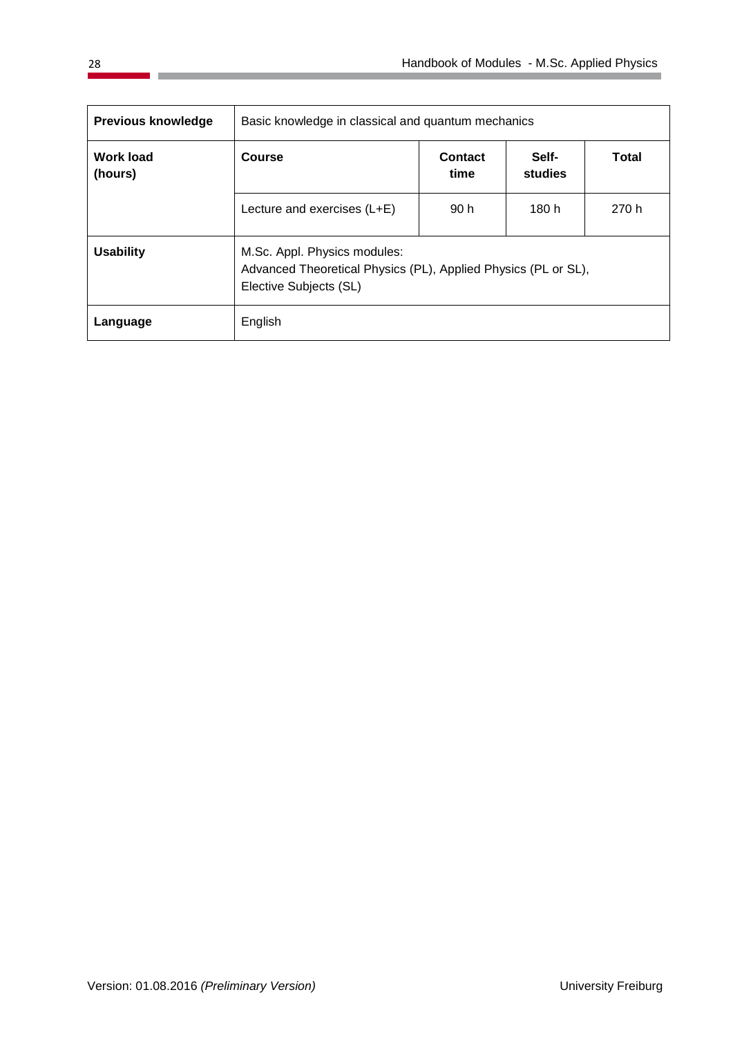| **Previous knowledge** | Basic knowledge in classical and quantum mechanics | | | |
|---|---|---|---|---|
| **Work load (hours)** | **Course** | **Contact time** | **Self-studies** | **Total** |
| | Lecture and exercises (L+E) | 90 h | 180 h | 270 h |
| **Usability** | M.Sc. Appl. Physics modules:<br>Advanced Theoretical Physics (PL), Applied Physics (PL or SL), Elective Subjects (SL) | | | |
| **Language** | English | | | |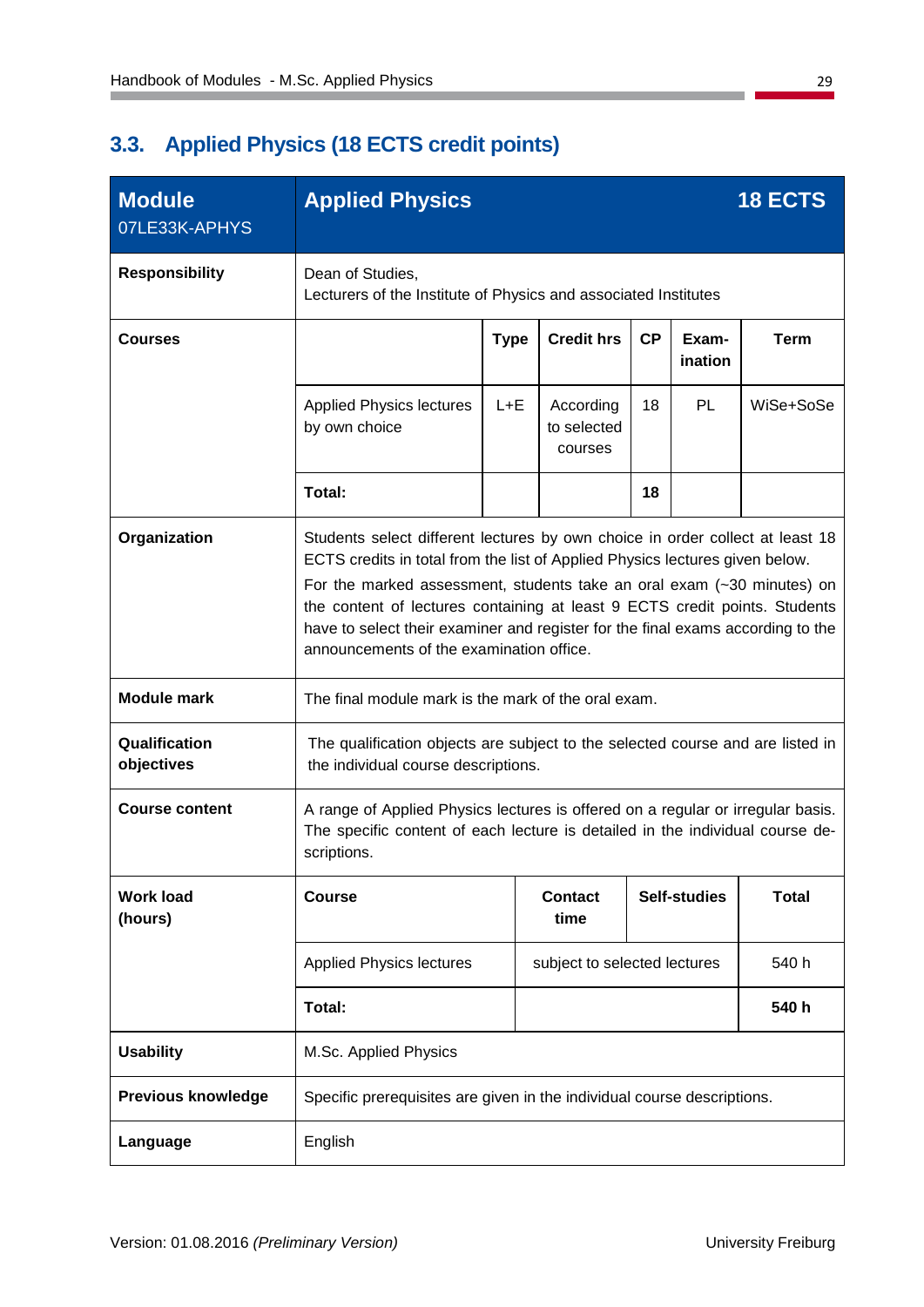## 3.3. Applied Physics (18 ECTS credit points)

| **Module** 07LE33K-APHYS | **Applied Physics** | | | | | **18 ECTS** |
|---|---|---|---|---|---|---|
| **Responsibility** | Dean of Studies, Lecturers of the Institute of Physics and associated Institutes | | | | | |
| **Courses** | | **Type** | **Credit hrs** | **CP** | **Exam-ination** | **Term** |
| | Applied Physics lectures by own choice | L+E | According to selected courses | 18 | PL | WiSe+SoSe |
| | **Total:** | | | **18** | | |
| **Organization** | Students select different lectures by own choice in order collect at least 18 ECTS credits in total from the list of Applied Physics lectures given below. For the marked assessment, students take an oral exam (~30 minutes) on the content of lectures containing at least 9 ECTS credit points. Students have to select their examiner and register for the final exams according to the announcements of the examination office. | | | | | |
| **Module mark** | The final module mark is the mark of the oral exam. | | | | | |
| **Qualification objectives** | The qualification objects are subject to the selected course and are listed in the individual course descriptions. | | | | | |
| **Course content** | A range of Applied Physics lectures is offered on a regular or irregular basis. The specific content of each lecture is detailed in the individual course descriptions. | | | | | |

| **Work load (hours)** | **Course** | **Contact time** | **Self-studies** | **Total** |
|---|---|---|---|---|
| | Applied Physics lectures | subject to selected lectures | | 540 h |
| | **Total:** | | | **540 h** |

| | |
|---|---|
| **Usability** | M.Sc. Applied Physics |
| **Previous knowledge** | Specific prerequisites are given in the individual course descriptions. |
| **Language** | English |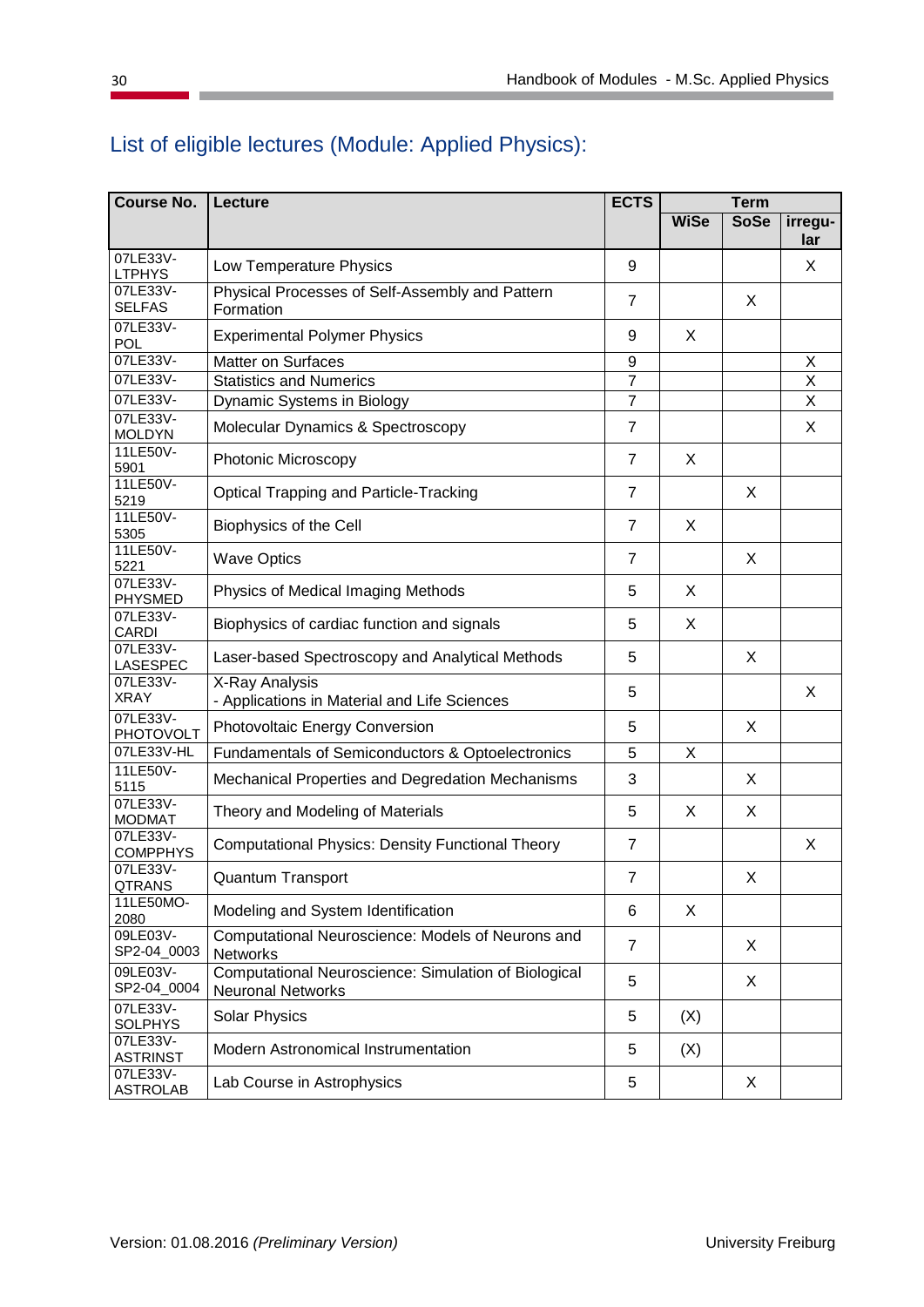## List of eligible lectures (Module: Applied Physics):

| Course No. | Lecture | ECTS | Term | | |
|---|---|---|---|---|---|
| | | | WiSe | SoSe | irregu-lar |
| 07LE33V-LTPHYS | Low Temperature Physics | 9 | | | X |
| 07LE33V-SELFAS | Physical Processes of Self-Assembly and Pattern Formation | 7 | | X | |
| 07LE33V-POL | Experimental Polymer Physics | 9 | X | | |
| 07LE33V- | Matter on Surfaces | 9 | | | X |
| 07LE33V- | Statistics and Numerics | 7 | | | X |
| 07LE33V- | Dynamic Systems in Biology | 7 | | | X |
| 07LE33V-MOLDYN | Molecular Dynamics & Spectroscopy | 7 | | | X |
| 11LE50V-5901 | Photonic Microscopy | 7 | X | | |
| 11LE50V-5219 | Optical Trapping and Particle-Tracking | 7 | | X | |
| 11LE50V-5305 | Biophysics of the Cell | 7 | X | | |
| 11LE50V-5221 | Wave Optics | 7 | | X | |
| 07LE33V-PHYSMED | Physics of Medical Imaging Methods | 5 | X | | |
| 07LE33V-CARDI | Biophysics of cardiac function and signals | 5 | X | | |
| 07LE33V-LASESPEC | Laser-based Spectroscopy and Analytical Methods | 5 | | X | |
| 07LE33V-XRAY | X-Ray Analysis - Applications in Material and Life Sciences | 5 | | | X |
| 07LE33V-PHOTOVOLT | Photovoltaic Energy Conversion | 5 | | X | |
| 07LE33V-HL | Fundamentals of Semiconductors & Optoelectronics | 5 | X | | |
| 11LE50V-5115 | Mechanical Properties and Degredation Mechanisms | 3 | | X | |
| 07LE33V-MODMAT | Theory and Modeling of Materials | 5 | X | X | |
| 07LE33V-COMPPHYS | Computational Physics: Density Functional Theory | 7 | | | X |
| 07LE33V-QTRANS | Quantum Transport | 7 | | X | |
| 11LE50MO-2080 | Modeling and System Identification | 6 | X | | |
| 09LE03V-SP2-04_0003 | Computational Neuroscience: Models of Neurons and Networks | 7 | | X | |
| 09LE03V-SP2-04_0004 | Computational Neuroscience: Simulation of Biological Neuronal Networks | 5 | | X | |
| 07LE33V-SOLPHYS | Solar Physics | 5 | (X) | | |
| 07LE33V-ASTRINST | Modern Astronomical Instrumentation | 5 | (X) | | |
| 07LE33V-ASTROLAB | Lab Course in Astrophysics | 5 | | X | |

Version: 01.08.2016 *(Preliminary Version)*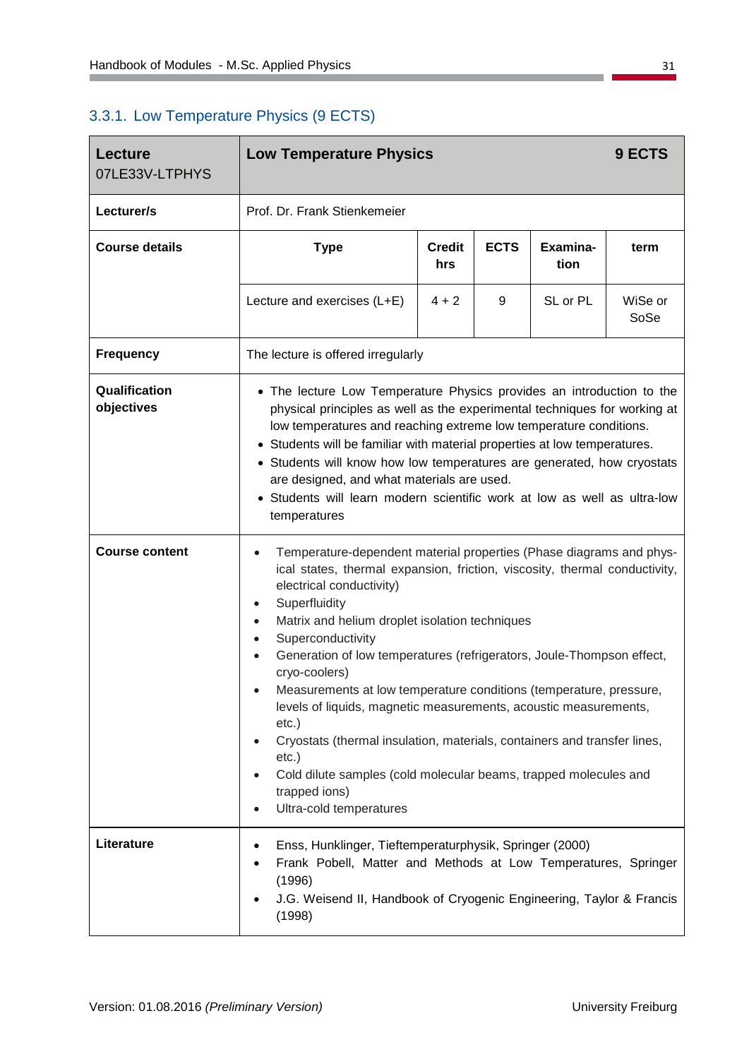### 3.3.1. Low Temperature Physics (9 ECTS)

| **Lecture** 07LE33V-LTPHYS | **Low Temperature Physics** | | | | **9 ECTS** |
|---|---|---|---|---|---|
| **Lecturer/s** | Prof. Dr. Frank Stienkemeier | | | | |
| **Course details** | **Type** | **Credit hrs** | **ECTS** | **Examina-tion** | **term** |
| | Lecture and exercises (L+E) | 4 + 2 | 9 | SL or PL | WiSe or SoSe |
| **Frequency** | The lecture is offered irregularly | | | | |
| **Qualification objectives** | • The lecture Low Temperature Physics provides an introduction to the physical principles as well as the experimental techniques for working at low temperatures and reaching extreme low temperature conditions.<br>• Students will be familiar with material properties at low temperatures.<br>• Students will know how low temperatures are generated, how cryostats are designed, and what materials are used.<br>• Students will learn modern scientific work at low as well as ultra-low temperatures | | | | |
| **Course content** | • Temperature-dependent material properties (Phase diagrams and physical states, thermal expansion, friction, viscosity, thermal conductivity, electrical conductivity)<br>• Superfluidity<br>• Matrix and helium droplet isolation techniques<br>• Superconductivity<br>• Generation of low temperatures (refrigerators, Joule-Thompson effect, cryo-coolers)<br>• Measurements at low temperature conditions (temperature, pressure, levels of liquids, magnetic measurements, acoustic measurements, etc.)<br>• Cryostats (thermal insulation, materials, containers and transfer lines, etc.)<br>• Cold dilute samples (cold molecular beams, trapped molecules and trapped ions)<br>• Ultra-cold temperatures | | | | |
| **Literature** | • Enss, Hunklinger, Tieftemperaturphysik, Springer (2000)<br>• Frank Pobell, Matter and Methods at Low Temperatures, Springer (1996)<br>• J.G. Weisend II, Handbook of Cryogenic Engineering, Taylor & Francis (1998) | | | | |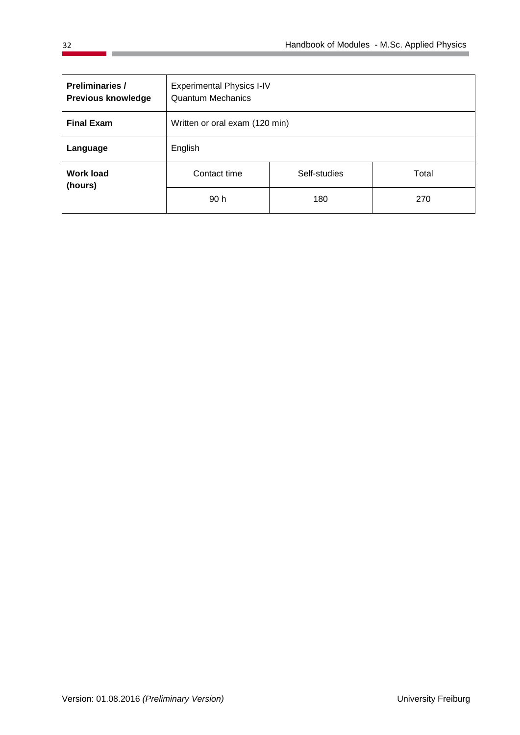| **Preliminaries / Previous knowledge** | Experimental Physics I-IV<br>Quantum Mechanics | | |
|---|---|---|---|
| **Final Exam** | Written or oral exam (120 min) | | |
| **Language** | English | | |
| **Work load (hours)** | Contact time | Self-studies | Total |
| | 90 h | 180 | 270 |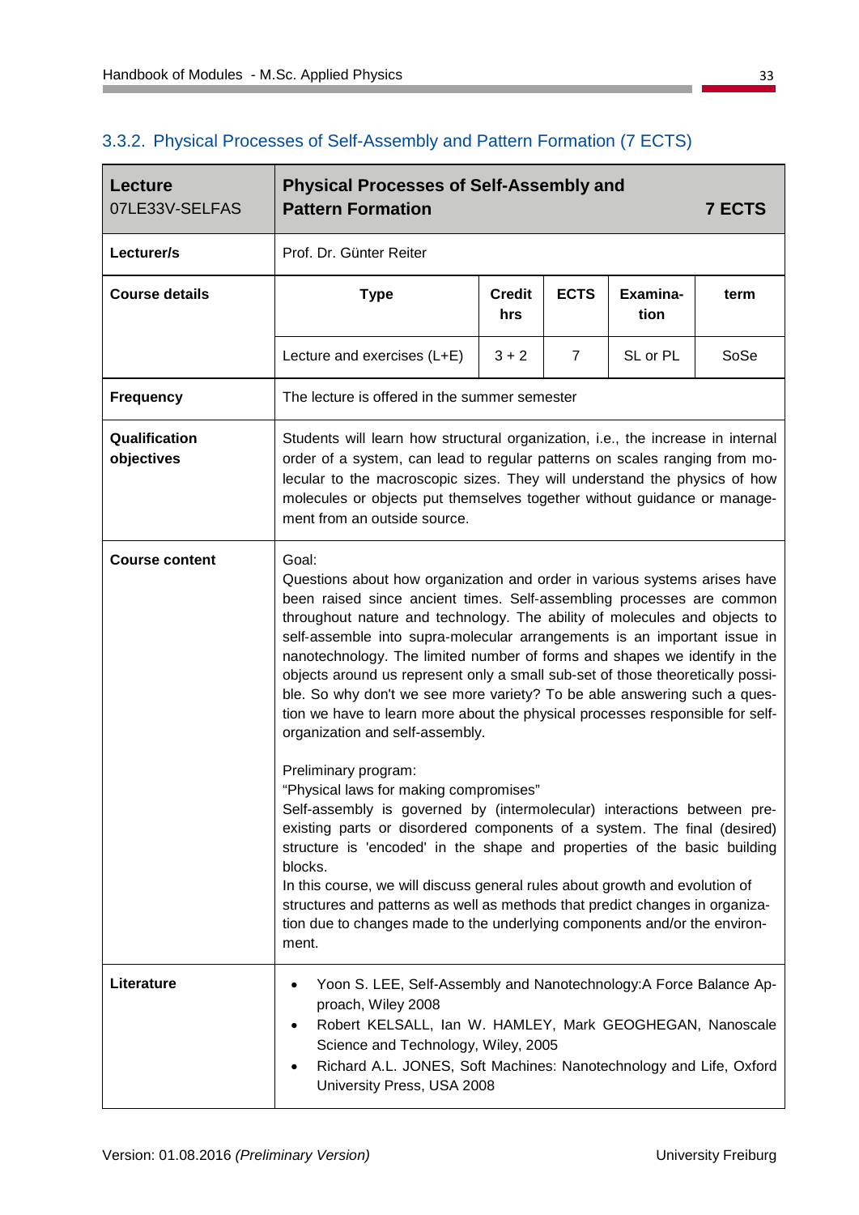### 3.3.2. Physical Processes of Self-Assembly and Pattern Formation (7 ECTS)

| **Lecture**<br>07LE33V-SELFAS | **Physical Processes of Self-Assembly and Pattern Formation** | | | | **7 ECTS** |
|---|---|---|---|---|---|
| **Lecturer/s** | Prof. Dr. Günter Reiter | | | | |
| **Course details** | **Type** | **Credit hrs** | **ECTS** | **Examination** | **term** |
| | Lecture and exercises (L+E) | 3 + 2 | 7 | SL or PL | SoSe |
| **Frequency** | The lecture is offered in the summer semester | | | | |
| **Qualification objectives** | Students will learn how structural organization, i.e., the increase in internal order of a system, can lead to regular patterns on scales ranging from molecular to the macroscopic sizes. They will understand the physics of how molecules or objects put themselves together without guidance or management from an outside source. | | | | |
| **Course content** | Goal:<br>Questions about how organization and order in various systems arises have been raised since ancient times. Self-assembling processes are common throughout nature and technology. The ability of molecules and objects to self-assemble into supra-molecular arrangements is an important issue in nanotechnology. The limited number of forms and shapes we identify in the objects around us represent only a small sub-set of those theoretically possible. So why don't we see more variety? To be able answering such a question we have to learn more about the physical processes responsible for self-organization and self-assembly.<br><br>Preliminary program:<br>"Physical laws for making compromises"<br>Self-assembly is governed by (intermolecular) interactions between pre-existing parts or disordered components of a system. The final (desired) structure is 'encoded' in the shape and properties of the basic building blocks.<br>In this course, we will discuss general rules about growth and evolution of structures and patterns as well as methods that predict changes in organization due to changes made to the underlying components and/or the environment. | | | | |
| **Literature** | • Yoon S. LEE, Self-Assembly and Nanotechnology:A Force Balance Approach, Wiley 2008<br>• Robert KELSALL, Ian W. HAMLEY, Mark GEOGHEGAN, Nanoscale Science and Technology, Wiley, 2005<br>• Richard A.L. JONES, Soft Machines: Nanotechnology and Life, Oxford University Press, USA 2008 | | | | |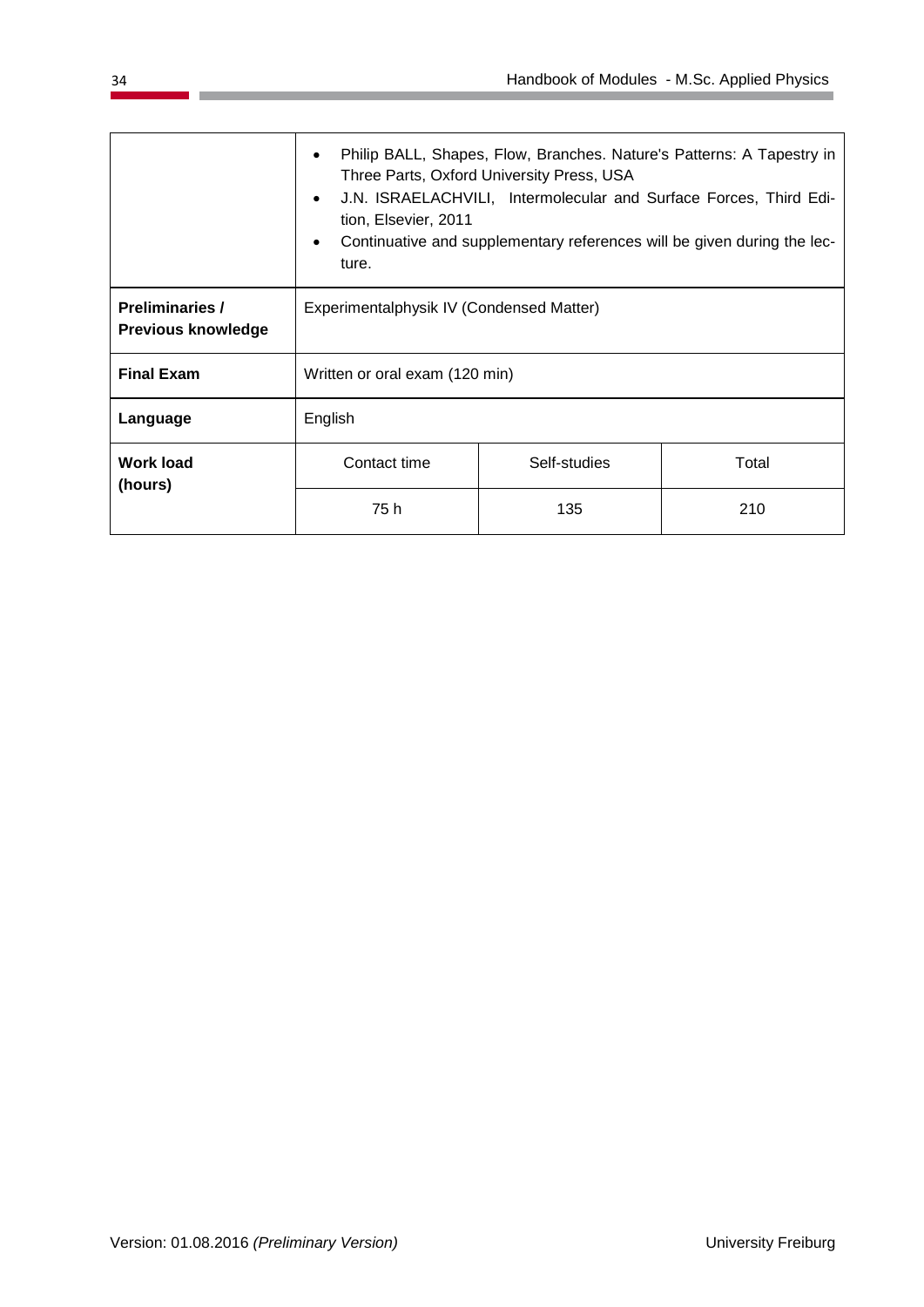| | | | |
|---|---|---|---|
| | • Philip BALL, Shapes, Flow, Branches. Nature's Patterns: A Tapestry in Three Parts, Oxford University Press, USA<br>• J.N. ISRAELACHVILI, Intermolecular and Surface Forces, Third Edition, Elsevier, 2011<br>• Continuative and supplementary references will be given during the lecture. | | |
| **Preliminaries / Previous knowledge** | Experimentalphysik IV (Condensed Matter) | | |
| **Final Exam** | Written or oral exam (120 min) | | |
| **Language** | English | | |
| **Work load (hours)** | Contact time | Self-studies | Total |
| | 75 h | 135 | 210 |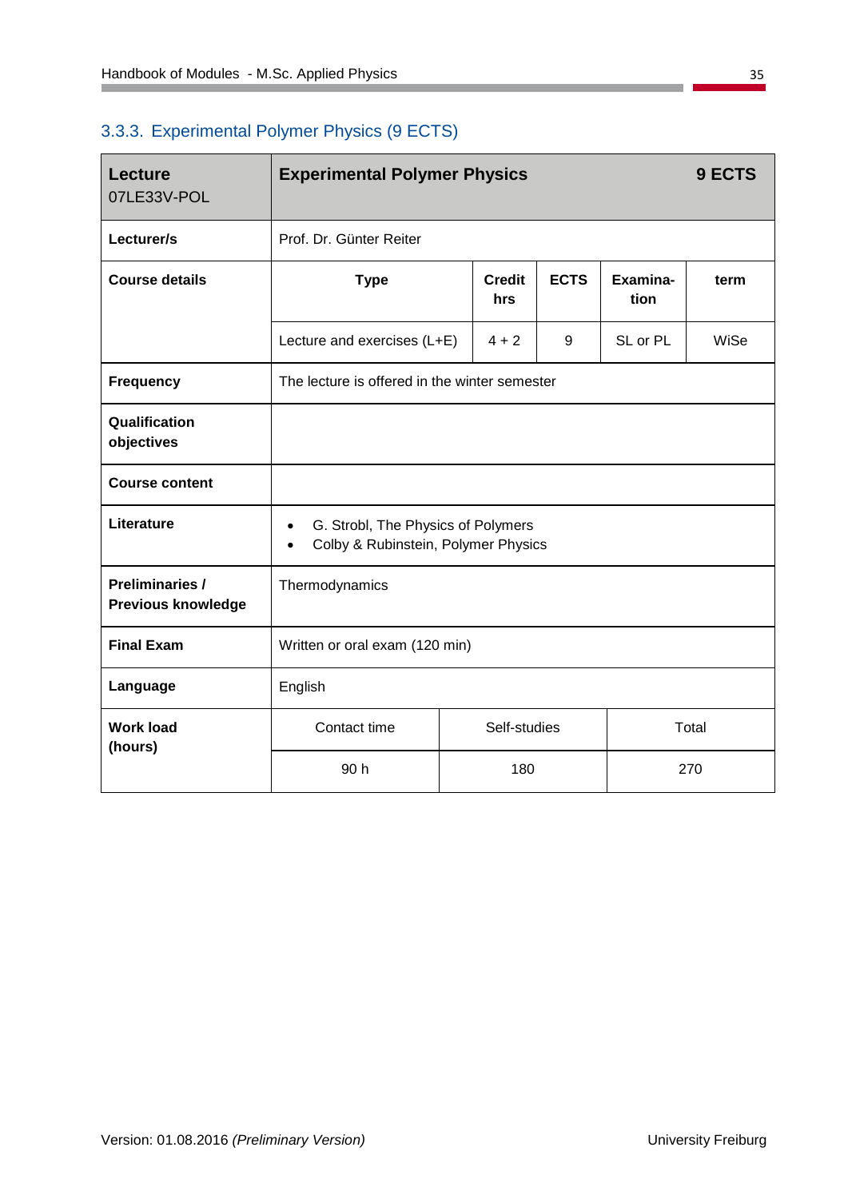### 3.3.3. Experimental Polymer Physics (9 ECTS)

| **Lecture** 07LE33V-POL | **Experimental Polymer Physics** | | | | **9 ECTS** |
|---|---|---|---|---|---|
| **Lecturer/s** | Prof. Dr. Günter Reiter | | | | |
| **Course details** | **Type** | **Credit hrs** | **ECTS** | **Examina-tion** | **term** |
| | Lecture and exercises (L+E) | 4 + 2 | 9 | SL or PL | WiSe |
| **Frequency** | The lecture is offered in the winter semester | | | | |
| **Qualification objectives** | | | | | |
| **Course content** | | | | | |
| **Literature** | • G. Strobl, The Physics of Polymers<br>• Colby & Rubinstein, Polymer Physics | | | | |
| **Preliminaries / Previous knowledge** | Thermodynamics | | | | |
| **Final Exam** | Written or oral exam (120 min) | | | | |
| **Language** | English | | | | |
| **Work load (hours)** | Contact time | Self-studies | Total | | |
| | 90 h | 180 | 270 | | |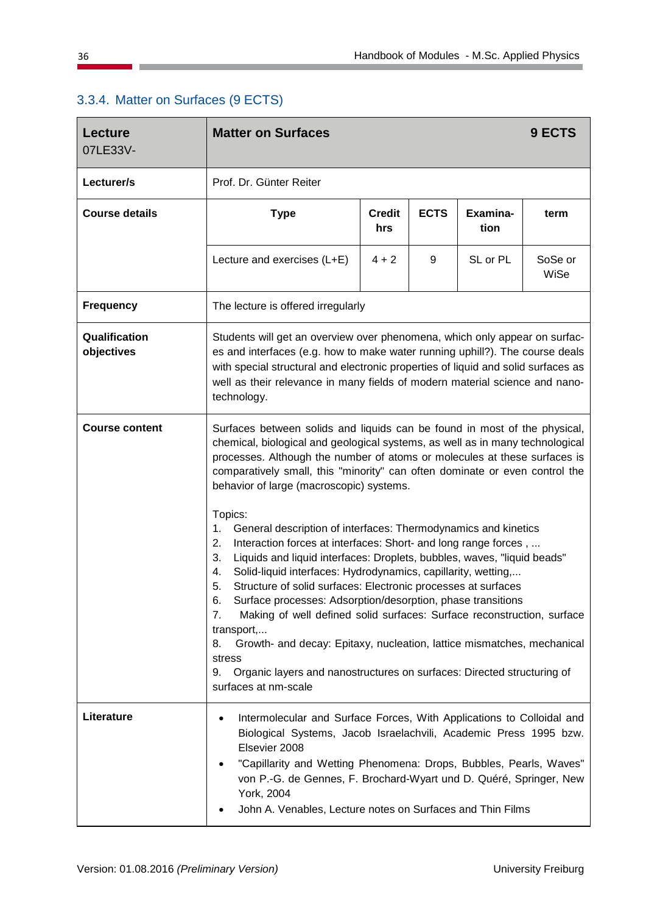### 3.3.4. Matter on Surfaces (9 ECTS)

| **Lecture** 07LE33V- | **Matter on Surfaces** | | | | **9 ECTS** |
|---|---|---|---|---|---|
| **Lecturer/s** | Prof. Dr. Günter Reiter | | | | |
| **Course details** | **Type** | **Credit hrs** | **ECTS** | **Examina-tion** | **term** |
| | Lecture and exercises (L+E) | 4 + 2 | 9 | SL or PL | SoSe or WiSe |
| **Frequency** | The lecture is offered irregularly | | | | |
| **Qualification objectives** | Students will get an overview over phenomena, which only appear on surfaces and interfaces (e.g. how to make water running uphill?). The course deals with special structural and electronic properties of liquid and solid surfaces as well as their relevance in many fields of modern material science and nanotechnology. | | | | |
| **Course content** | Surfaces between solids and liquids can be found in most of the physical, chemical, biological and geological systems, as well as in many technological processes. Although the number of atoms or molecules at these surfaces is comparatively small, this "minority" can often dominate or even control the behavior of large (macroscopic) systems.<br><br>Topics:<br>1. General description of interfaces: Thermodynamics and kinetics<br>2. Interaction forces at interfaces: Short- and long range forces , ...<br>3. Liquids and liquid interfaces: Droplets, bubbles, waves, "liquid beads"<br>4. Solid-liquid interfaces: Hydrodynamics, capillarity, wetting,...<br>5. Structure of solid surfaces: Electronic processes at surfaces<br>6. Surface processes: Adsorption/desorption, phase transitions<br>7. Making of well defined solid surfaces: Surface reconstruction, surface transport,...<br>8. Growth- and decay: Epitaxy, nucleation, lattice mismatches, mechanical stress<br>9. Organic layers and nanostructures on surfaces: Directed structuring of surfaces at nm-scale | | | | |
| **Literature** | • Intermolecular and Surface Forces, With Applications to Colloidal and Biological Systems, Jacob Israelachvili, Academic Press 1995 bzw. Elsevier 2008<br>• "Capillarity and Wetting Phenomena: Drops, Bubbles, Pearls, Waves" von P.-G. de Gennes, F. Brochard-Wyart und D. Quéré, Springer, New York, 2004<br>• John A. Venables, Lecture notes on Surfaces and Thin Films | | | | |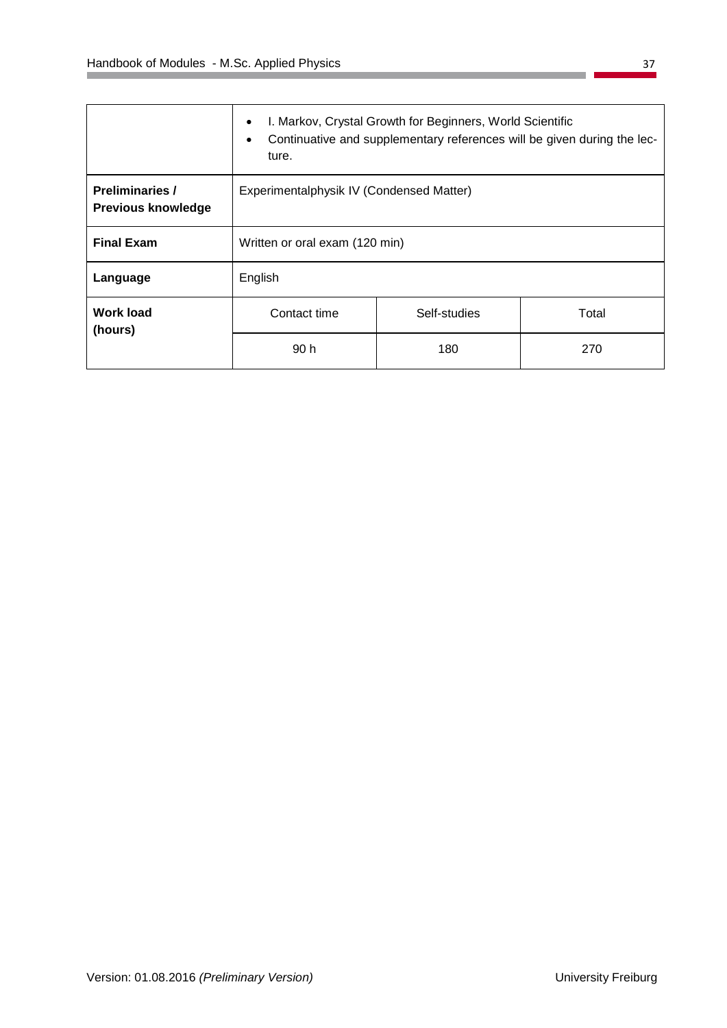|  |  |  |  |
| --- | --- | --- | --- |
|  | • I. Markov, Crystal Growth for Beginners, World Scientific<br>• Continuative and supplementary references will be given during the lecture. | | |
| **Preliminaries / Previous knowledge** | Experimentalphysik IV (Condensed Matter) | | |
| **Final Exam** | Written or oral exam (120 min) | | |
| **Language** | English | | |
| **Work load (hours)** | Contact time | Self-studies | Total |
|  | 90 h | 180 | 270 |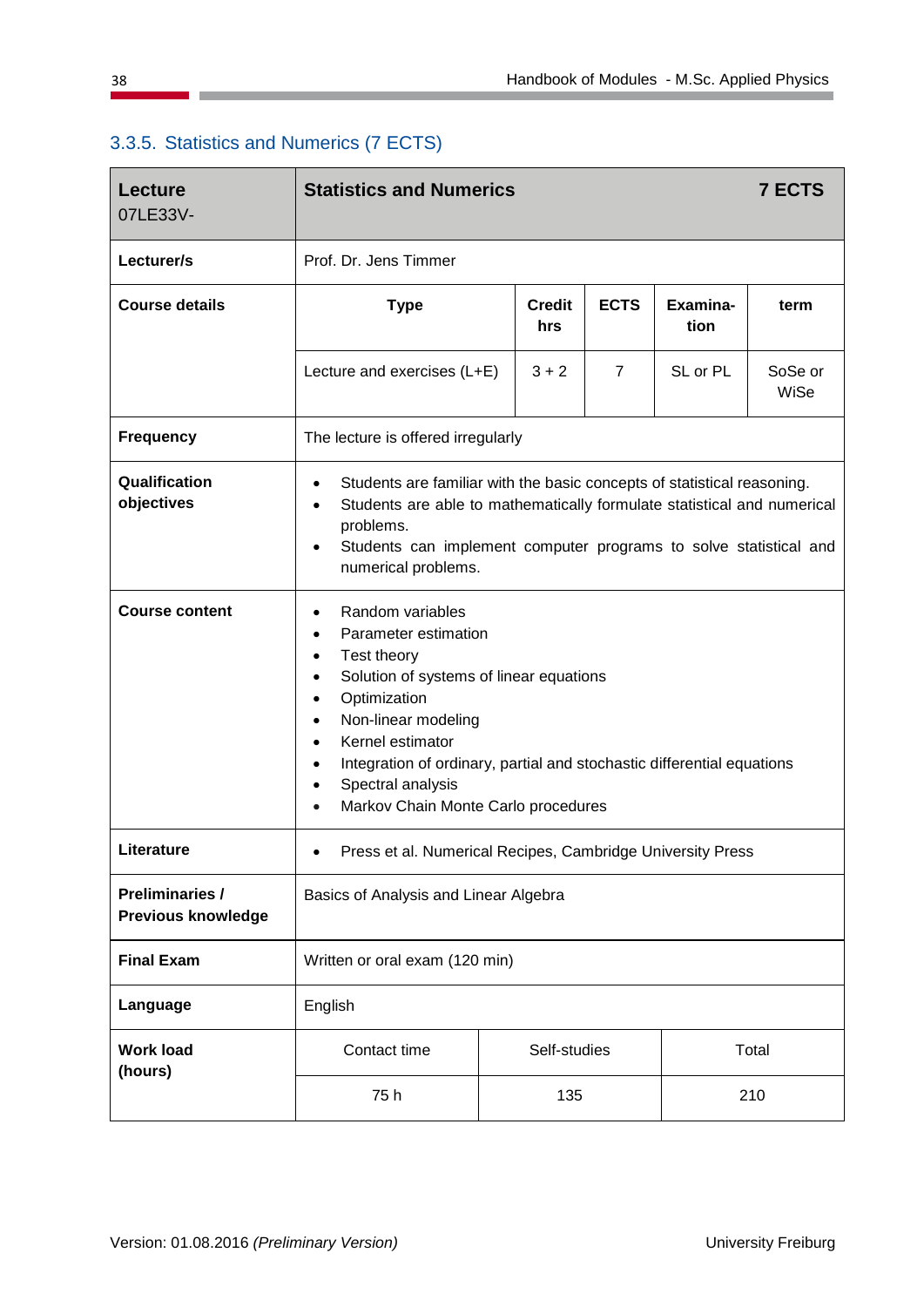### 3.3.5. Statistics and Numerics (7 ECTS)

| **Lecture** 07LE33V- | **Statistics and Numerics** | | | | **7 ECTS** |
|---|---|---|---|---|---|
| **Lecturer/s** | Prof. Dr. Jens Timmer | | | | |
| **Course details** | **Type** | **Credit hrs** | **ECTS** | **Examina-tion** | **term** |
| | Lecture and exercises (L+E) | 3 + 2 | 7 | SL or PL | SoSe or WiSe |
| **Frequency** | The lecture is offered irregularly | | | | |
| **Qualification objectives** | • Students are familiar with the basic concepts of statistical reasoning.<br>• Students are able to mathematically formulate statistical and numerical problems.<br>• Students can implement computer programs to solve statistical and numerical problems. | | | | |
| **Course content** | • Random variables<br>• Parameter estimation<br>• Test theory<br>• Solution of systems of linear equations<br>• Optimization<br>• Non-linear modeling<br>• Kernel estimator<br>• Integration of ordinary, partial and stochastic differential equations<br>• Spectral analysis<br>• Markov Chain Monte Carlo procedures | | | | |
| **Literature** | • Press et al. Numerical Recipes, Cambridge University Press | | | | |
| **Preliminaries / Previous knowledge** | Basics of Analysis and Linear Algebra | | | | |
| **Final Exam** | Written or oral exam (120 min) | | | | |
| **Language** | English | | | | |
| **Work load (hours)** | Contact time | Self-studies | Total | | |
| | 75 h | 135 | 210 | | |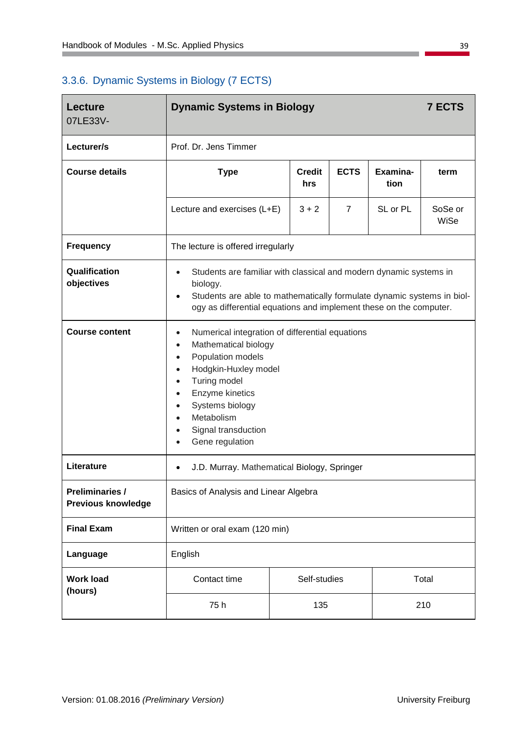### 3.3.6. Dynamic Systems in Biology (7 ECTS)

| **Lecture** 07LE33V- | **Dynamic Systems in Biology** | | | | **7 ECTS** |
|---|---|---|---|---|---|
| **Lecturer/s** | Prof. Dr. Jens Timmer | | | | |
| **Course details** | **Type** | **Credit hrs** | **ECTS** | **Examina-tion** | **term** |
| | Lecture and exercises (L+E) | 3 + 2 | 7 | SL or PL | SoSe or WiSe |
| **Frequency** | The lecture is offered irregularly | | | | |
| **Qualification objectives** | • Students are familiar with classical and modern dynamic systems in biology.<br>• Students are able to mathematically formulate dynamic systems in biology as differential equations and implement these on the computer. | | | | |
| **Course content** | • Numerical integration of differential equations<br>• Mathematical biology<br>• Population models<br>• Hodgkin-Huxley model<br>• Turing model<br>• Enzyme kinetics<br>• Systems biology<br>• Metabolism<br>• Signal transduction<br>• Gene regulation | | | | |
| **Literature** | • J.D. Murray. Mathematical Biology, Springer | | | | |
| **Preliminaries / Previous knowledge** | Basics of Analysis and Linear Algebra | | | | |
| **Final Exam** | Written or oral exam (120 min) | | | | |
| **Language** | English | | | | |
| **Work load (hours)** | Contact time | Self-studies | Total | | |
| | 75 h | 135 | 210 | | |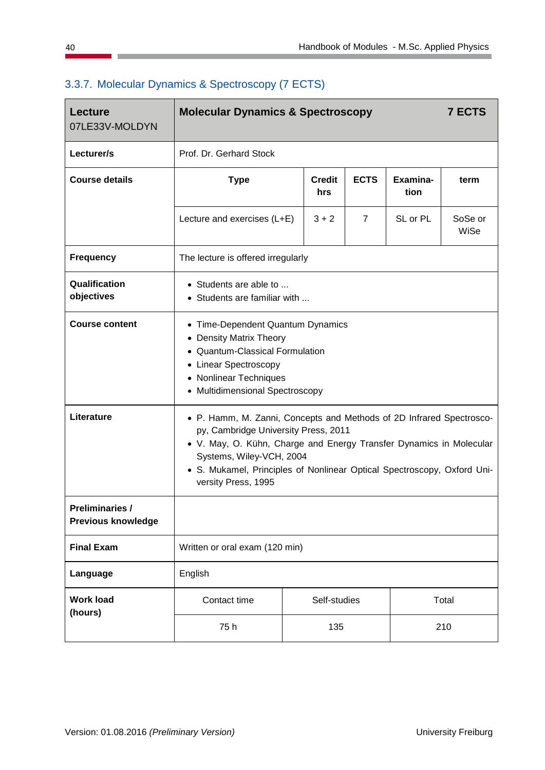### 3.3.7. Molecular Dynamics & Spectroscopy (7 ECTS)

| **Lecture** 07LE33V-MOLDYN | **Molecular Dynamics & Spectroscopy** | | | | **7 ECTS** |
|---|---|---|---|---|---|
| **Lecturer/s** | Prof. Dr. Gerhard Stock | | | | |
| **Course details** | **Type** | **Credit hrs** | **ECTS** | **Examina-tion** | **term** |
| | Lecture and exercises (L+E) | 3 + 2 | 7 | SL or PL | SoSe or WiSe |
| **Frequency** | The lecture is offered irregularly | | | | |
| **Qualification objectives** | • Students are able to ...<br>• Students are familiar with ... | | | | |
| **Course content** | • Time-Dependent Quantum Dynamics<br>• Density Matrix Theory<br>• Quantum-Classical Formulation<br>• Linear Spectroscopy<br>• Nonlinear Techniques<br>• Multidimensional Spectroscopy | | | | |
| **Literature** | • P. Hamm, M. Zanni, Concepts and Methods of 2D Infrared Spectroscopy, Cambridge University Press, 2011<br>• V. May, O. Kühn, Charge and Energy Transfer Dynamics in Molecular Systems, Wiley-VCH, 2004<br>• S. Mukamel, Principles of Nonlinear Optical Spectroscopy, Oxford University Press, 1995 | | | | |
| **Preliminaries / Previous knowledge** | | | | | |
| **Final Exam** | Written or oral exam (120 min) | | | | |
| **Language** | English | | | | |
| **Work load (hours)** | Contact time | Self-studies | Total | | |
| | 75 h | 135 | 210 | | |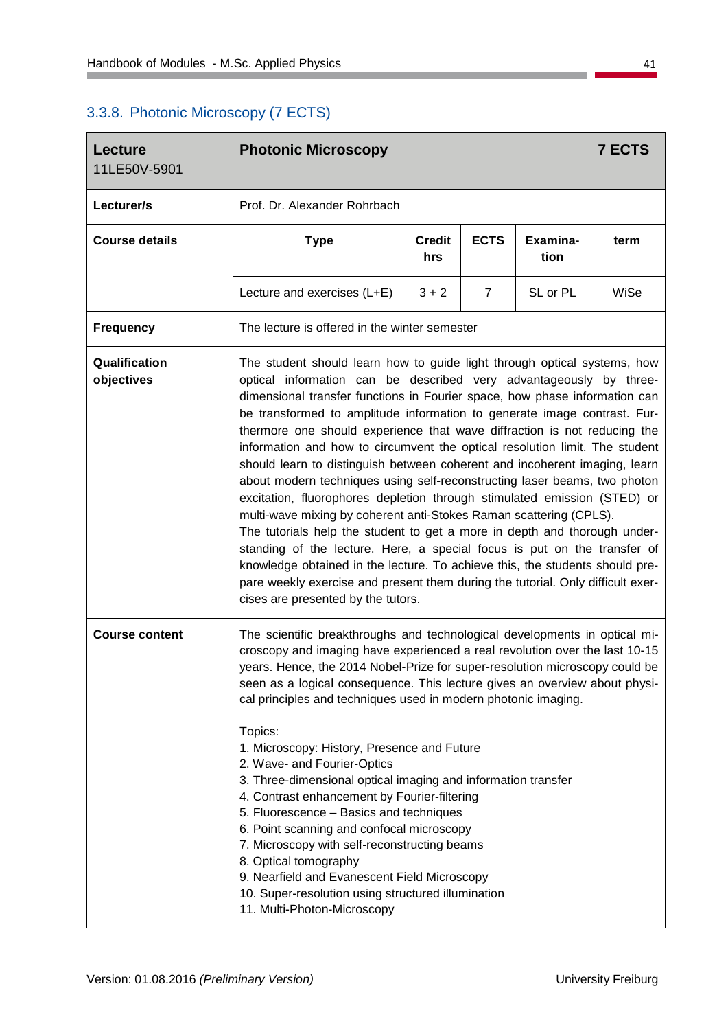### 3.3.8. Photonic Microscopy (7 ECTS)

| **Lecture** 11LE50V-5901 | **Photonic Microscopy** | | | | **7 ECTS** |
|---|---|---|---|---|---|
| **Lecturer/s** | Prof. Dr. Alexander Rohrbach | | | | |
| **Course details** | **Type** | **Credit hrs** | **ECTS** | **Examina-tion** | **term** |
| | Lecture and exercises (L+E) | 3 + 2 | 7 | SL or PL | WiSe |
| **Frequency** | The lecture is offered in the winter semester | | | | |
| **Qualification objectives** | The student should learn how to guide light through optical systems, how optical information can be described very advantageously by three-dimensional transfer functions in Fourier space, how phase information can be transformed to amplitude information to generate image contrast. Furthermore one should experience that wave diffraction is not reducing the information and how to circumvent the optical resolution limit. The student should learn to distinguish between coherent and incoherent imaging, learn about modern techniques using self-reconstructing laser beams, two photon excitation, fluorophores depletion through stimulated emission (STED) or multi-wave mixing by coherent anti-Stokes Raman scattering (CPLS).<br>The tutorials help the student to get a more in depth and thorough understanding of the lecture. Here, a special focus is put on the transfer of knowledge obtained in the lecture. To achieve this, the students should prepare weekly exercise and present them during the tutorial. Only difficult exercises are presented by the tutors. | | | | |
| **Course content** | The scientific breakthroughs and technological developments in optical microscopy and imaging have experienced a real revolution over the last 10-15 years. Hence, the 2014 Nobel-Prize for super-resolution microscopy could be seen as a logical consequence. This lecture gives an overview about physical principles and techniques used in modern photonic imaging.<br><br>Topics:<br>1. Microscopy: History, Presence and Future<br>2. Wave- and Fourier-Optics<br>3. Three-dimensional optical imaging and information transfer<br>4. Contrast enhancement by Fourier-filtering<br>5. Fluorescence – Basics and techniques<br>6. Point scanning and confocal microscopy<br>7. Microscopy with self-reconstructing beams<br>8. Optical tomography<br>9. Nearfield and Evanescent Field Microscopy<br>10. Super-resolution using structured illumination<br>11. Multi-Photon-Microscopy | | | | |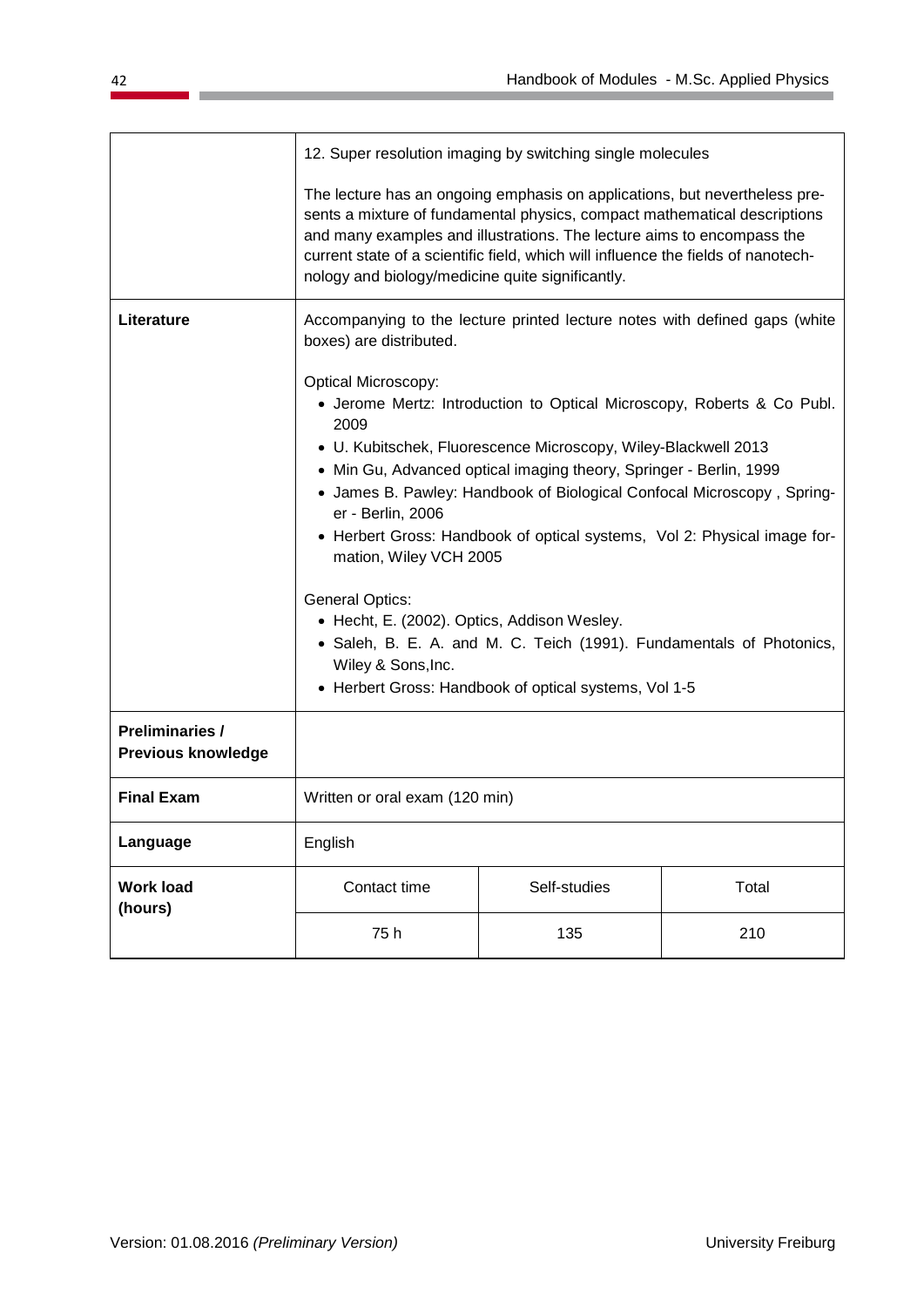| | | | |
|---|---|---|---|
| | 12. Super resolution imaging by switching single molecules<br><br>The lecture has an ongoing emphasis on applications, but nevertheless presents a mixture of fundamental physics, compact mathematical descriptions and many examples and illustrations. The lecture aims to encompass the current state of a scientific field, which will influence the fields of nanotechnology and biology/medicine quite significantly. | | |
| **Literature** | Accompanying to the lecture printed lecture notes with defined gaps (white boxes) are distributed.<br><br>Optical Microscopy:<br>• Jerome Mertz: Introduction to Optical Microscopy, Roberts & Co Publ. 2009<br>• U. Kubitschek, Fluorescence Microscopy, Wiley-Blackwell 2013<br>• Min Gu, Advanced optical imaging theory, Springer - Berlin, 1999<br>• James B. Pawley: Handbook of Biological Confocal Microscopy , Springer - Berlin, 2006<br>• Herbert Gross: Handbook of optical systems, Vol 2: Physical image formation, Wiley VCH 2005<br><br>General Optics:<br>• Hecht, E. (2002). Optics, Addison Wesley.<br>• Saleh, B. E. A. and M. C. Teich (1991). Fundamentals of Photonics, Wiley & Sons,Inc.<br>• Herbert Gross: Handbook of optical systems, Vol 1-5 | | |
| **Preliminaries / Previous knowledge** | | | |
| **Final Exam** | Written or oral exam (120 min) | | |
| **Language** | English | | |
| **Work load (hours)** | Contact time | Self-studies | Total |
| | 75 h | 135 | 210 |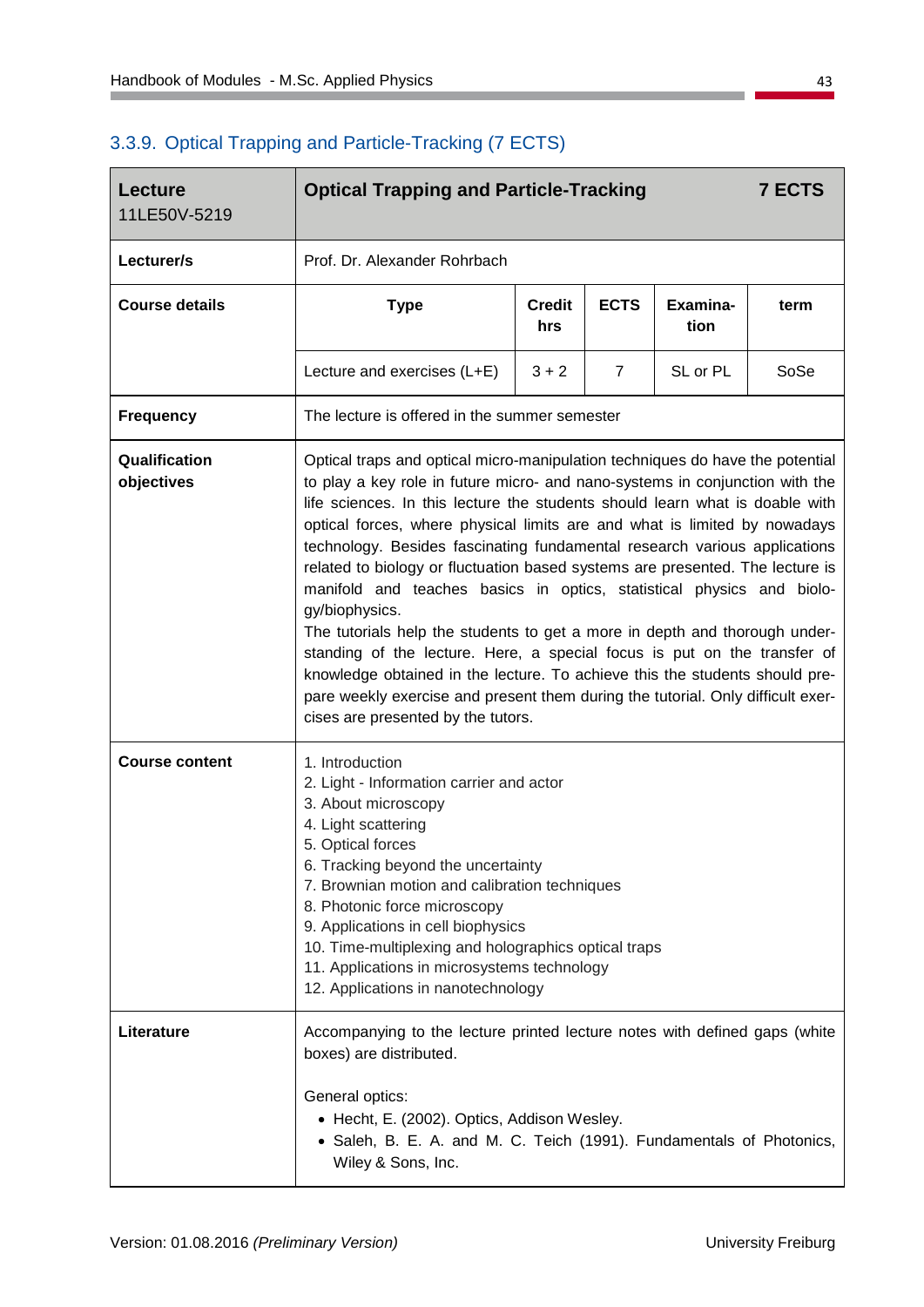### 3.3.9. Optical Trapping and Particle-Tracking (7 ECTS)

| **Lecture** 11LE50V-5219 | **Optical Trapping and Particle-Tracking** | | | | **7 ECTS** |
|---|---|---|---|---|---|
| **Lecturer/s** | Prof. Dr. Alexander Rohrbach | | | | |
| **Course details** | **Type** | **Credit hrs** | **ECTS** | **Examina-tion** | **term** |
| | Lecture and exercises (L+E) | 3 + 2 | 7 | SL or PL | SoSe |
| **Frequency** | The lecture is offered in the summer semester | | | | |
| **Qualification objectives** | Optical traps and optical micro-manipulation techniques do have the potential to play a key role in future micro- and nano-systems in conjunction with the life sciences. In this lecture the students should learn what is doable with optical forces, where physical limits are and what is limited by nowadays technology. Besides fascinating fundamental research various applications related to biology or fluctuation based systems are presented. The lecture is manifold and teaches basics in optics, statistical physics and biology/biophysics.<br>The tutorials help the students to get a more in depth and thorough understanding of the lecture. Here, a special focus is put on the transfer of knowledge obtained in the lecture. To achieve this the students should prepare weekly exercise and present them during the tutorial. Only difficult exercises are presented by the tutors. | | | | |
| **Course content** | 1. Introduction<br>2. Light - Information carrier and actor<br>3. About microscopy<br>4. Light scattering<br>5. Optical forces<br>6. Tracking beyond the uncertainty<br>7. Brownian motion and calibration techniques<br>8. Photonic force microscopy<br>9. Applications in cell biophysics<br>10. Time-multiplexing and holographics optical traps<br>11. Applications in microsystems technology<br>12. Applications in nanotechnology | | | | |
| **Literature** | Accompanying to the lecture printed lecture notes with defined gaps (white boxes) are distributed.<br><br>General optics:<br>• Hecht, E. (2002). Optics, Addison Wesley.<br>• Saleh, B. E. A. and M. C. Teich (1991). Fundamentals of Photonics, Wiley & Sons, Inc. | | | | |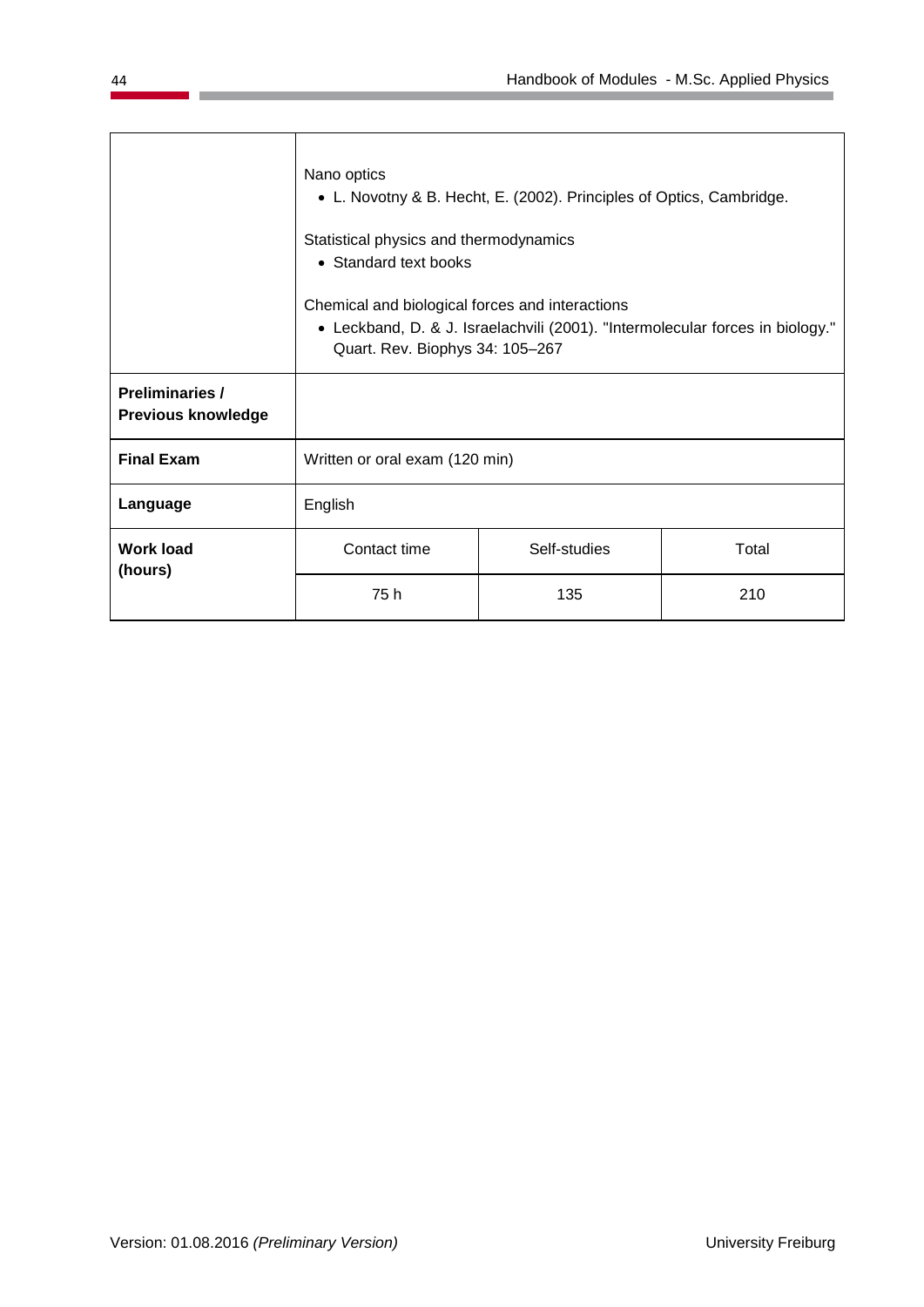| | | | |
|---|---|---|---|
| | Nano optics<br>• L. Novotny & B. Hecht, E. (2002). Principles of Optics, Cambridge.<br><br>Statistical physics and thermodynamics<br>• Standard text books<br><br>Chemical and biological forces and interactions<br>• Leckband, D. & J. Israelachvili (2001). "Intermolecular forces in biology." Quart. Rev. Biophys 34: 105–267 | | |
| **Preliminaries / Previous knowledge** | | | |
| **Final Exam** | Written or oral exam (120 min) | | |
| **Language** | English | | |
| **Work load (hours)** | Contact time | Self-studies | Total |
| | 75 h | 135 | 210 |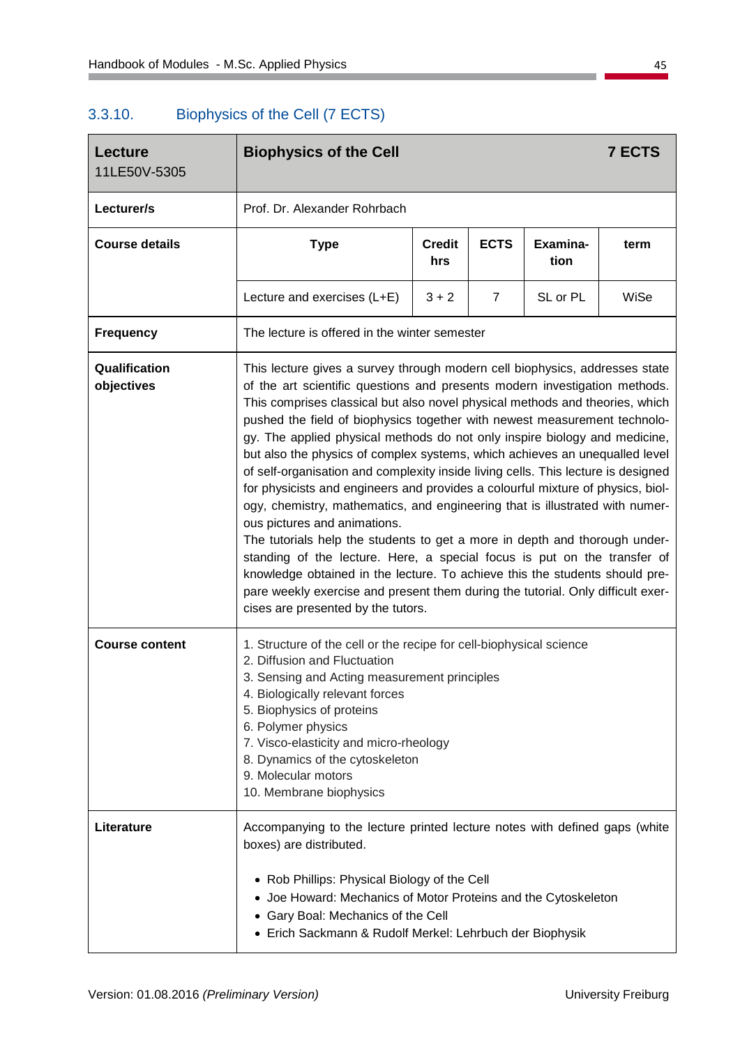### 3.3.10. Biophysics of the Cell (7 ECTS)

| **Lecture** 11LE50V-5305 | **Biophysics of the Cell** | | | | **7 ECTS** |
|---|---|---|---|---|---|
| **Lecturer/s** | Prof. Dr. Alexander Rohrbach | | | | |
| **Course details** | **Type** | **Credit hrs** | **ECTS** | **Examina-tion** | **term** |
| | Lecture and exercises (L+E) | 3 + 2 | 7 | SL or PL | WiSe |
| **Frequency** | The lecture is offered in the winter semester | | | | |
| **Qualification objectives** | This lecture gives a survey through modern cell biophysics, addresses state of the art scientific questions and presents modern investigation methods. This comprises classical but also novel physical methods and theories, which pushed the field of biophysics together with newest measurement technology. The applied physical methods do not only inspire biology and medicine, but also the physics of complex systems, which achieves an unequalled level of self-organisation and complexity inside living cells. This lecture is designed for physicists and engineers and provides a colourful mixture of physics, biology, chemistry, mathematics, and engineering that is illustrated with numerous pictures and animations.<br>The tutorials help the students to get a more in depth and thorough understanding of the lecture. Here, a special focus is put on the transfer of knowledge obtained in the lecture. To achieve this the students should prepare weekly exercise and present them during the tutorial. Only difficult exercises are presented by the tutors. | | | | |
| **Course content** | 1. Structure of the cell or the recipe for cell-biophysical science<br>2. Diffusion and Fluctuation<br>3. Sensing and Acting measurement principles<br>4. Biologically relevant forces<br>5. Biophysics of proteins<br>6. Polymer physics<br>7. Visco-elasticity and micro-rheology<br>8. Dynamics of the cytoskeleton<br>9. Molecular motors<br>10. Membrane biophysics | | | | |
| **Literature** | Accompanying to the lecture printed lecture notes with defined gaps (white boxes) are distributed.<br><br>• Rob Phillips: Physical Biology of the Cell<br>• Joe Howard: Mechanics of Motor Proteins and the Cytoskeleton<br>• Gary Boal: Mechanics of the Cell<br>• Erich Sackmann & Rudolf Merkel: Lehrbuch der Biophysik | | | | |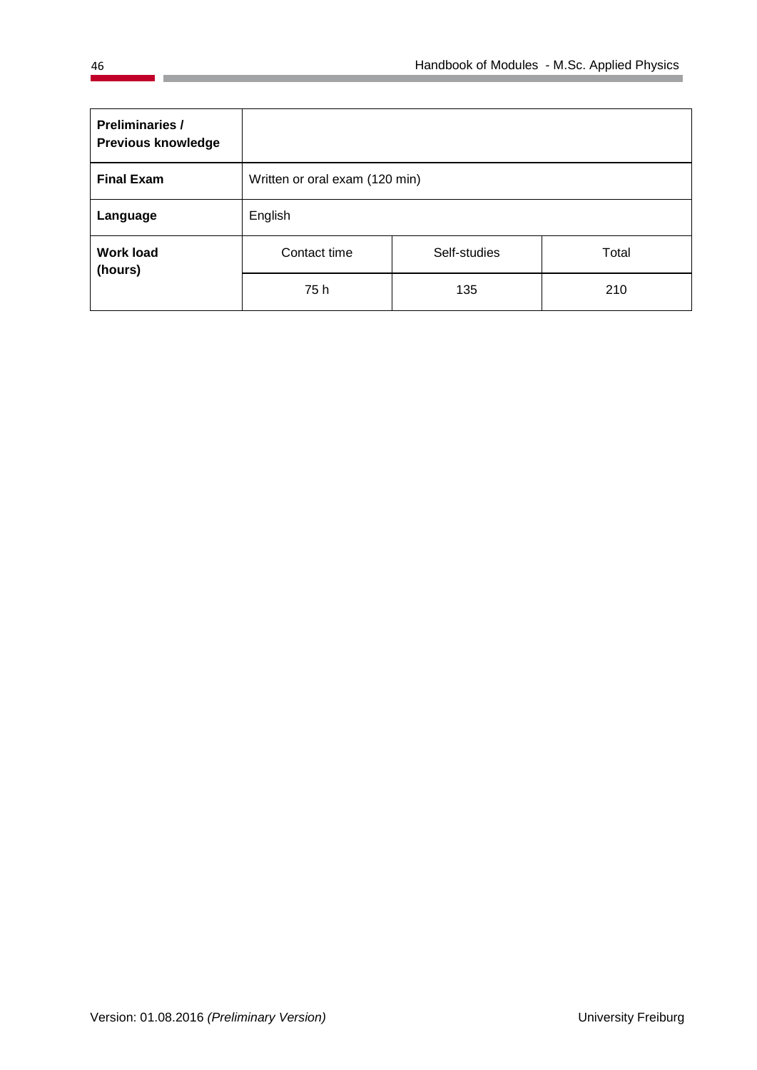| **Preliminaries / Previous knowledge** | | | |
|---|---|---|---|
| **Final Exam** | Written or oral exam (120 min) | | |
| **Language** | English | | |
| **Work load (hours)** | Contact time | Self-studies | Total |
| | 75 h | 135 | 210 |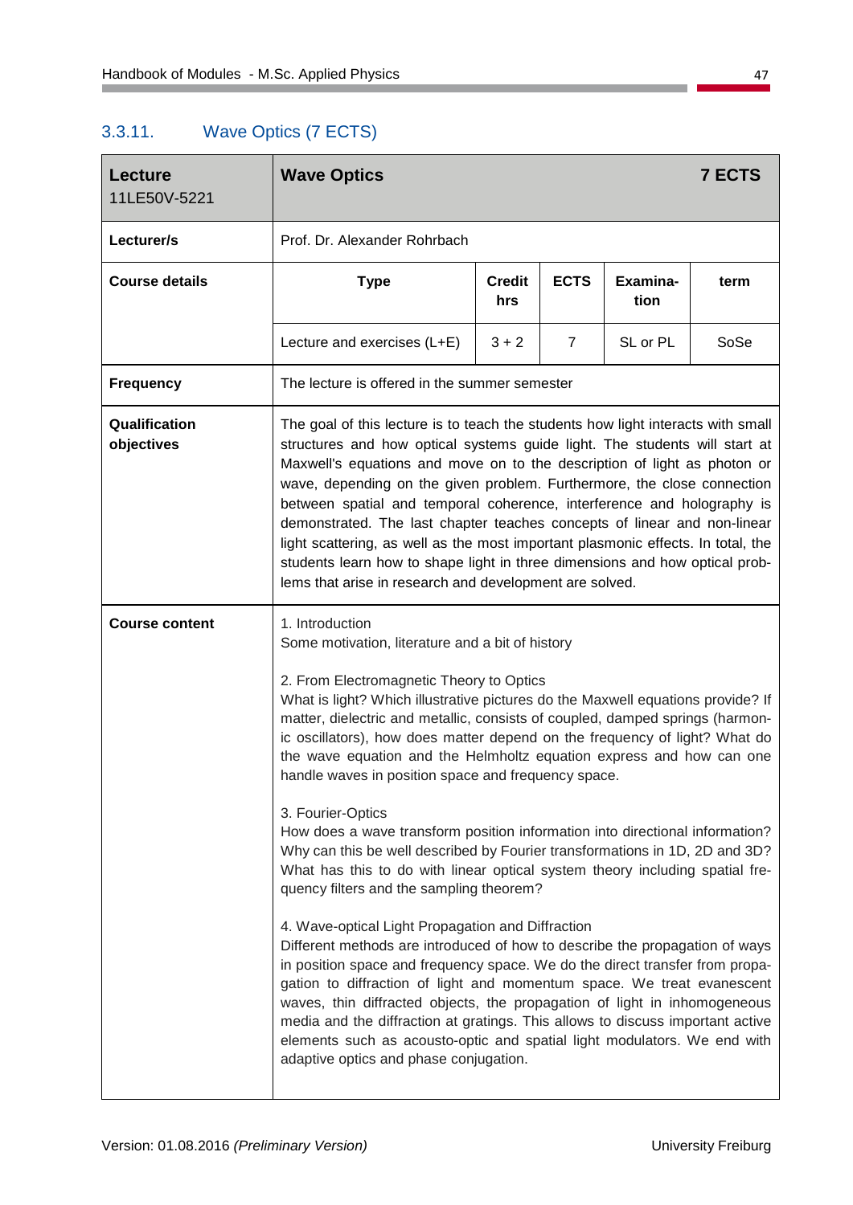### 3.3.11. Wave Optics (7 ECTS)

| **Lecture** 11LE50V-5221 | **Wave Optics** | | | | **7 ECTS** |
|---|---|---|---|---|---|
| **Lecturer/s** | Prof. Dr. Alexander Rohrbach | | | | |
| **Course details** | **Type** | **Credit hrs** | **ECTS** | **Examina-tion** | **term** |
| | Lecture and exercises (L+E) | 3 + 2 | 7 | SL or PL | SoSe |
| **Frequency** | The lecture is offered in the summer semester | | | | |
| **Qualification objectives** | The goal of this lecture is to teach the students how light interacts with small structures and how optical systems guide light. The students will start at Maxwell's equations and move on to the description of light as photon or wave, depending on the given problem. Furthermore, the close connection between spatial and temporal coherence, interference and holography is demonstrated. The last chapter teaches concepts of linear and non-linear light scattering, as well as the most important plasmonic effects. In total, the students learn how to shape light in three dimensions and how optical problems that arise in research and development are solved. | | | | |
| **Course content** | 1. Introduction<br>Some motivation, literature and a bit of history<br><br>2. From Electromagnetic Theory to Optics<br>What is light? Which illustrative pictures do the Maxwell equations provide? If matter, dielectric and metallic, consists of coupled, damped springs (harmonic oscillators), how does matter depend on the frequency of light? What do the wave equation and the Helmholtz equation express and how can one handle waves in position space and frequency space.<br><br>3. Fourier-Optics<br>How does a wave transform position information into directional information? Why can this be well described by Fourier transformations in 1D, 2D and 3D? What has this to do with linear optical system theory including spatial frequency filters and the sampling theorem?<br><br>4. Wave-optical Light Propagation and Diffraction<br>Different methods are introduced of how to describe the propagation of ways in position space and frequency space. We do the direct transfer from propagation to diffraction of light and momentum space. We treat evanescent waves, thin diffracted objects, the propagation of light in inhomogeneous media and the diffraction at gratings. This allows to discuss important active elements such as acousto-optic and spatial light modulators. We end with adaptive optics and phase conjugation. | | | | |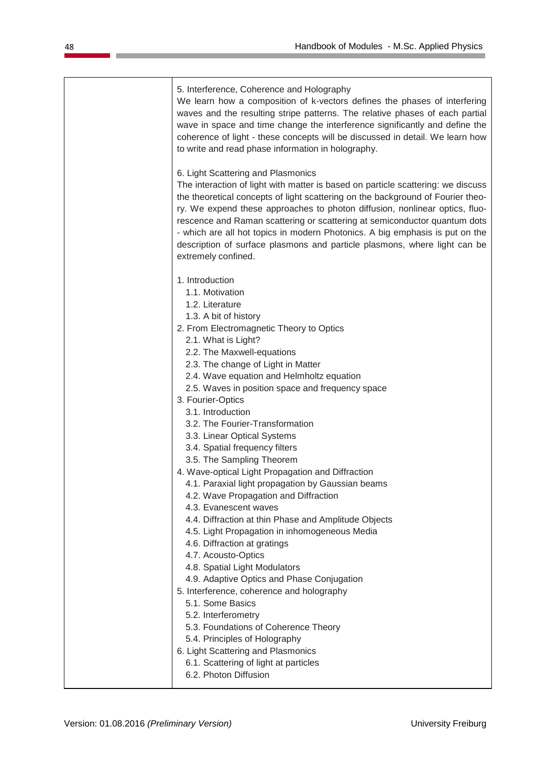| | 5. Interference, Coherence and Holography<br>We learn how a composition of k-vectors defines the phases of interfering waves and the resulting stripe patterns. The relative phases of each partial wave in space and time change the interference significantly and define the coherence of light - these concepts will be discussed in detail. We learn how to write and read phase information in holography.<br><br>6. Light Scattering and Plasmonics<br>The interaction of light with matter is based on particle scattering: we discuss the theoretical concepts of light scattering on the background of Fourier theory. We expend these approaches to photon diffusion, nonlinear optics, fluorescence and Raman scattering or scattering at semiconductor quantum dots - which are all hot topics in modern Photonics. A big emphasis is put on the description of surface plasmons and particle plasmons, where light can be extremely confined.<br><br>1. Introduction<br>1.1. Motivation<br>1.2. Literature<br>1.3. A bit of history<br>2. From Electromagnetic Theory to Optics<br>2.1. What is Light?<br>2.2. The Maxwell-equations<br>2.3. The change of Light in Matter<br>2.4. Wave equation and Helmholtz equation<br>2.5. Waves in position space and frequency space<br>3. Fourier-Optics<br>3.1. Introduction<br>3.2. The Fourier-Transformation<br>3.3. Linear Optical Systems<br>3.4. Spatial frequency filters<br>3.5. The Sampling Theorem<br>4. Wave-optical Light Propagation and Diffraction<br>4.1. Paraxial light propagation by Gaussian beams<br>4.2. Wave Propagation and Diffraction<br>4.3. Evanescent waves<br>4.4. Diffraction at thin Phase and Amplitude Objects<br>4.5. Light Propagation in inhomogeneous Media<br>4.6. Diffraction at gratings<br>4.7. Acousto-Optics<br>4.8. Spatial Light Modulators<br>4.9. Adaptive Optics and Phase Conjugation<br>5. Interference, coherence and holography<br>5.1. Some Basics<br>5.2. Interferometry<br>5.3. Foundations of Coherence Theory<br>5.4. Principles of Holography<br>6. Light Scattering and Plasmonics<br>6.1. Scattering of light at particles<br>6.2. Photon Diffusion |
|---|---|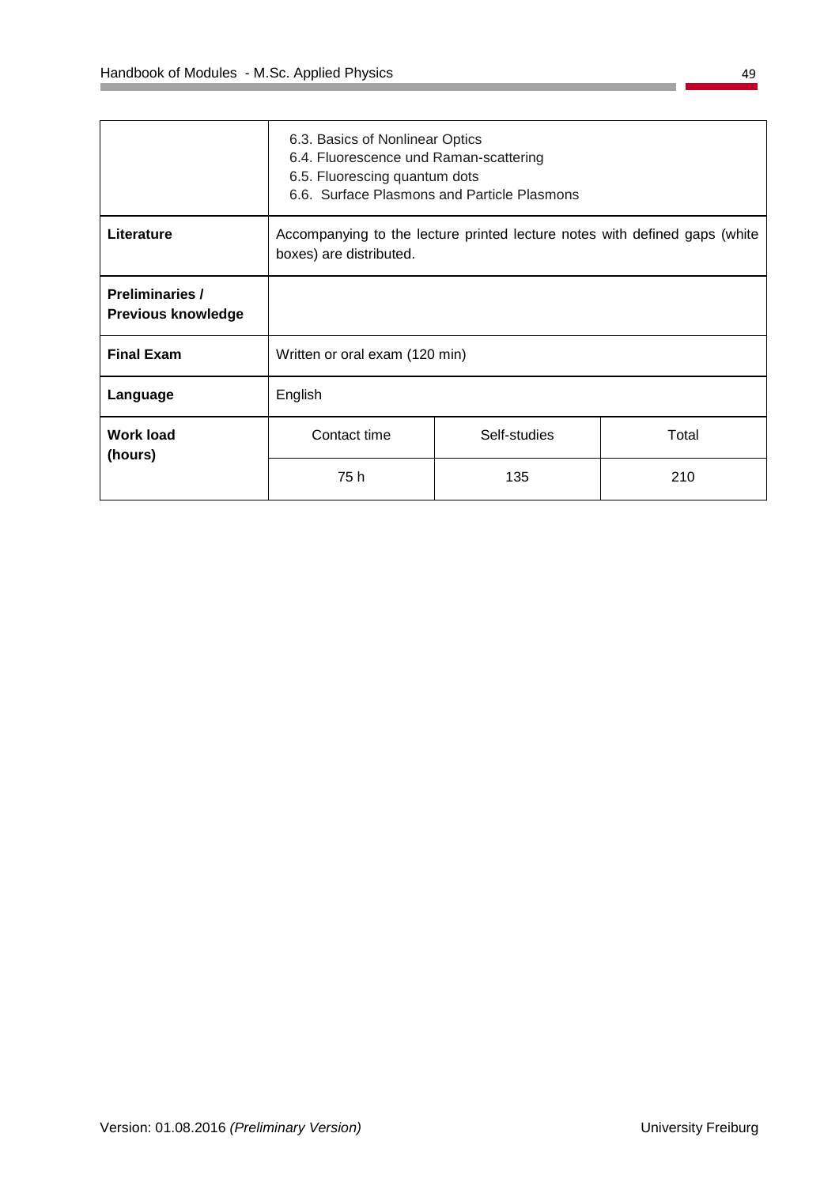|  |  |  |  |
| --- | --- | --- | --- |
|  | 6.3. Basics of Nonlinear Optics<br>6.4. Fluorescence und Raman-scattering<br>6.5. Fluorescing quantum dots<br>6.6. Surface Plasmons and Particle Plasmons | | |
| **Literature** | Accompanying to the lecture printed lecture notes with defined gaps (white boxes) are distributed. | | |
| **Preliminaries / Previous knowledge** |  | | |
| **Final Exam** | Written or oral exam (120 min) | | |
| **Language** | English | | |
| **Work load (hours)** | Contact time | Self-studies | Total |
|  | 75 h | 135 | 210 |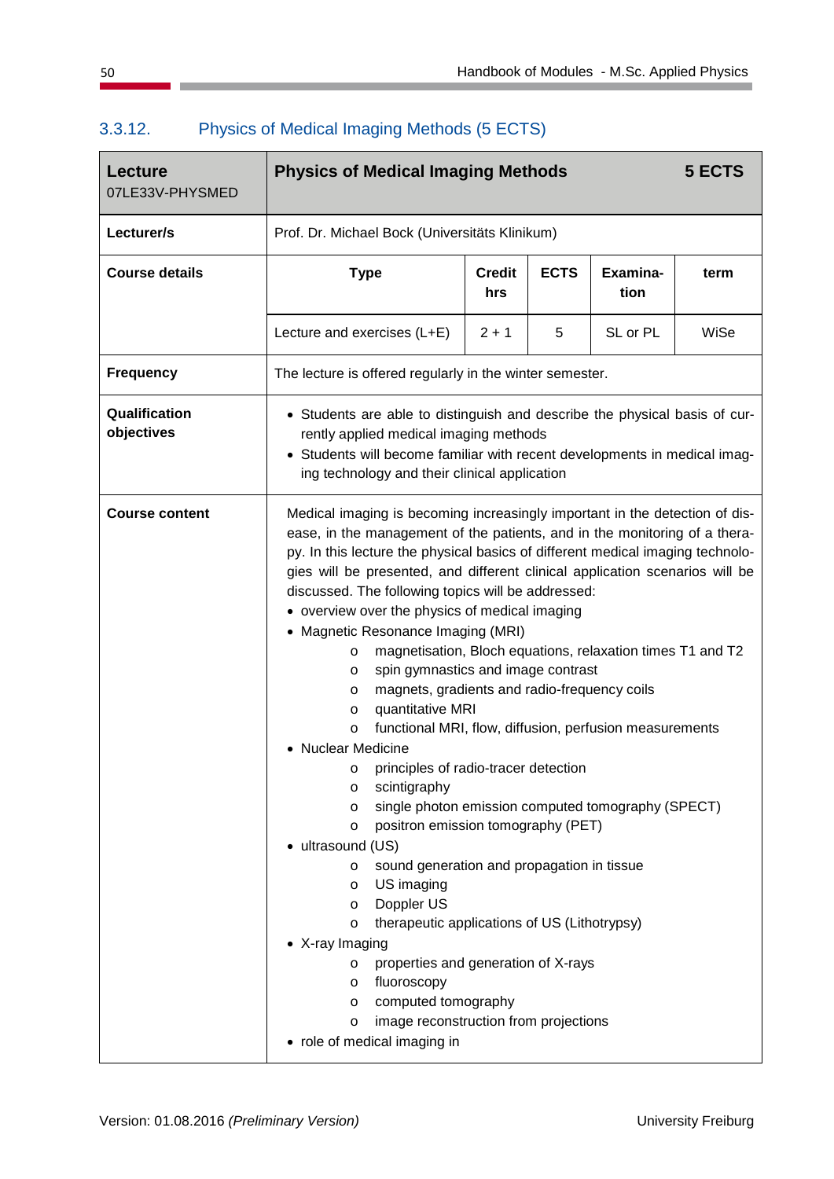### 3.3.12. Physics of Medical Imaging Methods (5 ECTS)

| **Lecture** 07LE33V-PHYSMED | **Physics of Medical Imaging Methods** | | | | **5 ECTS** |
|---|---|---|---|---|---|
| **Lecturer/s** | Prof. Dr. Michael Bock (Universitäts Klinikum) | | | | |
| **Course details** | **Type** | **Credit hrs** | **ECTS** | **Examina-tion** | **term** |
| | Lecture and exercises (L+E) | 2 + 1 | 5 | SL or PL | WiSe |
| **Frequency** | The lecture is offered regularly in the winter semester. | | | | |
| **Qualification objectives** | • Students are able to distinguish and describe the physical basis of currently applied medical imaging methods<br>• Students will become familiar with recent developments in medical imaging technology and their clinical application | | | | |
| **Course content** | Medical imaging is becoming increasingly important in the detection of disease, in the management of the patients, and in the monitoring of a therapy. In this lecture the physical basics of different medical imaging technologies will be presented, and different clinical application scenarios will be discussed. The following topics will be addressed:<br>• overview over the physics of medical imaging<br>• Magnetic Resonance Imaging (MRI)<br>o magnetisation, Bloch equations, relaxation times T1 and T2<br>o spin gymnastics and image contrast<br>o magnets, gradients and radio-frequency coils<br>o quantitative MRI<br>o functional MRI, flow, diffusion, perfusion measurements<br>• Nuclear Medicine<br>o principles of radio-tracer detection<br>o scintigraphy<br>o single photon emission computed tomography (SPECT)<br>o positron emission tomography (PET)<br>• ultrasound (US)<br>o sound generation and propagation in tissue<br>o US imaging<br>o Doppler US<br>o therapeutic applications of US (Lithotrypsy)<br>• X-ray Imaging<br>o properties and generation of X-rays<br>o fluoroscopy<br>o computed tomography<br>o image reconstruction from projections<br>• role of medical imaging in | | | | |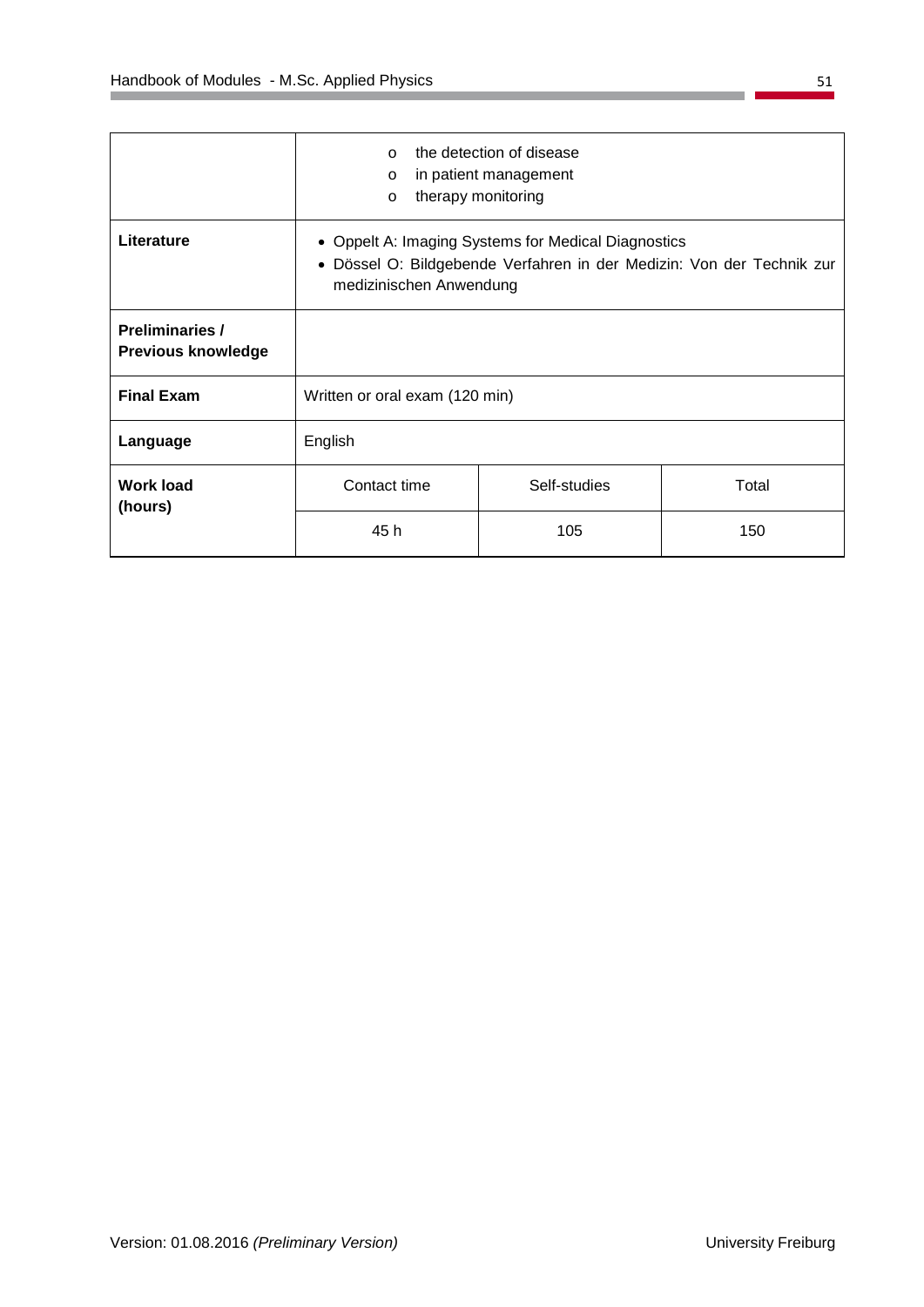|  |  |  |  |
|---|---|---|---|
|  | o the detection of disease<br>o in patient management<br>o therapy monitoring | | |
| **Literature** | • Oppelt A: Imaging Systems for Medical Diagnostics<br>• Dössel O: Bildgebende Verfahren in der Medizin: Von der Technik zur medizinischen Anwendung | | |
| **Preliminaries / Previous knowledge** |  | | |
| **Final Exam** | Written or oral exam (120 min) | | |
| **Language** | English | | |
| **Work load (hours)** | Contact time | Self-studies | Total |
|  | 45 h | 105 | 150 |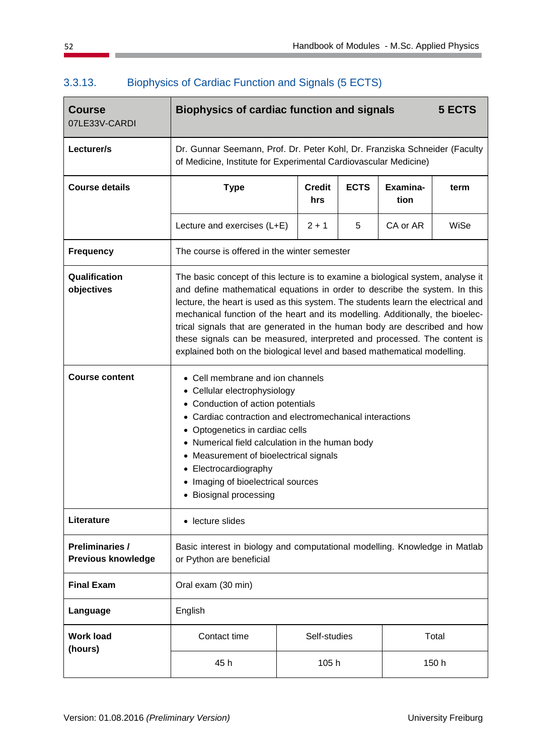### 3.3.13. Biophysics of Cardiac Function and Signals (5 ECTS)

| **Course**<br>07LE33V-CARDI | **Biophysics of cardiac function and signals** | | | | **5 ECTS** |
|---|---|---|---|---|---|
| **Lecturer/s** | Dr. Gunnar Seemann, Prof. Dr. Peter Kohl, Dr. Franziska Schneider (Faculty of Medicine, Institute for Experimental Cardiovascular Medicine) | | | | |
| **Course details** | **Type** | **Credit hrs** | **ECTS** | **Examina-tion** | **term** |
| | Lecture and exercises (L+E) | 2 + 1 | 5 | CA or AR | WiSe |
| **Frequency** | The course is offered in the winter semester | | | | |
| **Qualification objectives** | The basic concept of this lecture is to examine a biological system, analyse it and define mathematical equations in order to describe the system. In this lecture, the heart is used as this system. The students learn the electrical and mechanical function of the heart and its modelling. Additionally, the bioelectrical signals that are generated in the human body are described and how these signals can be measured, interpreted and processed. The content is explained both on the biological level and based mathematical modelling. | | | | |
| **Course content** | • Cell membrane and ion channels<br>• Cellular electrophysiology<br>• Conduction of action potentials<br>• Cardiac contraction and electromechanical interactions<br>• Optogenetics in cardiac cells<br>• Numerical field calculation in the human body<br>• Measurement of bioelectrical signals<br>• Electrocardiography<br>• Imaging of bioelectrical sources<br>• Biosignal processing | | | | |
| **Literature** | • lecture slides | | | | |
| **Preliminaries / Previous knowledge** | Basic interest in biology and computational modelling. Knowledge in Matlab or Python are beneficial | | | | |
| **Final Exam** | Oral exam (30 min) | | | | |
| **Language** | English | | | | |
| **Work load (hours)** | Contact time | Self-studies | Total | | |
| | 45 h | 105 h | 150 h | | |

Version: 01.08.2016 *(Preliminary Version)* University Freiburg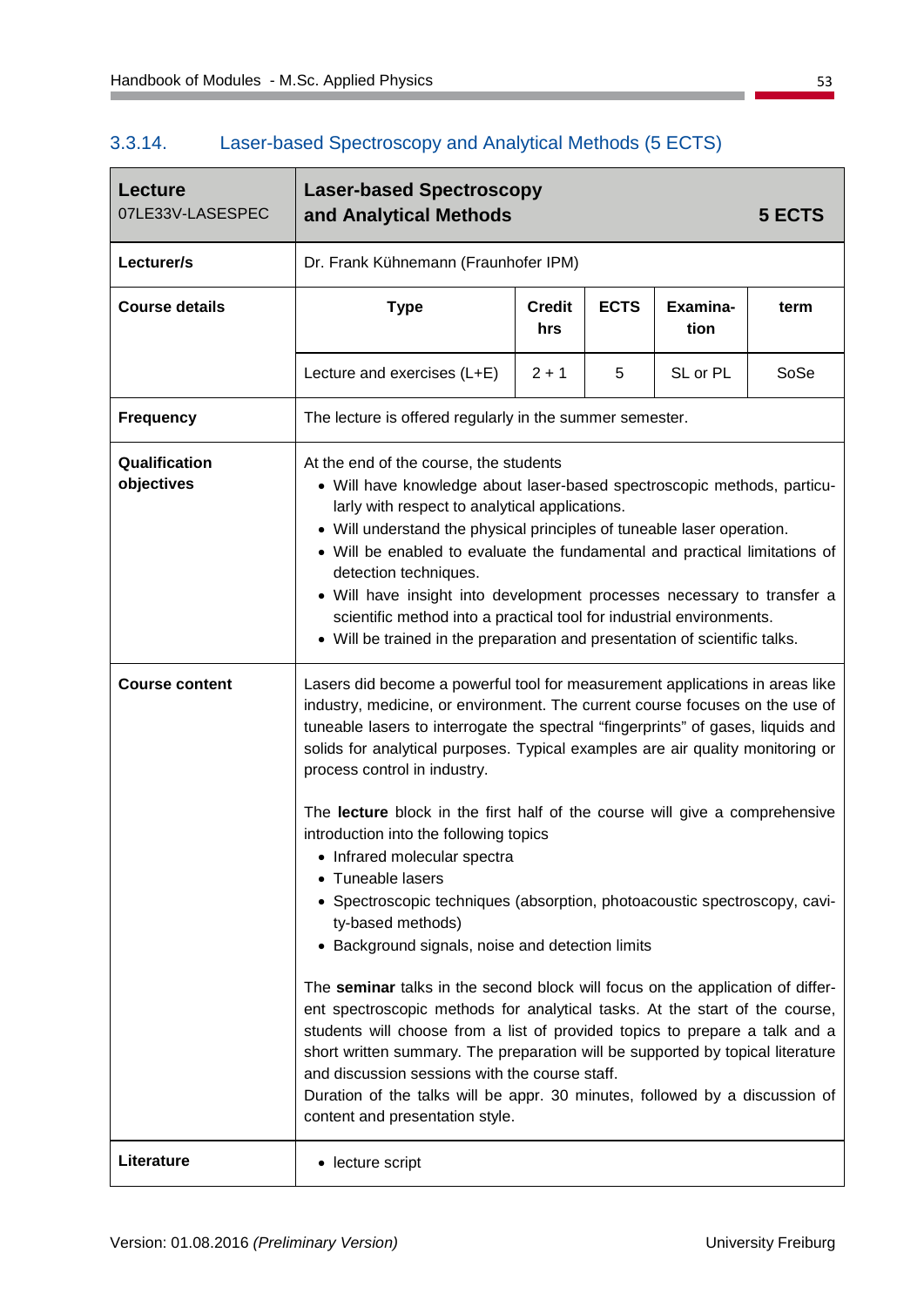### 3.3.14. Laser-based Spectroscopy and Analytical Methods (5 ECTS)

| **Lecture** 07LE33V-LASESPEC | **Laser-based Spectroscopy and Analytical Methods** | | | | **5 ECTS** |
|---|---|---|---|---|---|
| **Lecturer/s** | Dr. Frank Kühnemann (Fraunhofer IPM) | | | | |
| **Course details** | **Type** | **Credit hrs** | **ECTS** | **Examina-tion** | **term** |
| | Lecture and exercises (L+E) | 2 + 1 | 5 | SL or PL | SoSe |
| **Frequency** | The lecture is offered regularly in the summer semester. | | | | |
| **Qualification objectives** | At the end of the course, the students<br>• Will have knowledge about laser-based spectroscopic methods, particularly with respect to analytical applications.<br>• Will understand the physical principles of tuneable laser operation.<br>• Will be enabled to evaluate the fundamental and practical limitations of detection techniques.<br>• Will have insight into development processes necessary to transfer a scientific method into a practical tool for industrial environments.<br>• Will be trained in the preparation and presentation of scientific talks. | | | | |
| **Course content** | Lasers did become a powerful tool for measurement applications in areas like industry, medicine, or environment. The current course focuses on the use of tuneable lasers to interrogate the spectral "fingerprints" of gases, liquids and solids for analytical purposes. Typical examples are air quality monitoring or process control in industry.<br><br>The **lecture** block in the first half of the course will give a comprehensive introduction into the following topics<br>• Infrared molecular spectra<br>• Tuneable lasers<br>• Spectroscopic techniques (absorption, photoacoustic spectroscopy, cavity-based methods)<br>• Background signals, noise and detection limits<br><br>The **seminar** talks in the second block will focus on the application of different spectroscopic methods for analytical tasks. At the start of the course, students will choose from a list of provided topics to prepare a talk and a short written summary. The preparation will be supported by topical literature and discussion sessions with the course staff.<br>Duration of the talks will be appr. 30 minutes, followed by a discussion of content and presentation style. | | | | |
| **Literature** | • lecture script | | | | |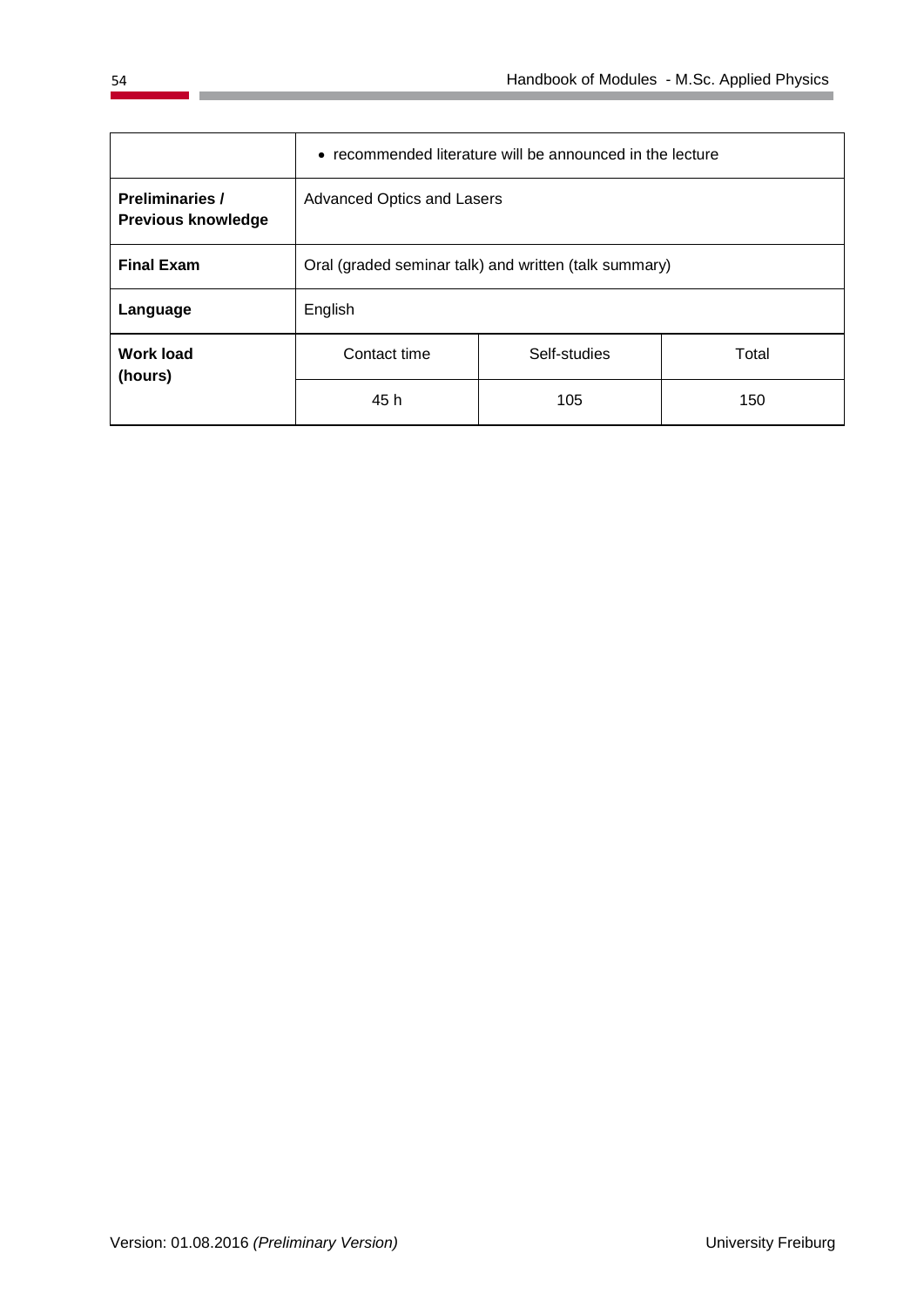| | | | |
|---|---|---|---|
| | • recommended literature will be announced in the lecture | | |
| **Preliminaries / Previous knowledge** | Advanced Optics and Lasers | | |
| **Final Exam** | Oral (graded seminar talk) and written (talk summary) | | |
| **Language** | English | | |
| **Work load (hours)** | Contact time | Self-studies | Total |
| | 45 h | 105 | 150 |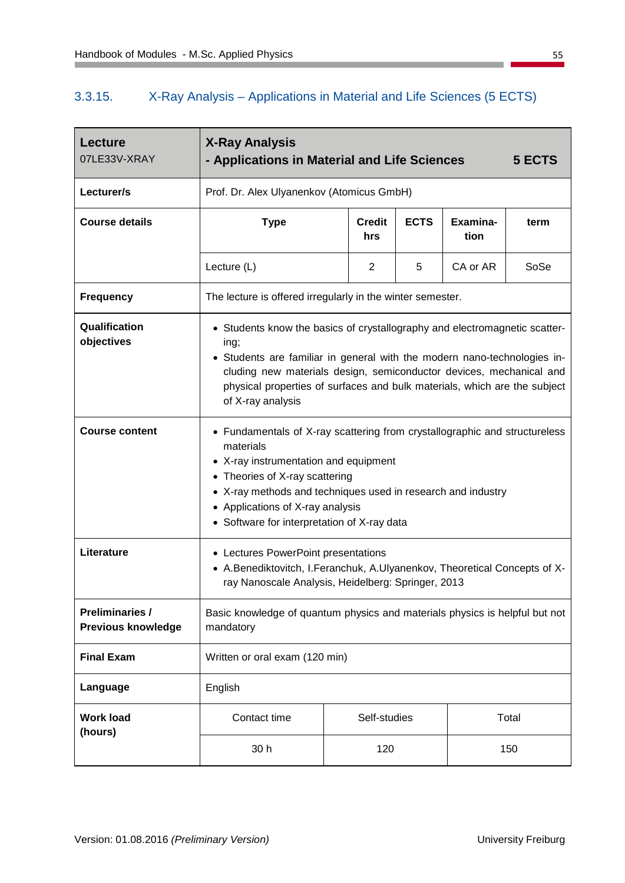### 3.3.15. X-Ray Analysis – Applications in Material and Life Sciences (5 ECTS)

| **Lecture**<br>07LE33V-XRAY | **X-Ray Analysis**<br>**- Applications in Material and Life Sciences** | | | | **5 ECTS** |
|---|---|---|---|---|---|
| **Lecturer/s** | Prof. Dr. Alex Ulyanenkov (Atomicus GmbH) | | | | |
| **Course details** | **Type** | **Credit hrs** | **ECTS** | **Examina-tion** | **term** |
| | Lecture (L) | 2 | 5 | CA or AR | SoSe |
| **Frequency** | The lecture is offered irregularly in the winter semester. | | | | |
| **Qualification objectives** | • Students know the basics of crystallography and electromagnetic scattering;<br>• Students are familiar in general with the modern nano-technologies including new materials design, semiconductor devices, mechanical and physical properties of surfaces and bulk materials, which are the subject of X-ray analysis | | | | |
| **Course content** | • Fundamentals of X-ray scattering from crystallographic and structureless materials<br>• X-ray instrumentation and equipment<br>• Theories of X-ray scattering<br>• X-ray methods and techniques used in research and industry<br>• Applications of X-ray analysis<br>• Software for interpretation of X-ray data | | | | |
| **Literature** | • Lectures PowerPoint presentations<br>• A.Benediktovitch, I.Feranchuk, A.Ulyanenkov, Theoretical Concepts of X-ray Nanoscale Analysis, Heidelberg: Springer, 2013 | | | | |
| **Preliminaries / Previous knowledge** | Basic knowledge of quantum physics and materials physics is helpful but not mandatory | | | | |
| **Final Exam** | Written or oral exam (120 min) | | | | |
| **Language** | English | | | | |
| **Work load (hours)** | Contact time | Self-studies | Total | | |
| | 30 h | 120 | 150 | | |

Version: 01.08.2016 *(Preliminary Version)*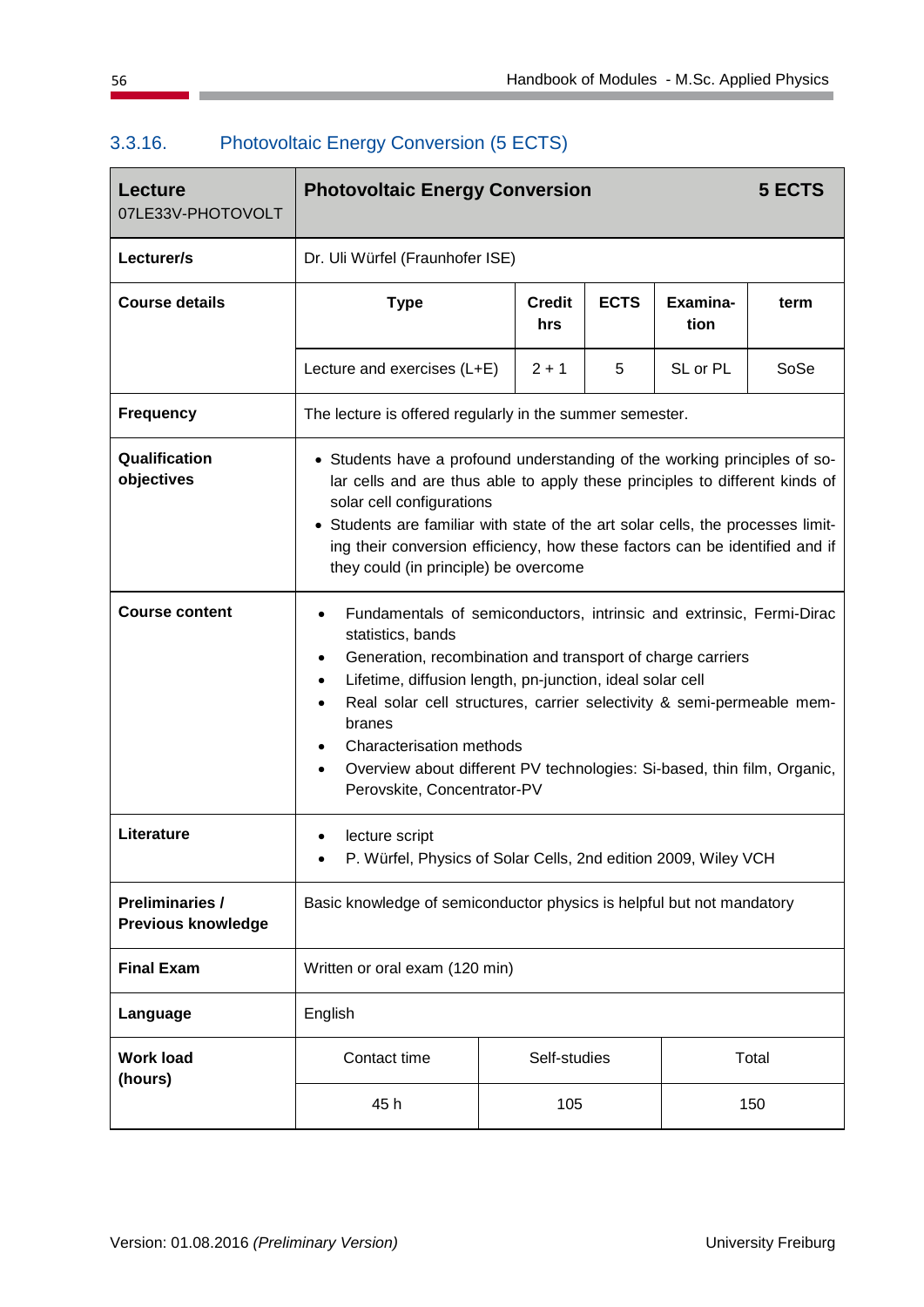### 3.3.16. Photovoltaic Energy Conversion (5 ECTS)

| **Lecture**<br>07LE33V-PHOTOVOLT | **Photovoltaic Energy Conversion** | | | | **5 ECTS** |
|---|---|---|---|---|---|
| **Lecturer/s** | Dr. Uli Würfel (Fraunhofer ISE) | | | | |
| **Course details** | **Type** | **Credit hrs** | **ECTS** | **Examina-tion** | **term** |
| | Lecture and exercises (L+E) | 2 + 1 | 5 | SL or PL | SoSe |
| **Frequency** | The lecture is offered regularly in the summer semester. | | | | |
| **Qualification objectives** | • Students have a profound understanding of the working principles of solar cells and are thus able to apply these principles to different kinds of solar cell configurations<br>• Students are familiar with state of the art solar cells, the processes limiting their conversion efficiency, how these factors can be identified and if they could (in principle) be overcome | | | | |
| **Course content** | • Fundamentals of semiconductors, intrinsic and extrinsic, Fermi-Dirac statistics, bands<br>• Generation, recombination and transport of charge carriers<br>• Lifetime, diffusion length, pn-junction, ideal solar cell<br>• Real solar cell structures, carrier selectivity & semi-permeable membranes<br>• Characterisation methods<br>• Overview about different PV technologies: Si-based, thin film, Organic, Perovskite, Concentrator-PV | | | | |
| **Literature** | • lecture script<br>• P. Würfel, Physics of Solar Cells, 2nd edition 2009, Wiley VCH | | | | |
| **Preliminaries / Previous knowledge** | Basic knowledge of semiconductor physics is helpful but not mandatory | | | | |
| **Final Exam** | Written or oral exam (120 min) | | | | |
| **Language** | English | | | | |
| **Work load (hours)** | Contact time | Self-studies | Total | | |
| | 45 h | 105 | 150 | | |

Version: 01.08.2016 *(Preliminary Version)*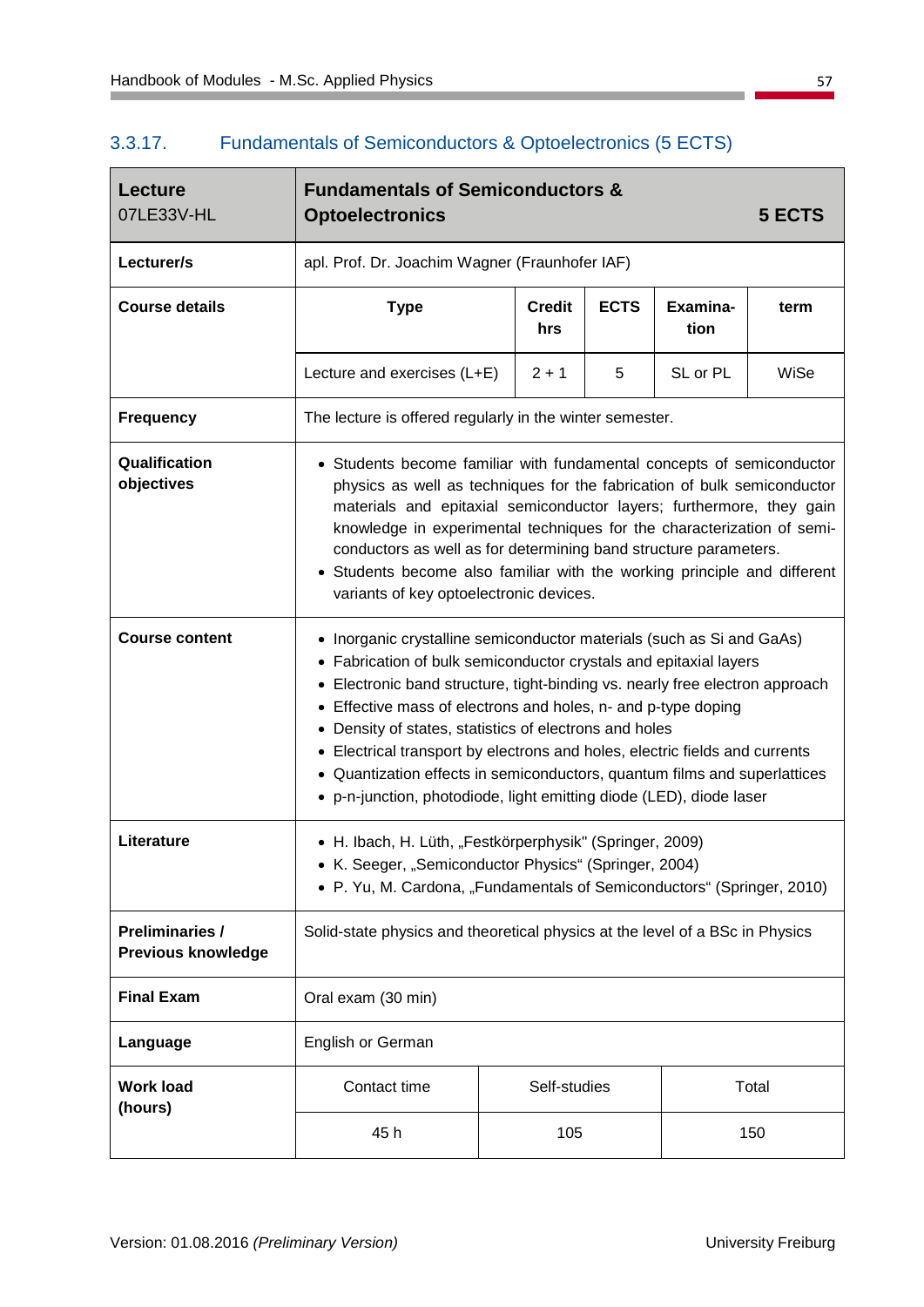### 3.3.17. Fundamentals of Semiconductors & Optoelectronics (5 ECTS)

| **Lecture**<br>07LE33V-HL | **Fundamentals of Semiconductors & Optoelectronics** | | | | **5 ECTS** |
|---|---|---|---|---|---|
| **Lecturer/s** | apl. Prof. Dr. Joachim Wagner (Fraunhofer IAF) | | | | |
| **Course details** | **Type** | **Credit hrs** | **ECTS** | **Examina-tion** | **term** |
| | Lecture and exercises (L+E) | 2 + 1 | 5 | SL or PL | WiSe |
| **Frequency** | The lecture is offered regularly in the winter semester. | | | | |
| **Qualification objectives** | • Students become familiar with fundamental concepts of semiconductor physics as well as techniques for the fabrication of bulk semiconductor materials and epitaxial semiconductor layers; furthermore, they gain knowledge in experimental techniques for the characterization of semi-conductors as well as for determining band structure parameters.<br>• Students become also familiar with the working principle and different variants of key optoelectronic devices. | | | | |
| **Course content** | • Inorganic crystalline semiconductor materials (such as Si and GaAs)<br>• Fabrication of bulk semiconductor crystals and epitaxial layers<br>• Electronic band structure, tight-binding vs. nearly free electron approach<br>• Effective mass of electrons and holes, n- and p-type doping<br>• Density of states, statistics of electrons and holes<br>• Electrical transport by electrons and holes, electric fields and currents<br>• Quantization effects in semiconductors, quantum films and superlattices<br>• p-n-junction, photodiode, light emitting diode (LED), diode laser | | | | |
| **Literature** | • H. Ibach, H. Lüth, „Festkörperphysik" (Springer, 2009)<br>• K. Seeger, „Semiconductor Physics" (Springer, 2004)<br>• P. Yu, M. Cardona, „Fundamentals of Semiconductors" (Springer, 2010) | | | | |
| **Preliminaries / Previous knowledge** | Solid-state physics and theoretical physics at the level of a BSc in Physics | | | | |
| **Final Exam** | Oral exam (30 min) | | | | |
| **Language** | English or German | | | | |
| **Work load (hours)** | Contact time | Self-studies | Total | | |
| | 45 h | 105 | 150 | | |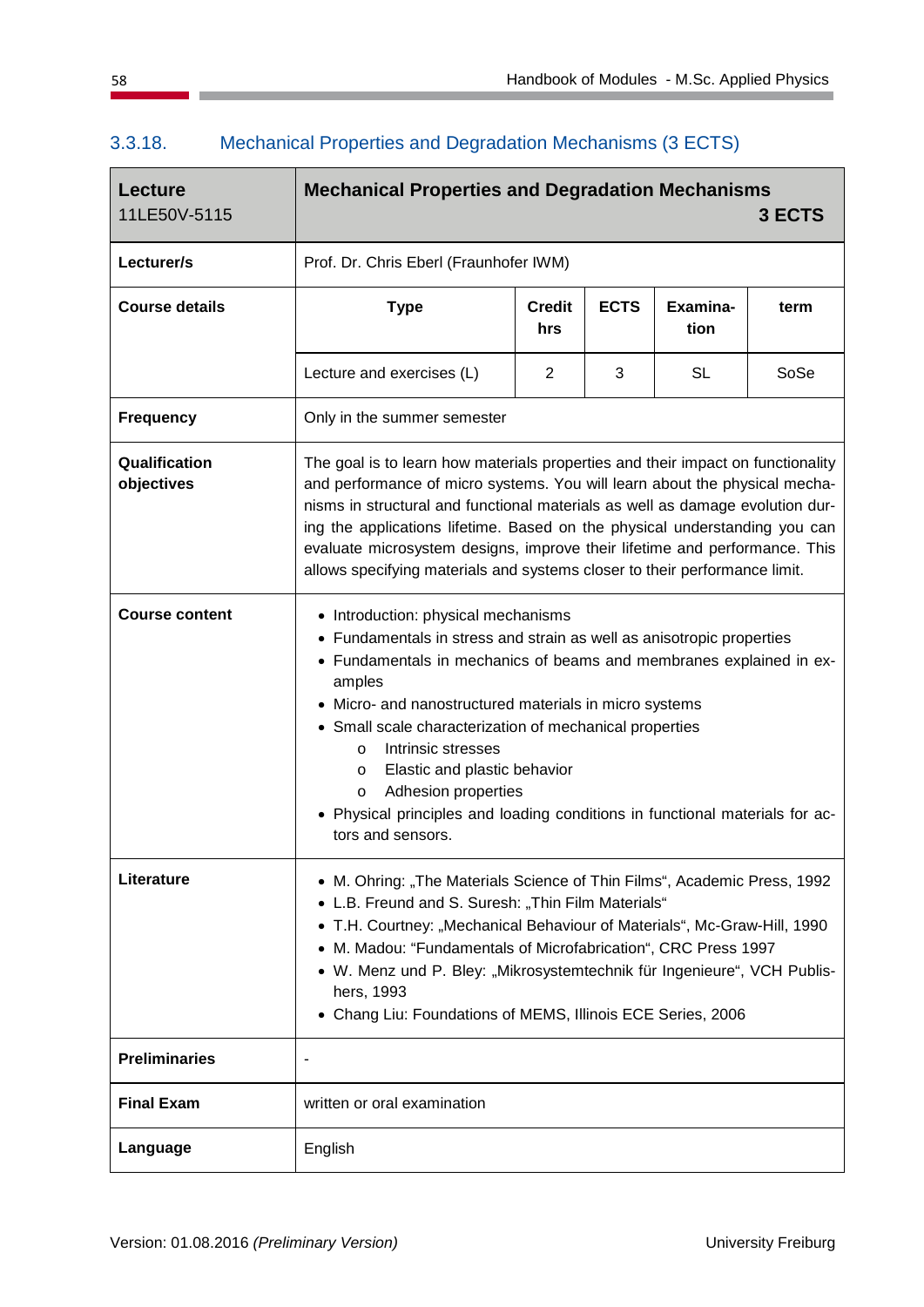### 3.3.18. Mechanical Properties and Degradation Mechanisms (3 ECTS)

| **Lecture**<br>11LE50V-5115 | **Mechanical Properties and Degradation Mechanisms**<br>**3 ECTS** | | | | |
|---|---|---|---|---|---|
| **Lecturer/s** | Prof. Dr. Chris Eberl (Fraunhofer IWM) | | | | |
| **Course details** | **Type** | **Credit hrs** | **ECTS** | **Examina-tion** | **term** |
| | Lecture and exercises (L) | 2 | 3 | SL | SoSe |
| **Frequency** | Only in the summer semester | | | | |
| **Qualification objectives** | The goal is to learn how materials properties and their impact on functionality and performance of micro systems. You will learn about the physical mechanisms in structural and functional materials as well as damage evolution during the applications lifetime. Based on the physical understanding you can evaluate microsystem designs, improve their lifetime and performance. This allows specifying materials and systems closer to their performance limit. | | | | |
| **Course content** | • Introduction: physical mechanisms<br>• Fundamentals in stress and strain as well as anisotropic properties<br>• Fundamentals in mechanics of beams and membranes explained in examples<br>• Micro- and nanostructured materials in micro systems<br>• Small scale characterization of mechanical properties<br>&nbsp;&nbsp;&nbsp;o Intrinsic stresses<br>&nbsp;&nbsp;&nbsp;o Elastic and plastic behavior<br>&nbsp;&nbsp;&nbsp;o Adhesion properties<br>• Physical principles and loading conditions in functional materials for actors and sensors. | | | | |
| **Literature** | • M. Ohring: „The Materials Science of Thin Films“, Academic Press, 1992<br>• L.B. Freund and S. Suresh: „Thin Film Materials“<br>• T.H. Courtney: „Mechanical Behaviour of Materials“, Mc-Graw-Hill, 1990<br>• M. Madou: “Fundamentals of Microfabrication“, CRC Press 1997<br>• W. Menz und P. Bley: „Mikrosystemtechnik für Ingenieure“, VCH Publishers, 1993<br>• Chang Liu: Foundations of MEMS, Illinois ECE Series, 2006 | | | | |
| **Preliminaries** | - | | | | |
| **Final Exam** | written or oral examination | | | | |
| **Language** | English | | | | |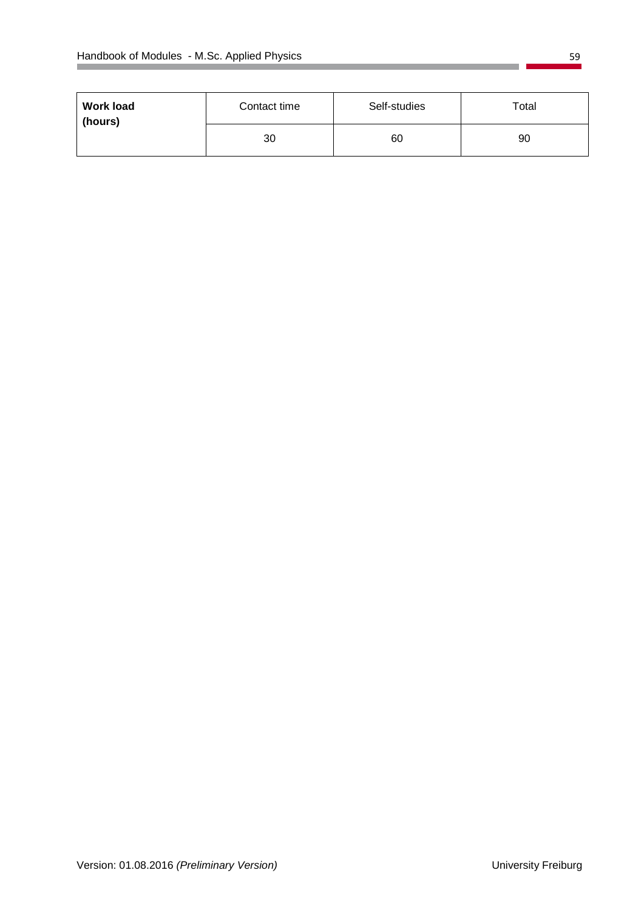| **Work load (hours)** | Contact time | Self-studies | Total |
|---|---|---|---|
| | 30 | 60 | 90 |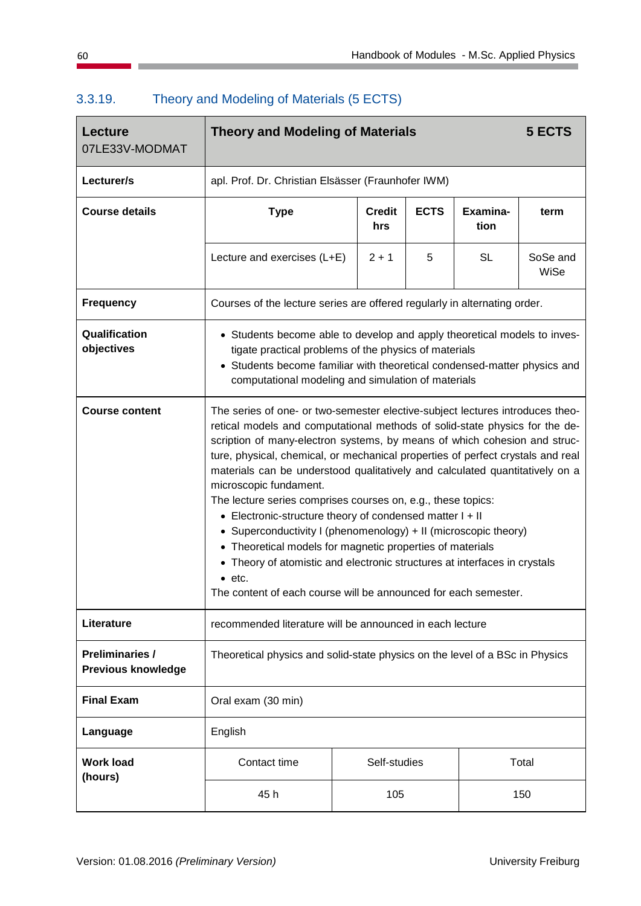### 3.3.19. Theory and Modeling of Materials (5 ECTS)

| **Lecture** 07LE33V-MODMAT | **Theory and Modeling of Materials** | | | | **5 ECTS** |
|---|---|---|---|---|---|
| **Lecturer/s** | apl. Prof. Dr. Christian Elsässer (Fraunhofer IWM) | | | | |
| **Course details** | **Type** | **Credit hrs** | **ECTS** | **Examina-tion** | **term** |
| | Lecture and exercises (L+E) | 2 + 1 | 5 | SL | SoSe and WiSe |
| **Frequency** | Courses of the lecture series are offered regularly in alternating order. | | | | |
| **Qualification objectives** | • Students become able to develop and apply theoretical models to investigate practical problems of the physics of materials<br>• Students become familiar with theoretical condensed-matter physics and computational modeling and simulation of materials | | | | |
| **Course content** | The series of one- or two-semester elective-subject lectures introduces theoretical models and computational methods of solid-state physics for the description of many-electron systems, by means of which cohesion and structure, physical, chemical, or mechanical properties of perfect crystals and real materials can be understood qualitatively and calculated quantitatively on a microscopic fundament.<br>The lecture series comprises courses on, e.g., these topics:<br>• Electronic-structure theory of condensed matter I + II<br>• Superconductivity I (phenomenology) + II (microscopic theory)<br>• Theoretical models for magnetic properties of materials<br>• Theory of atomistic and electronic structures at interfaces in crystals<br>• etc.<br>The content of each course will be announced for each semester. | | | | |
| **Literature** | recommended literature will be announced in each lecture | | | | |
| **Preliminaries / Previous knowledge** | Theoretical physics and solid-state physics on the level of a BSc in Physics | | | | |
| **Final Exam** | Oral exam (30 min) | | | | |
| **Language** | English | | | | |
| **Work load (hours)** | Contact time | Self-studies | Total | | |
| | 45 h | 105 | 150 | | |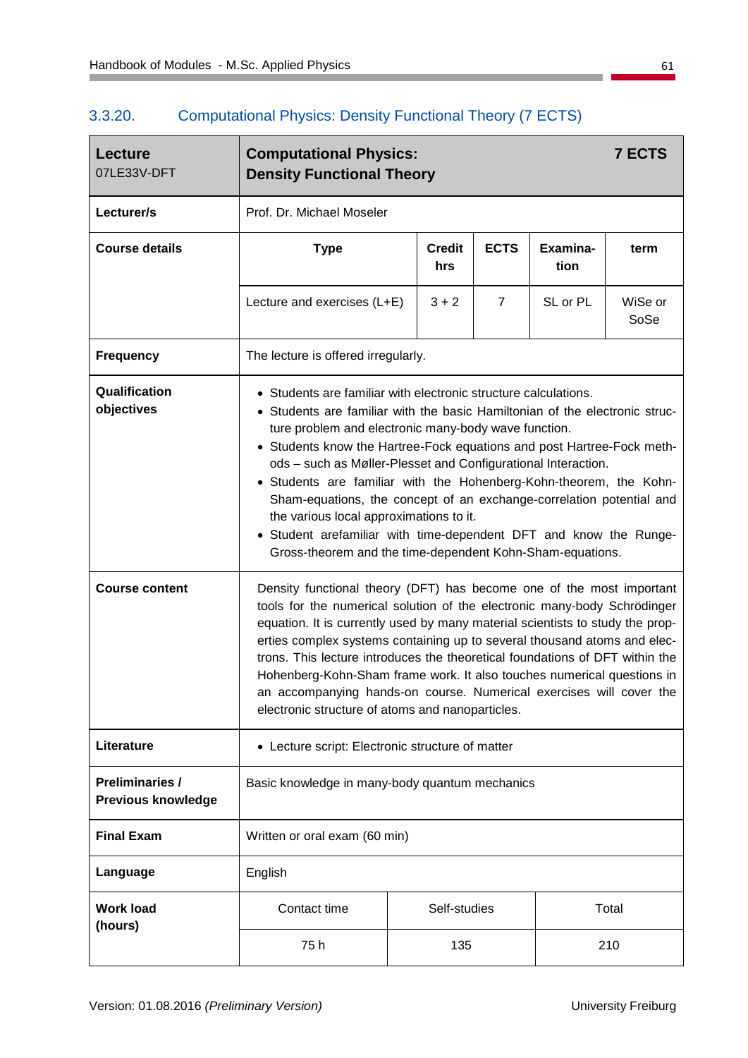### 3.3.20. Computational Physics: Density Functional Theory (7 ECTS)

| **Lecture** 07LE33V-DFT | **Computational Physics: Density Functional Theory** | | | | **7 ECTS** |
|---|---|---|---|---|---|
| **Lecturer/s** | Prof. Dr. Michael Moseler | | | | |
| **Course details** | **Type** | **Credit hrs** | **ECTS** | **Examina-tion** | **term** |
| | Lecture and exercises (L+E) | 3 + 2 | 7 | SL or PL | WiSe or SoSe |
| **Frequency** | The lecture is offered irregularly. | | | | |
| **Qualification objectives** | • Students are familiar with electronic structure calculations.<br>• Students are familiar with the basic Hamiltonian of the electronic structure problem and electronic many-body wave function.<br>• Students know the Hartree-Fock equations and post Hartree-Fock methods – such as Møller-Plesset and Configurational Interaction.<br>• Students are familiar with the Hohenberg-Kohn-theorem, the Kohn-Sham-equations, the concept of an exchange-correlation potential and the various local approximations to it.<br>• Student arefamiliar with time-dependent DFT and know the Runge-Gross-theorem and the time-dependent Kohn-Sham-equations. | | | | |
| **Course content** | Density functional theory (DFT) has become one of the most important tools for the numerical solution of the electronic many-body Schrödinger equation. It is currently used by many material scientists to study the properties complex systems containing up to several thousand atoms and electrons. This lecture introduces the theoretical foundations of DFT within the Hohenberg-Kohn-Sham frame work. It also touches numerical questions in an accompanying hands-on course. Numerical exercises will cover the electronic structure of atoms and nanoparticles. | | | | |
| **Literature** | • Lecture script: Electronic structure of matter | | | | |
| **Preliminaries / Previous knowledge** | Basic knowledge in many-body quantum mechanics | | | | |
| **Final Exam** | Written or oral exam (60 min) | | | | |
| **Language** | English | | | | |
| **Work load (hours)** | Contact time | Self-studies | | Total | |
| | 75 h | 135 | | 210 | |

Version: 01.08.2016 *(Preliminary Version)* University Freiburg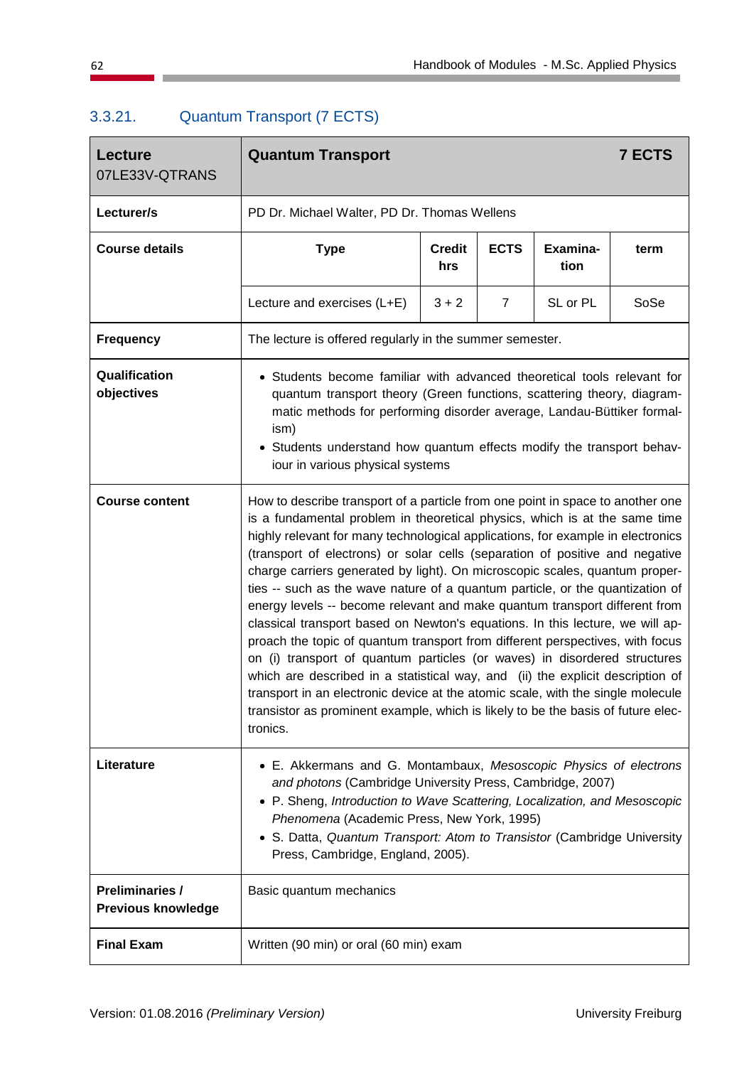### 3.3.21. Quantum Transport (7 ECTS)

| **Lecture** 07LE33V-QTRANS | **Quantum Transport** | | | | **7 ECTS** |
|---|---|---|---|---|---|
| **Lecturer/s** | PD Dr. Michael Walter, PD Dr. Thomas Wellens | | | | |
| **Course details** | **Type** | **Credit hrs** | **ECTS** | **Examination** | **term** |
| | Lecture and exercises (L+E) | 3 + 2 | 7 | SL or PL | SoSe |
| **Frequency** | The lecture is offered regularly in the summer semester. | | | | |
| **Qualification objectives** | • Students become familiar with advanced theoretical tools relevant for quantum transport theory (Green functions, scattering theory, diagrammatic methods for performing disorder average, Landau-Büttiker formalism)<br>• Students understand how quantum effects modify the transport behaviour in various physical systems | | | | |
| **Course content** | How to describe transport of a particle from one point in space to another one is a fundamental problem in theoretical physics, which is at the same time highly relevant for many technological applications, for example in electronics (transport of electrons) or solar cells (separation of positive and negative charge carriers generated by light). On microscopic scales, quantum properties -- such as the wave nature of a quantum particle, or the quantization of energy levels -- become relevant and make quantum transport different from classical transport based on Newton's equations. In this lecture, we will approach the topic of quantum transport from different perspectives, with focus on (i) transport of quantum particles (or waves) in disordered structures which are described in a statistical way, and (ii) the explicit description of transport in an electronic device at the atomic scale, with the single molecule transistor as prominent example, which is likely to be the basis of future electronics. | | | | |
| **Literature** | • E. Akkermans and G. Montambaux, *Mesoscopic Physics of electrons and photons* (Cambridge University Press, Cambridge, 2007)<br>• P. Sheng, *Introduction to Wave Scattering, Localization, and Mesoscopic Phenomena* (Academic Press, New York, 1995)<br>• S. Datta, *Quantum Transport: Atom to Transistor* (Cambridge University Press, Cambridge, England, 2005). | | | | |
| **Preliminaries / Previous knowledge** | Basic quantum mechanics | | | | |
| **Final Exam** | Written (90 min) or oral (60 min) exam | | | | |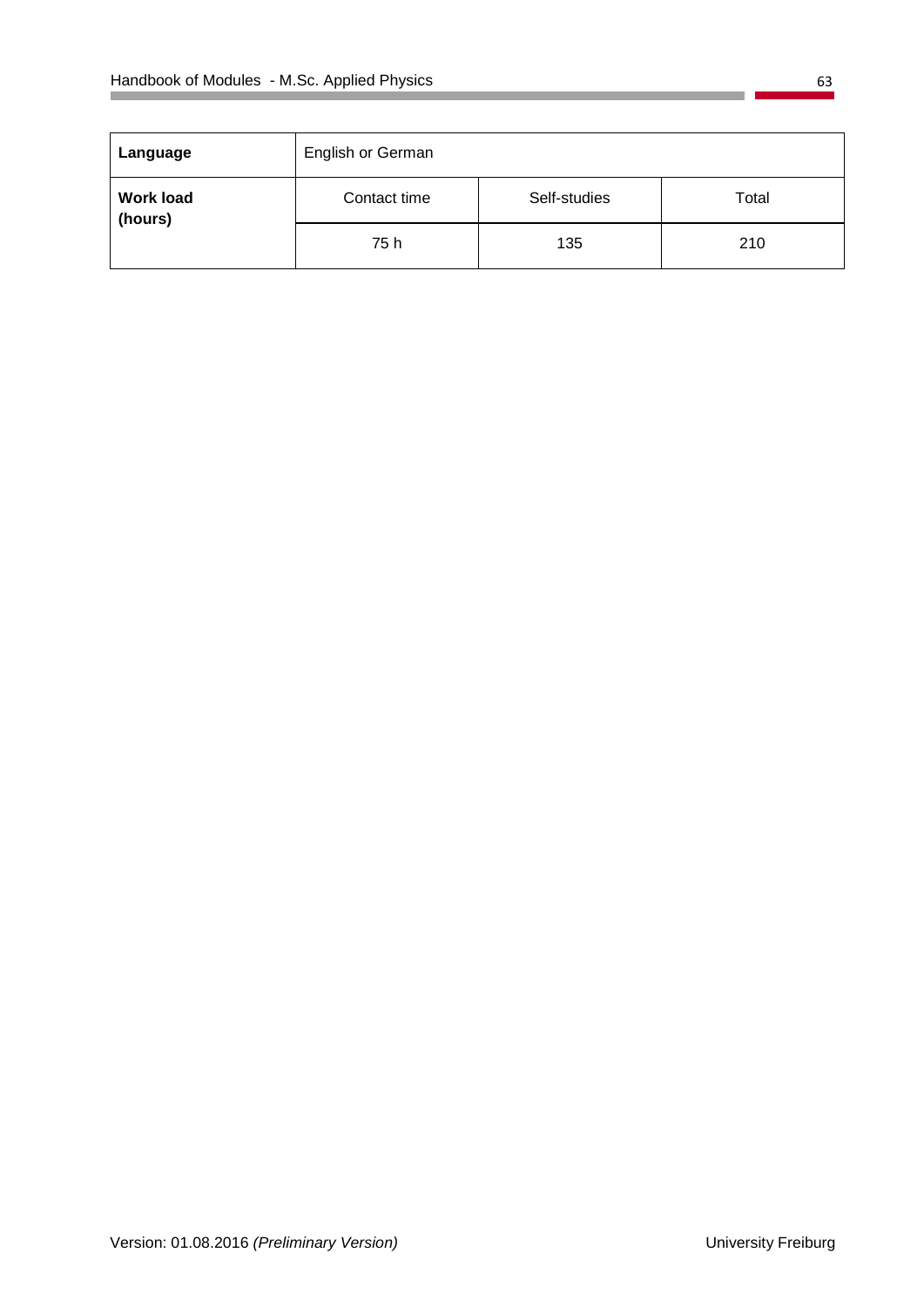| Language | English or German | | |
|---|---|---|---|
| **Work load (hours)** | Contact time | Self-studies | Total |
| | 75 h | 135 | 210 |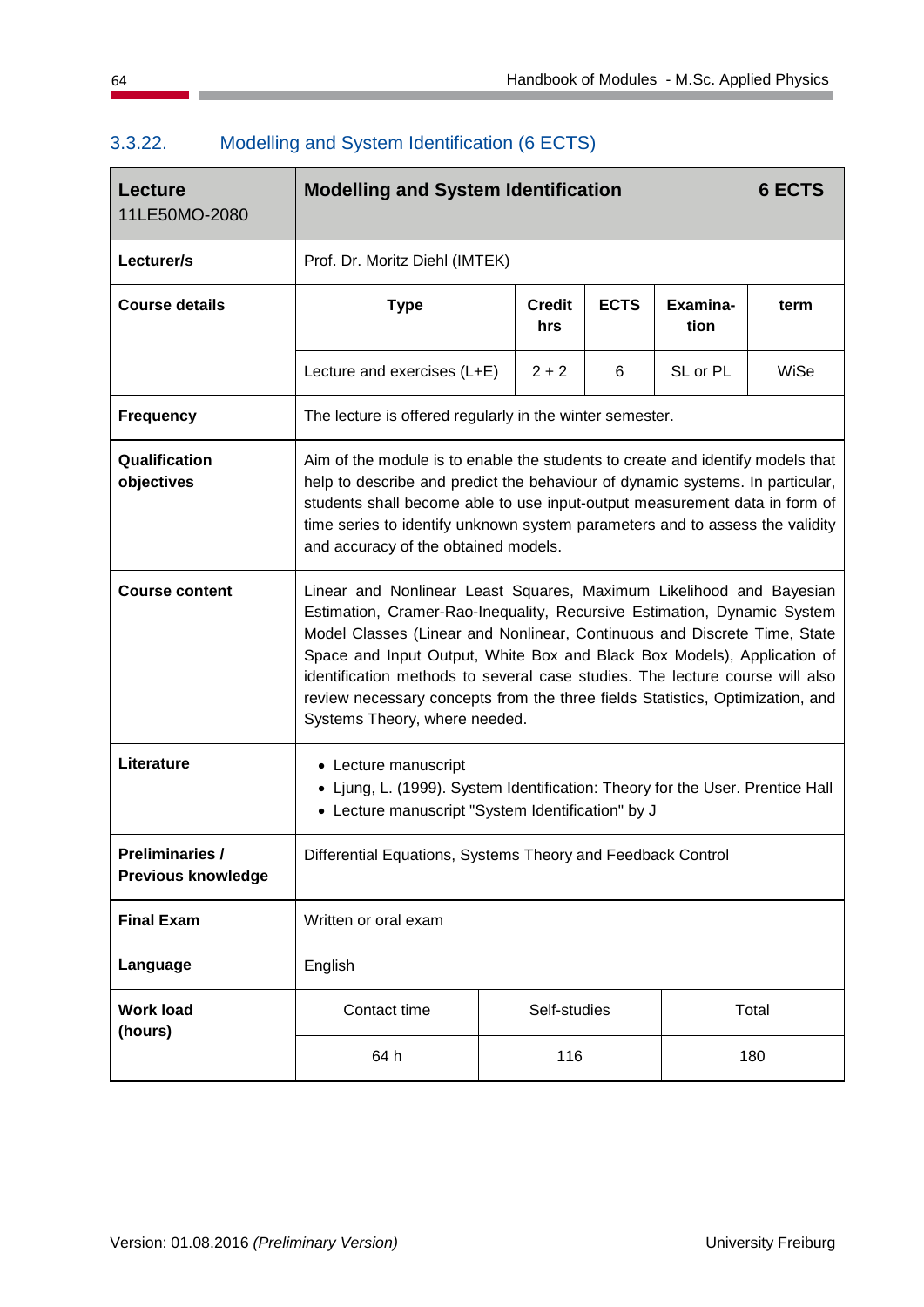### 3.3.22. Modelling and System Identification (6 ECTS)

| **Lecture** 11LE50MO-2080 | **Modelling and System Identification** | | | | **6 ECTS** |
|---|---|---|---|---|---|
| **Lecturer/s** | Prof. Dr. Moritz Diehl (IMTEK) | | | | |
| **Course details** | **Type** | **Credit hrs** | **ECTS** | **Examina-tion** | **term** |
| | Lecture and exercises (L+E) | 2 + 2 | 6 | SL or PL | WiSe |
| **Frequency** | The lecture is offered regularly in the winter semester. | | | | |
| **Qualification objectives** | Aim of the module is to enable the students to create and identify models that help to describe and predict the behaviour of dynamic systems. In particular, students shall become able to use input-output measurement data in form of time series to identify unknown system parameters and to assess the validity and accuracy of the obtained models. | | | | |
| **Course content** | Linear and Nonlinear Least Squares, Maximum Likelihood and Bayesian Estimation, Cramer-Rao-Inequality, Recursive Estimation, Dynamic System Model Classes (Linear and Nonlinear, Continuous and Discrete Time, State Space and Input Output, White Box and Black Box Models), Application of identification methods to several case studies. The lecture course will also review necessary concepts from the three fields Statistics, Optimization, and Systems Theory, where needed. | | | | |
| **Literature** | • Lecture manuscript<br>• Ljung, L. (1999). System Identification: Theory for the User. Prentice Hall<br>• Lecture manuscript "System Identification" by J | | | | |
| **Preliminaries / Previous knowledge** | Differential Equations, Systems Theory and Feedback Control | | | | |
| **Final Exam** | Written or oral exam | | | | |
| **Language** | English | | | | |
| **Work load (hours)** | Contact time | Self-studies | Total | | |
| | 64 h | 116 | 180 | | |

Version: 01.08.2016 *(Preliminary Version)* University Freiburg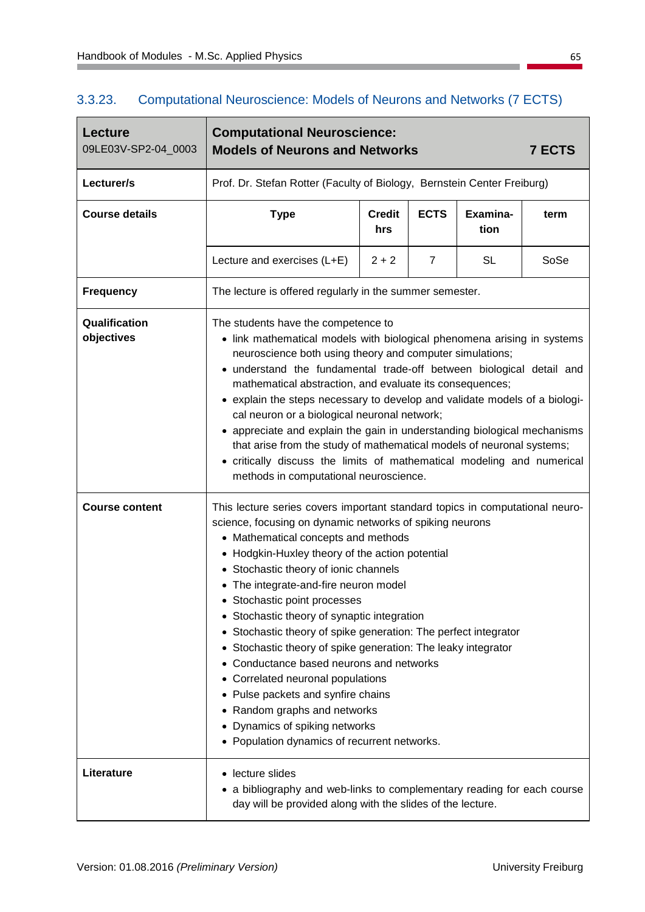### 3.3.23. Computational Neuroscience: Models of Neurons and Networks (7 ECTS)

| **Lecture**<br>09LE03V-SP2-04_0003 | **Computational Neuroscience: Models of Neurons and Networks** | | | | **7 ECTS** |
|---|---|---|---|---|---|
| **Lecturer/s** | Prof. Dr. Stefan Rotter (Faculty of Biology, Bernstein Center Freiburg) | | | | |
| **Course details** | **Type** | **Credit hrs** | **ECTS** | **Examination** | **term** |
| | Lecture and exercises (L+E) | 2 + 2 | 7 | SL | SoSe |
| **Frequency** | The lecture is offered regularly in the summer semester. | | | | |
| **Qualification objectives** | The students have the competence to<br>• link mathematical models with biological phenomena arising in systems neuroscience both using theory and computer simulations;<br>• understand the fundamental trade-off between biological detail and mathematical abstraction, and evaluate its consequences;<br>• explain the steps necessary to develop and validate models of a biological neuron or a biological neuronal network;<br>• appreciate and explain the gain in understanding biological mechanisms that arise from the study of mathematical models of neuronal systems;<br>• critically discuss the limits of mathematical modeling and numerical methods in computational neuroscience. | | | | |
| **Course content** | This lecture series covers important standard topics in computational neuroscience, focusing on dynamic networks of spiking neurons<br>• Mathematical concepts and methods<br>• Hodgkin-Huxley theory of the action potential<br>• Stochastic theory of ionic channels<br>• The integrate-and-fire neuron model<br>• Stochastic point processes<br>• Stochastic theory of synaptic integration<br>• Stochastic theory of spike generation: The perfect integrator<br>• Stochastic theory of spike generation: The leaky integrator<br>• Conductance based neurons and networks<br>• Correlated neuronal populations<br>• Pulse packets and synfire chains<br>• Random graphs and networks<br>• Dynamics of spiking networks<br>• Population dynamics of recurrent networks. | | | | |
| **Literature** | • lecture slides<br>• a bibliography and web-links to complementary reading for each course day will be provided along with the slides of the lecture. | | | | |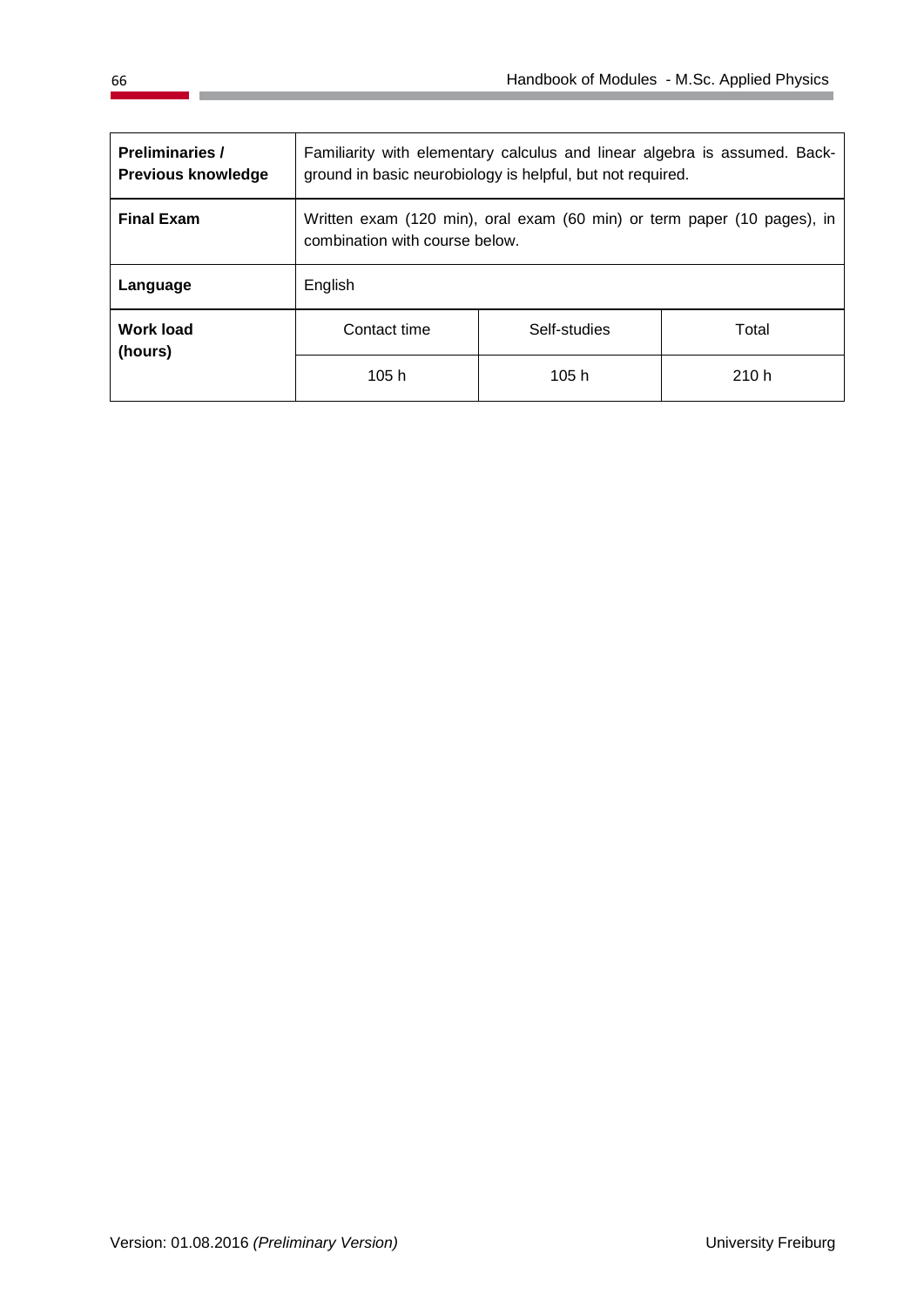| | | | |
|---|---|---|---|
| **Preliminaries / Previous knowledge** | Familiarity with elementary calculus and linear algebra is assumed. Background in basic neurobiology is helpful, but not required. | | |
| **Final Exam** | Written exam (120 min), oral exam (60 min) or term paper (10 pages), in combination with course below. | | |
| **Language** | English | | |
| **Work load (hours)** | Contact time | Self-studies | Total |
| | 105 h | 105 h | 210 h |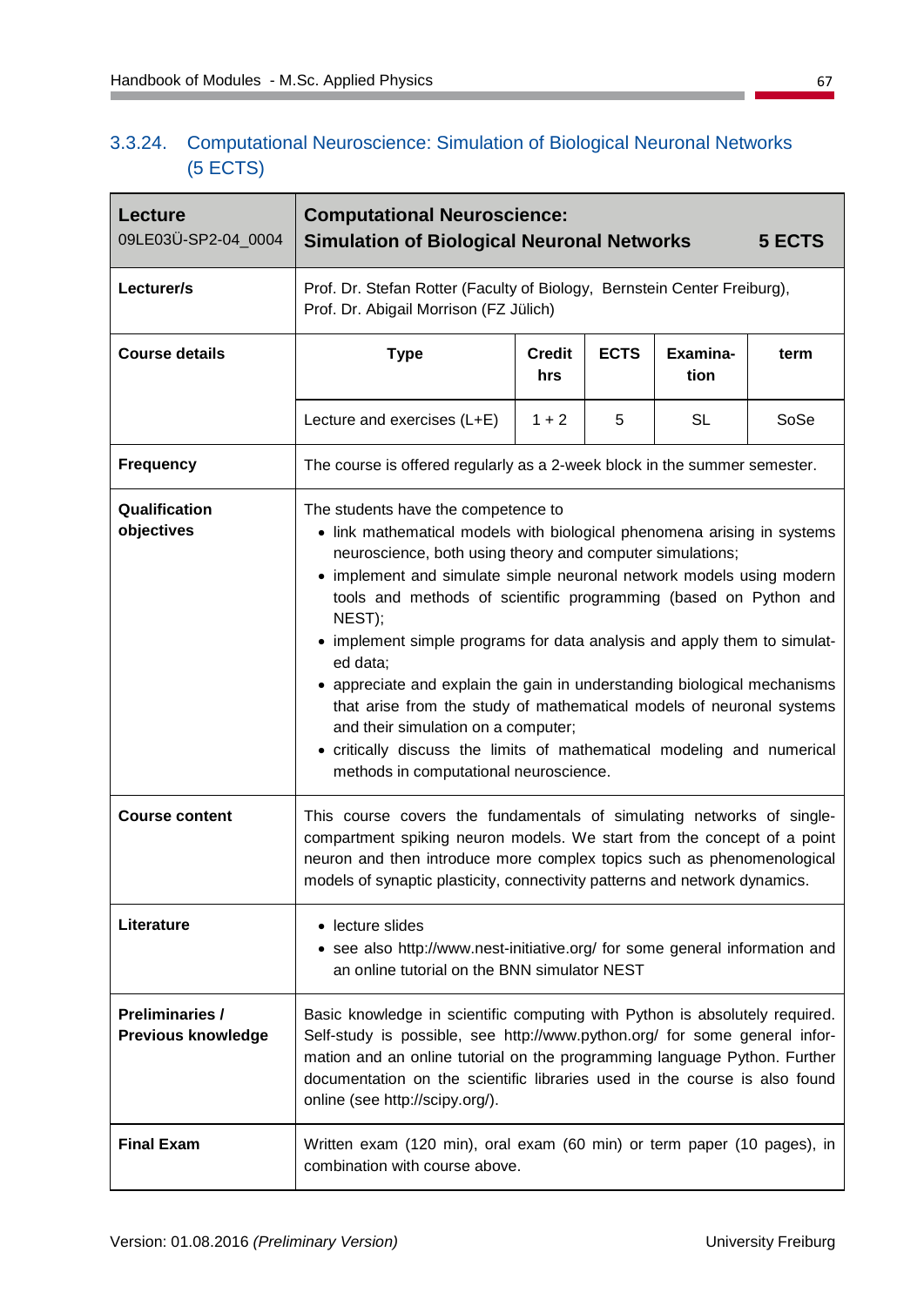### 3.3.24. Computational Neuroscience: Simulation of Biological Neuronal Networks (5 ECTS)

| **Lecture**<br>09LE03Ü-SP2-04_0004 | **Computational Neuroscience: Simulation of Biological Neuronal Networks** | | | | **5 ECTS** |
|---|---|---|---|---|---|
| **Lecturer/s** | Prof. Dr. Stefan Rotter (Faculty of Biology, Bernstein Center Freiburg), Prof. Dr. Abigail Morrison (FZ Jülich) | | | | |
| **Course details** | **Type** | **Credit hrs** | **ECTS** | **Examina-tion** | **term** |
| | Lecture and exercises (L+E) | 1 + 2 | 5 | SL | SoSe |
| **Frequency** | The course is offered regularly as a 2-week block in the summer semester. | | | | |
| **Qualification objectives** | The students have the competence to<br>• link mathematical models with biological phenomena arising in systems neuroscience, both using theory and computer simulations;<br>• implement and simulate simple neuronal network models using modern tools and methods of scientific programming (based on Python and NEST);<br>• implement simple programs for data analysis and apply them to simulated data;<br>• appreciate and explain the gain in understanding biological mechanisms that arise from the study of mathematical models of neuronal systems and their simulation on a computer;<br>• critically discuss the limits of mathematical modeling and numerical methods in computational neuroscience. | | | | |
| **Course content** | This course covers the fundamentals of simulating networks of single-compartment spiking neuron models. We start from the concept of a point neuron and then introduce more complex topics such as phenomenological models of synaptic plasticity, connectivity patterns and network dynamics. | | | | |
| **Literature** | • lecture slides<br>• see also http://www.nest-initiative.org/ for some general information and an online tutorial on the BNN simulator NEST | | | | |
| **Preliminaries / Previous knowledge** | Basic knowledge in scientific computing with Python is absolutely required. Self-study is possible, see http://www.python.org/ for some general information and an online tutorial on the programming language Python. Further documentation on the scientific libraries used in the course is also found online (see http://scipy.org/). | | | | |
| **Final Exam** | Written exam (120 min), oral exam (60 min) or term paper (10 pages), in combination with course above. | | | | |

Version: 01.08.2016 *(Preliminary Version)* University Freiburg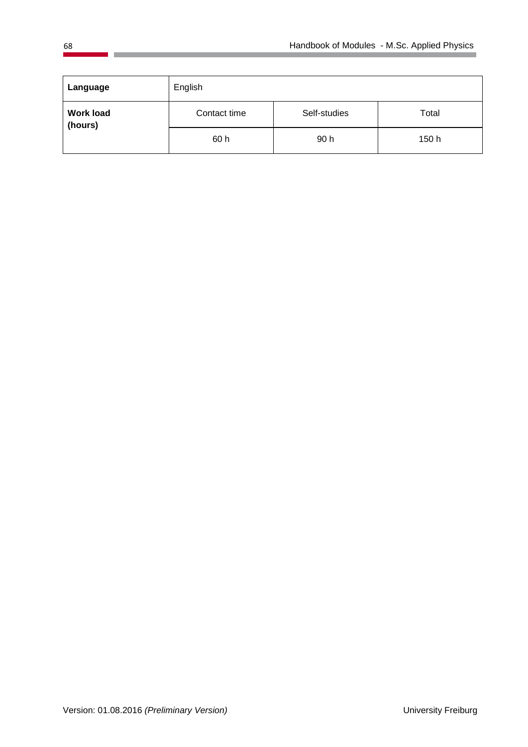| **Language** | English | | |
|---|---|---|---|
| **Work load (hours)** | Contact time | Self-studies | Total |
| | 60 h | 90 h | 150 h |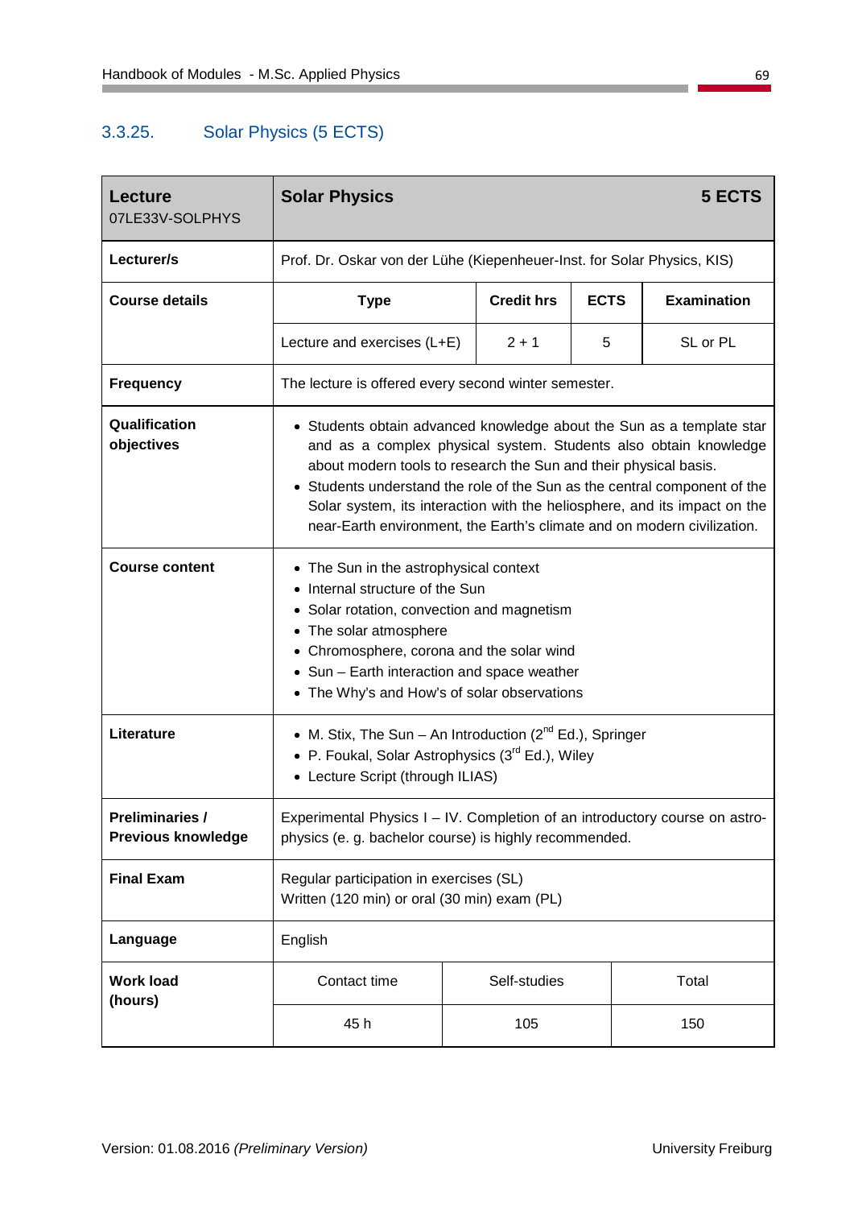### 3.3.25. Solar Physics (5 ECTS)

| **Lecture**<br>07LE33V-SOLPHYS | **Solar Physics** | | | **5 ECTS** |
|---|---|---|---|---|
| **Lecturer/s** | Prof. Dr. Oskar von der Lühe (Kiepenheuer-Inst. for Solar Physics, KIS) | | | |
| **Course details** | **Type** | **Credit hrs** | **ECTS** | **Examination** |
| | Lecture and exercises (L+E) | 2 + 1 | 5 | SL or PL |
| **Frequency** | The lecture is offered every second winter semester. | | | |
| **Qualification objectives** | • Students obtain advanced knowledge about the Sun as a template star and as a complex physical system. Students also obtain knowledge about modern tools to research the Sun and their physical basis.<br>• Students understand the role of the Sun as the central component of the Solar system, its interaction with the heliosphere, and its impact on the near-Earth environment, the Earth's climate and on modern civilization. | | | |
| **Course content** | • The Sun in the astrophysical context<br>• Internal structure of the Sun<br>• Solar rotation, convection and magnetism<br>• The solar atmosphere<br>• Chromosphere, corona and the solar wind<br>• Sun – Earth interaction and space weather<br>• The Why's and How's of solar observations | | | |
| **Literature** | • M. Stix, The Sun – An Introduction (2nd Ed.), Springer<br>• P. Foukal, Solar Astrophysics (3rd Ed.), Wiley<br>• Lecture Script (through ILIAS) | | | |
| **Preliminaries / Previous knowledge** | Experimental Physics I – IV. Completion of an introductory course on astro-physics (e. g. bachelor course) is highly recommended. | | | |
| **Final Exam** | Regular participation in exercises (SL)<br>Written (120 min) or oral (30 min) exam (PL) | | | |
| **Language** | English | | | |
| **Work load (hours)** | Contact time | Self-studies | Total | |
| | 45 h | 105 | 150 | |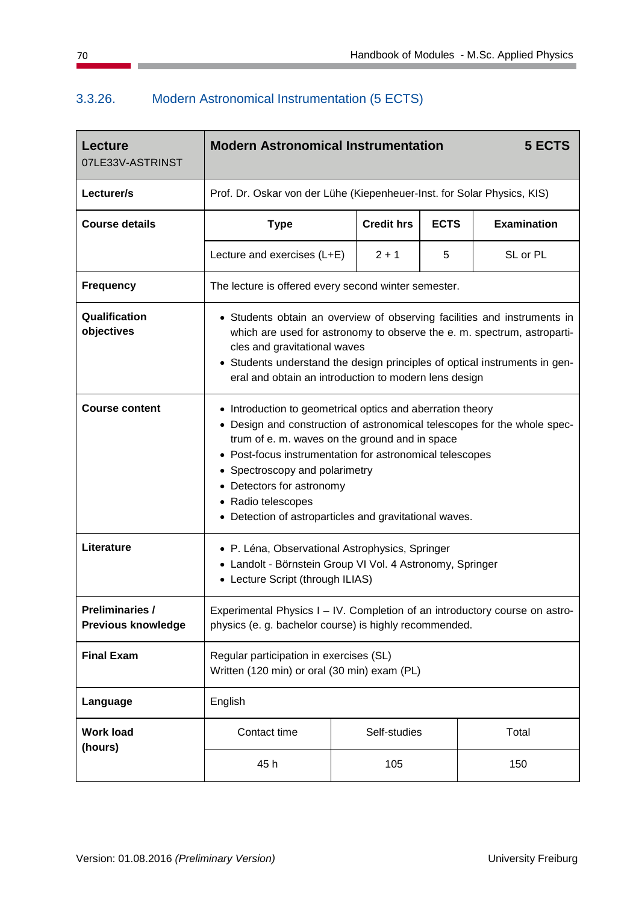### 3.3.26. Modern Astronomical Instrumentation (5 ECTS)

| **Lecture**<br>07LE33V-ASTRINST | **Modern Astronomical Instrumentation** | | | **5 ECTS** |
|---|---|---|---|---|
| **Lecturer/s** | Prof. Dr. Oskar von der Lühe (Kiepenheuer-Inst. for Solar Physics, KIS) | | | |
| **Course details** | **Type** | **Credit hrs** | **ECTS** | **Examination** |
| | Lecture and exercises (L+E) | 2 + 1 | 5 | SL or PL |
| **Frequency** | The lecture is offered every second winter semester. | | | |
| **Qualification objectives** | • Students obtain an overview of observing facilities and instruments in which are used for astronomy to observe the e. m. spectrum, astroparticles and gravitational waves<br>• Students understand the design principles of optical instruments in general and obtain an introduction to modern lens design | | | |
| **Course content** | • Introduction to geometrical optics and aberration theory<br>• Design and construction of astronomical telescopes for the whole spectrum of e. m. waves on the ground and in space<br>• Post-focus instrumentation for astronomical telescopes<br>• Spectroscopy and polarimetry<br>• Detectors for astronomy<br>• Radio telescopes<br>• Detection of astroparticles and gravitational waves. | | | |
| **Literature** | • P. Léna, Observational Astrophysics, Springer<br>• Landolt - Börnstein Group VI Vol. 4 Astronomy, Springer<br>• Lecture Script (through ILIAS) | | | |
| **Preliminaries / Previous knowledge** | Experimental Physics I – IV. Completion of an introductory course on astrophysics (e. g. bachelor course) is highly recommended. | | | |
| **Final Exam** | Regular participation in exercises (SL)<br>Written (120 min) or oral (30 min) exam (PL) | | | |
| **Language** | English | | | |
| **Work load (hours)** | Contact time | Self-studies | Total | |
| | 45 h | 105 | 150 | |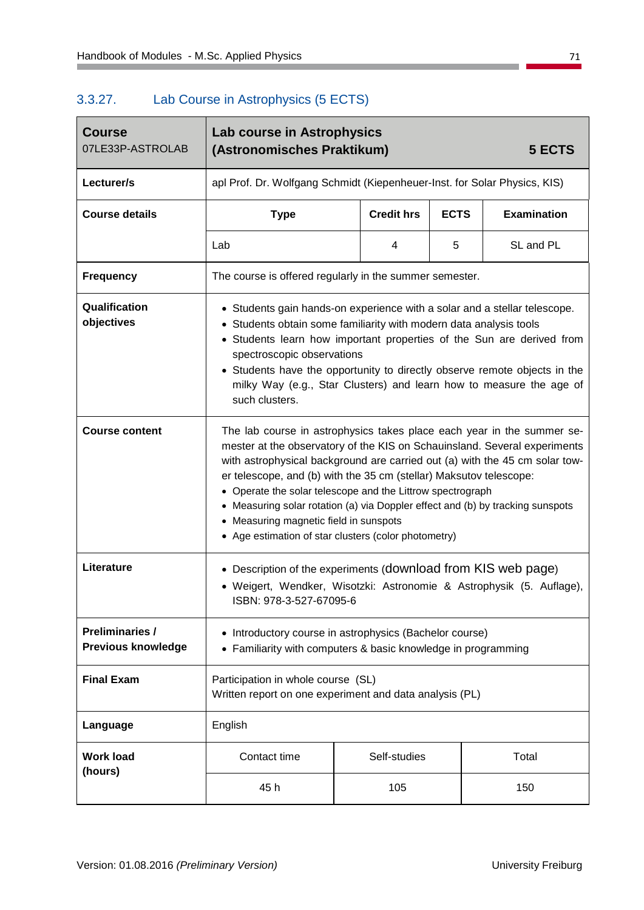### 3.3.27. Lab Course in Astrophysics (5 ECTS)

| **Course**<br>07LE33P-ASTROLAB | **Lab course in Astrophysics (Astronomisches Praktikum)** | | | **5 ECTS** |
|---|---|---|---|---|
| **Lecturer/s** | apl Prof. Dr. Wolfgang Schmidt (Kiepenheuer-Inst. for Solar Physics, KIS) | | | |
| **Course details** | **Type** | **Credit hrs** | **ECTS** | **Examination** |
| | Lab | 4 | 5 | SL and PL |
| **Frequency** | The course is offered regularly in the summer semester. | | | |
| **Qualification objectives** | • Students gain hands-on experience with a solar and a stellar telescope.<br>• Students obtain some familiarity with modern data analysis tools<br>• Students learn how important properties of the Sun are derived from spectroscopic observations<br>• Students have the opportunity to directly observe remote objects in the milky Way (e.g., Star Clusters) and learn how to measure the age of such clusters. | | | |
| **Course content** | The lab course in astrophysics takes place each year in the summer semester at the observatory of the KIS on Schauinsland. Several experiments with astrophysical background are carried out (a) with the 45 cm solar tower telescope, and (b) with the 35 cm (stellar) Maksutov telescope:<br>• Operate the solar telescope and the Littrow spectrograph<br>• Measuring solar rotation (a) via Doppler effect and (b) by tracking sunspots<br>• Measuring magnetic field in sunspots<br>• Age estimation of star clusters (color photometry) | | | |
| **Literature** | • Description of the experiments (download from KIS web page)<br>• Weigert, Wendker, Wisotzki: Astronomie & Astrophysik (5. Auflage), ISBN: 978-3-527-67095-6 | | | |
| **Preliminaries / Previous knowledge** | • Introductory course in astrophysics (Bachelor course)<br>• Familiarity with computers & basic knowledge in programming | | | |
| **Final Exam** | Participation in whole course (SL)<br>Written report on one experiment and data analysis (PL) | | | |
| **Language** | English | | | |
| **Work load (hours)** | Contact time | Self-studies | Total | |
| | 45 h | 105 | 150 | |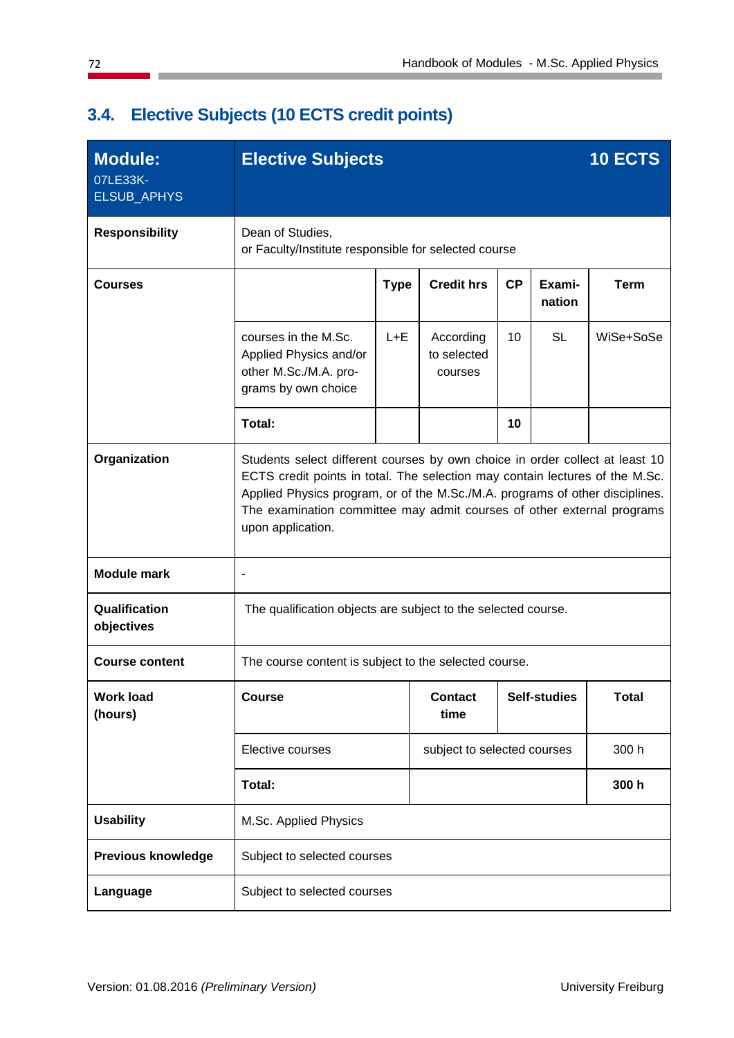## 3.4. Elective Subjects (10 ECTS credit points)

| **Module:** 07LE33K-ELSUB_APHYS | **Elective Subjects** | | | | | **10 ECTS** |
|---|---|---|---|---|---|---|
| **Responsibility** | Dean of Studies, or Faculty/Institute responsible for selected course | | | | | |
| **Courses** | | **Type** | **Credit hrs** | **CP** | **Examination** | **Term** |
| | courses in the M.Sc. Applied Physics and/or other M.Sc./M.A. programs by own choice | L+E | According to selected courses | 10 | SL | WiSe+SoSe |
| | **Total:** | | | **10** | | |
| **Organization** | Students select different courses by own choice in order collect at least 10 ECTS credit points in total. The selection may contain lectures of the M.Sc. Applied Physics program, or of the M.Sc./M.A. programs of other disciplines. The examination committee may admit courses of other external programs upon application. | | | | | |
| **Module mark** | - | | | | | |
| **Qualification objectives** | The qualification objects are subject to the selected course. | | | | | |
| **Course content** | The course content is subject to the selected course. | | | | | |

| **Work load (hours)** | **Course** | **Contact time** | **Self-studies** | **Total** |
|---|---|---|---|---|
| | Elective courses | subject to selected courses | | 300 h |
| | **Total:** | | | **300 h** |
| **Usability** | M.Sc. Applied Physics | | | |
| **Previous knowledge** | Subject to selected courses | | | |
| **Language** | Subject to selected courses | | | |

Version: 01.08.2016 *(Preliminary Version)* University Freiburg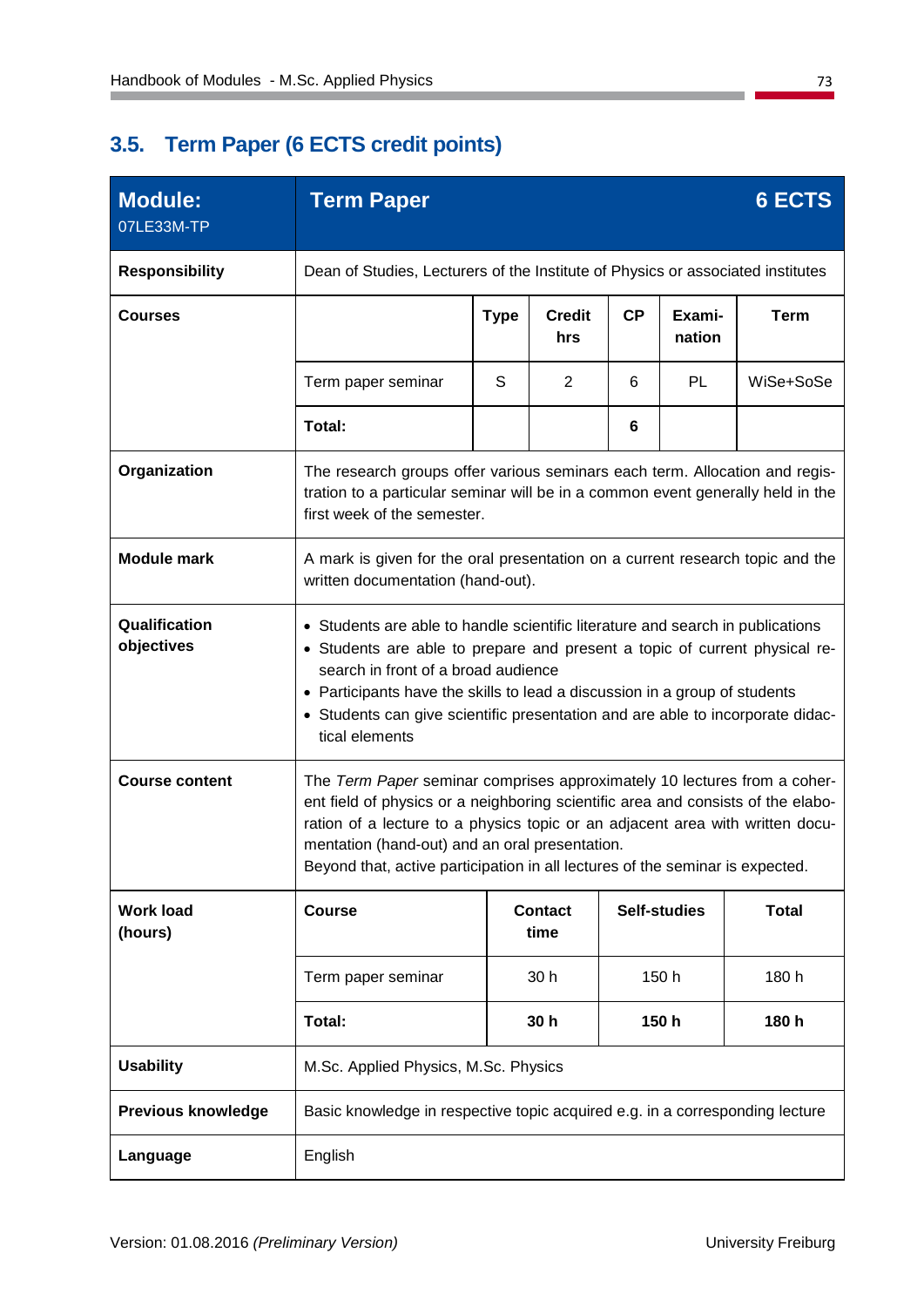## 3.5. Term Paper (6 ECTS credit points)

| **Module:** 07LE33M-TP | **Term Paper** | | | | | **6 ECTS** |
|---|---|---|---|---|---|---|
| **Responsibility** | Dean of Studies, Lecturers of the Institute of Physics or associated institutes | | | | | |
| **Courses** | | **Type** | **Credit hrs** | **CP** | **Exami-nation** | **Term** |
| | Term paper seminar | S | 2 | 6 | PL | WiSe+SoSe |
| | **Total:** | | | **6** | | |
| **Organization** | The research groups offer various seminars each term. Allocation and registration to a particular seminar will be in a common event generally held in the first week of the semester. | | | | | |
| **Module mark** | A mark is given for the oral presentation on a current research topic and the written documentation (hand-out). | | | | | |
| **Qualification objectives** | • Students are able to handle scientific literature and search in publications<br>• Students are able to prepare and present a topic of current physical research in front of a broad audience<br>• Participants have the skills to lead a discussion in a group of students<br>• Students can give scientific presentation and are able to incorporate didactical elements | | | | | |
| **Course content** | The *Term Paper* seminar comprises approximately 10 lectures from a coherent field of physics or a neighboring scientific area and consists of the elaboration of a lecture to a physics topic or an adjacent area with written documentation (hand-out) and an oral presentation.<br>Beyond that, active participation in all lectures of the seminar is expected. | | | | | |

| **Work load (hours)** | **Course** | **Contact time** | **Self-studies** | **Total** |
|---|---|---|---|---|
| | Term paper seminar | 30 h | 150 h | 180 h |
| | **Total:** | **30 h** | **150 h** | **180 h** |
| **Usability** | M.Sc. Applied Physics, M.Sc. Physics | | | |
| **Previous knowledge** | Basic knowledge in respective topic acquired e.g. in a corresponding lecture | | | |
| **Language** | English | | | |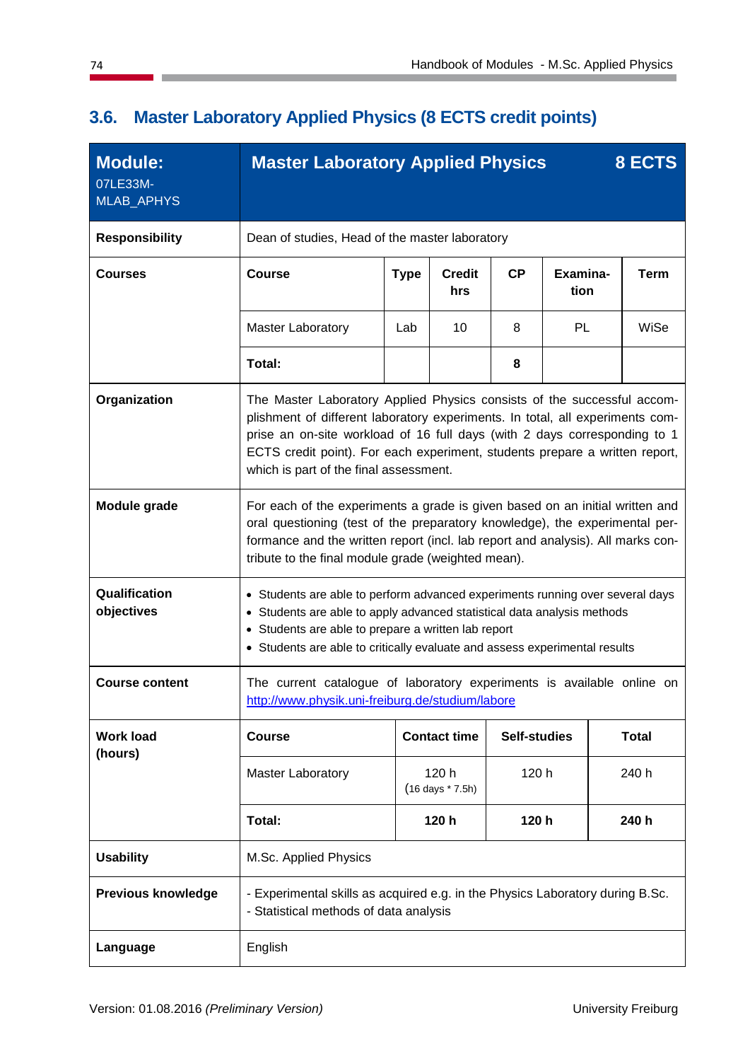## 3.6. Master Laboratory Applied Physics (8 ECTS credit points)

| **Module:** 07LE33M-MLAB_APHYS | **Master Laboratory Applied Physics** | | | | | **8 ECTS** |
|---|---|---|---|---|---|---|
| **Responsibility** | Dean of studies, Head of the master laboratory | | | | | |
| **Courses** | **Course** | **Type** | **Credit hrs** | **CP** | **Examina-tion** | **Term** |
| | Master Laboratory | Lab | 10 | 8 | PL | WiSe |
| | **Total:** | | | **8** | | |
| **Organization** | The Master Laboratory Applied Physics consists of the successful accomplishment of different laboratory experiments. In total, all experiments comprise an on-site workload of 16 full days (with 2 days corresponding to 1 ECTS credit point). For each experiment, students prepare a written report, which is part of the final assessment. | | | | | |
| **Module grade** | For each of the experiments a grade is given based on an initial written and oral questioning (test of the preparatory knowledge), the experimental performance and the written report (incl. lab report and analysis). All marks contribute to the final module grade (weighted mean). | | | | | |
| **Qualification objectives** | • Students are able to perform advanced experiments running over several days<br>• Students are able to apply advanced statistical data analysis methods<br>• Students are able to prepare a written lab report<br>• Students are able to critically evaluate and assess experimental results | | | | | |
| **Course content** | The current catalogue of laboratory experiments is available online on http://www.physik.uni-freiburg.de/studium/labore | | | | | |

| **Work load (hours)** | **Course** | **Contact time** | **Self-studies** | **Total** |
|---|---|---|---|---|
| | Master Laboratory | 120 h (16 days * 7.5h) | 120 h | 240 h |
| | **Total:** | **120 h** | **120 h** | **240 h** |
| **Usability** | M.Sc. Applied Physics | | | |
| **Previous knowledge** | - Experimental skills as acquired e.g. in the Physics Laboratory during B.Sc.<br>- Statistical methods of data analysis | | | |
| **Language** | English | | | |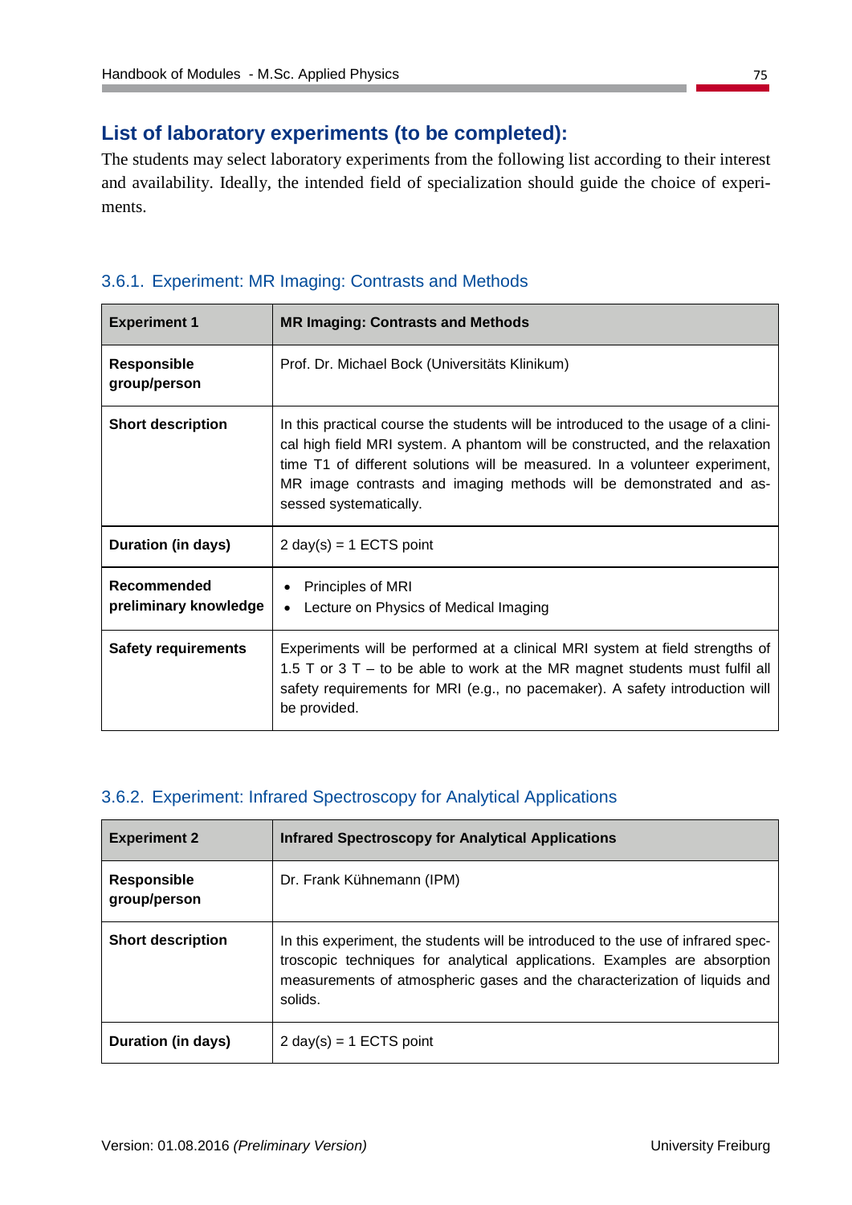## List of laboratory experiments (to be completed):

The students may select laboratory experiments from the following list according to their interest and availability. Ideally, the intended field of specialization should guide the choice of experiments.

### 3.6.1. Experiment: MR Imaging: Contrasts and Methods

| **Experiment 1** | **MR Imaging: Contrasts and Methods** |
|---|---|
| **Responsible group/person** | Prof. Dr. Michael Bock (Universitäts Klinikum) |
| **Short description** | In this practical course the students will be introduced to the usage of a clinical high field MRI system. A phantom will be constructed, and the relaxation time T1 of different solutions will be measured. In a volunteer experiment, MR image contrasts and imaging methods will be demonstrated and assessed systematically. |
| **Duration (in days)** | 2 day(s) = 1 ECTS point |
| **Recommended preliminary knowledge** | • Principles of MRI<br>• Lecture on Physics of Medical Imaging |
| **Safety requirements** | Experiments will be performed at a clinical MRI system at field strengths of 1.5 T or 3 T – to be able to work at the MR magnet students must fulfil all safety requirements for MRI (e.g., no pacemaker). A safety introduction will be provided. |

### 3.6.2. Experiment: Infrared Spectroscopy for Analytical Applications

| **Experiment 2** | **Infrared Spectroscopy for Analytical Applications** |
|---|---|
| **Responsible group/person** | Dr. Frank Kühnemann (IPM) |
| **Short description** | In this experiment, the students will be introduced to the use of infrared spectroscopic techniques for analytical applications. Examples are absorption measurements of atmospheric gases and the characterization of liquids and solids. |
| **Duration (in days)** | 2 day(s) = 1 ECTS point |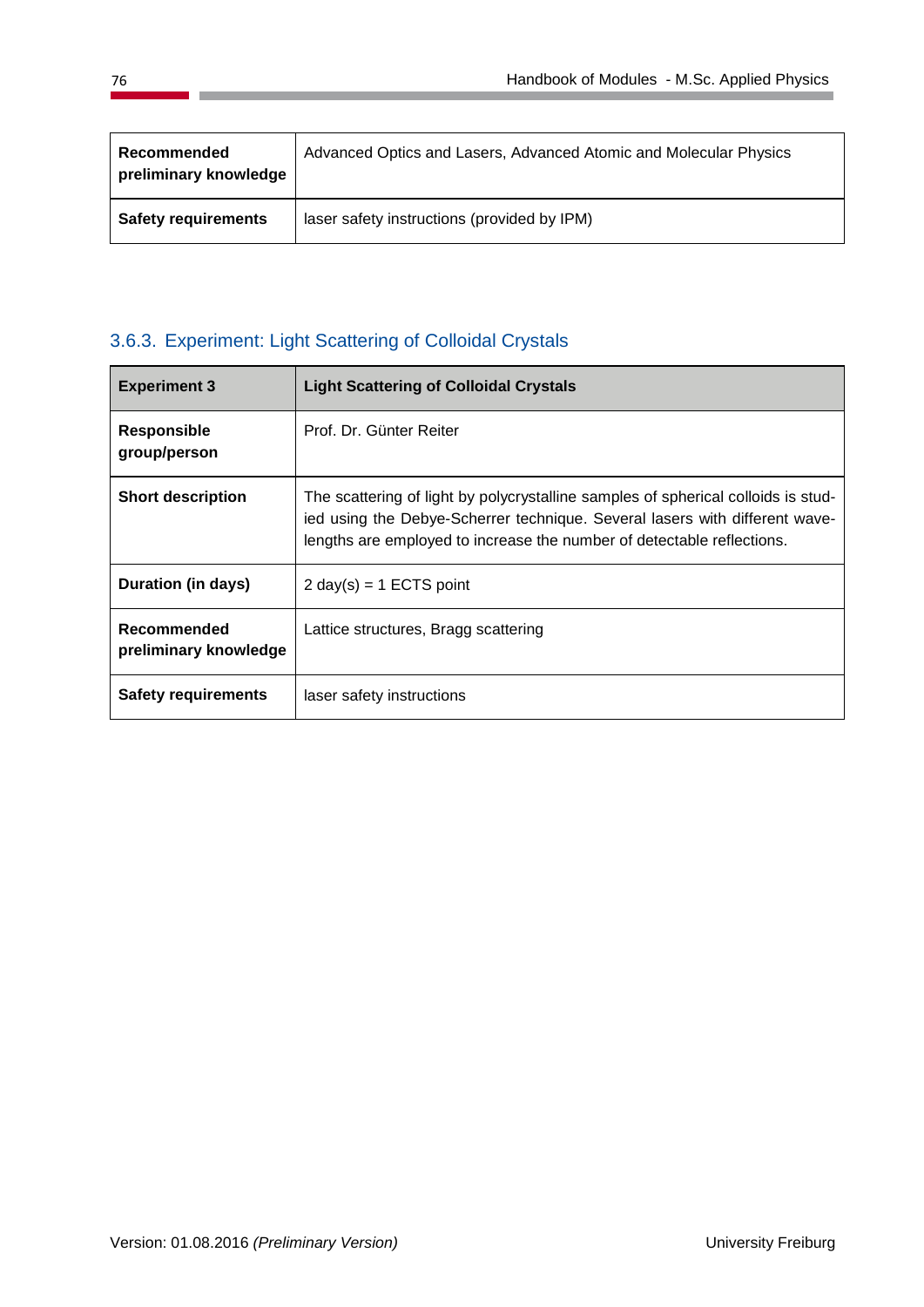| | |
|---|---|
| **Recommended preliminary knowledge** | Advanced Optics and Lasers, Advanced Atomic and Molecular Physics |
| **Safety requirements** | laser safety instructions (provided by IPM) |

### 3.6.3. Experiment: Light Scattering of Colloidal Crystals

| **Experiment 3** | **Light Scattering of Colloidal Crystals** |
|---|---|
| **Responsible group/person** | Prof. Dr. Günter Reiter |
| **Short description** | The scattering of light by polycrystalline samples of spherical colloids is studied using the Debye-Scherrer technique. Several lasers with different wavelengths are employed to increase the number of detectable reflections. |
| **Duration (in days)** | 2 day(s) = 1 ECTS point |
| **Recommended preliminary knowledge** | Lattice structures, Bragg scattering |
| **Safety requirements** | laser safety instructions |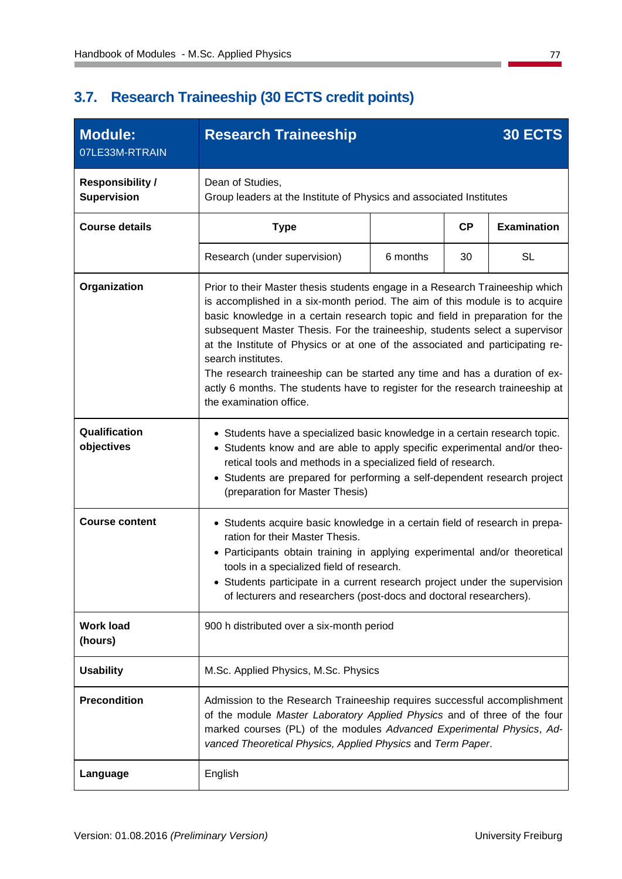## 3.7. Research Traineeship (30 ECTS credit points)

| **Module:** 07LE33M-RTRAIN | **Research Traineeship** | | | **30 ECTS** |
|---|---|---|---|---|
| **Responsibility / Supervision** | Dean of Studies, Group leaders at the Institute of Physics and associated Institutes | | | |
| **Course details** | **Type** | | **CP** | **Examination** |
| | Research (under supervision) | 6 months | 30 | SL |
| **Organization** | Prior to their Master thesis students engage in a Research Traineeship which is accomplished in a six-month period. The aim of this module is to acquire basic knowledge in a certain research topic and field in preparation for the subsequent Master Thesis. For the traineeship, students select a supervisor at the Institute of Physics or at one of the associated and participating research institutes.<br>The research traineeship can be started any time and has a duration of exactly 6 months. The students have to register for the research traineeship at the examination office. | | | |
| **Qualification objectives** | • Students have a specialized basic knowledge in a certain research topic.<br>• Students know and are able to apply specific experimental and/or theoretical tools and methods in a specialized field of research.<br>• Students are prepared for performing a self-dependent research project (preparation for Master Thesis) | | | |
| **Course content** | • Students acquire basic knowledge in a certain field of research in preparation for their Master Thesis.<br>• Participants obtain training in applying experimental and/or theoretical tools in a specialized field of research.<br>• Students participate in a current research project under the supervision of lecturers and researchers (post-docs and doctoral researchers). | | | |
| **Work load (hours)** | 900 h distributed over a six-month period | | | |
| **Usability** | M.Sc. Applied Physics, M.Sc. Physics | | | |
| **Precondition** | Admission to the Research Traineeship requires successful accomplishment of the module *Master Laboratory Applied Physics* and of three of the four marked courses (PL) of the modules *Advanced Experimental Physics*, *Advanced Theoretical Physics, Applied Physics* and *Term Paper*. | | | |
| **Language** | English | | | |

Version: 01.08.2016 *(Preliminary Version)* University Freiburg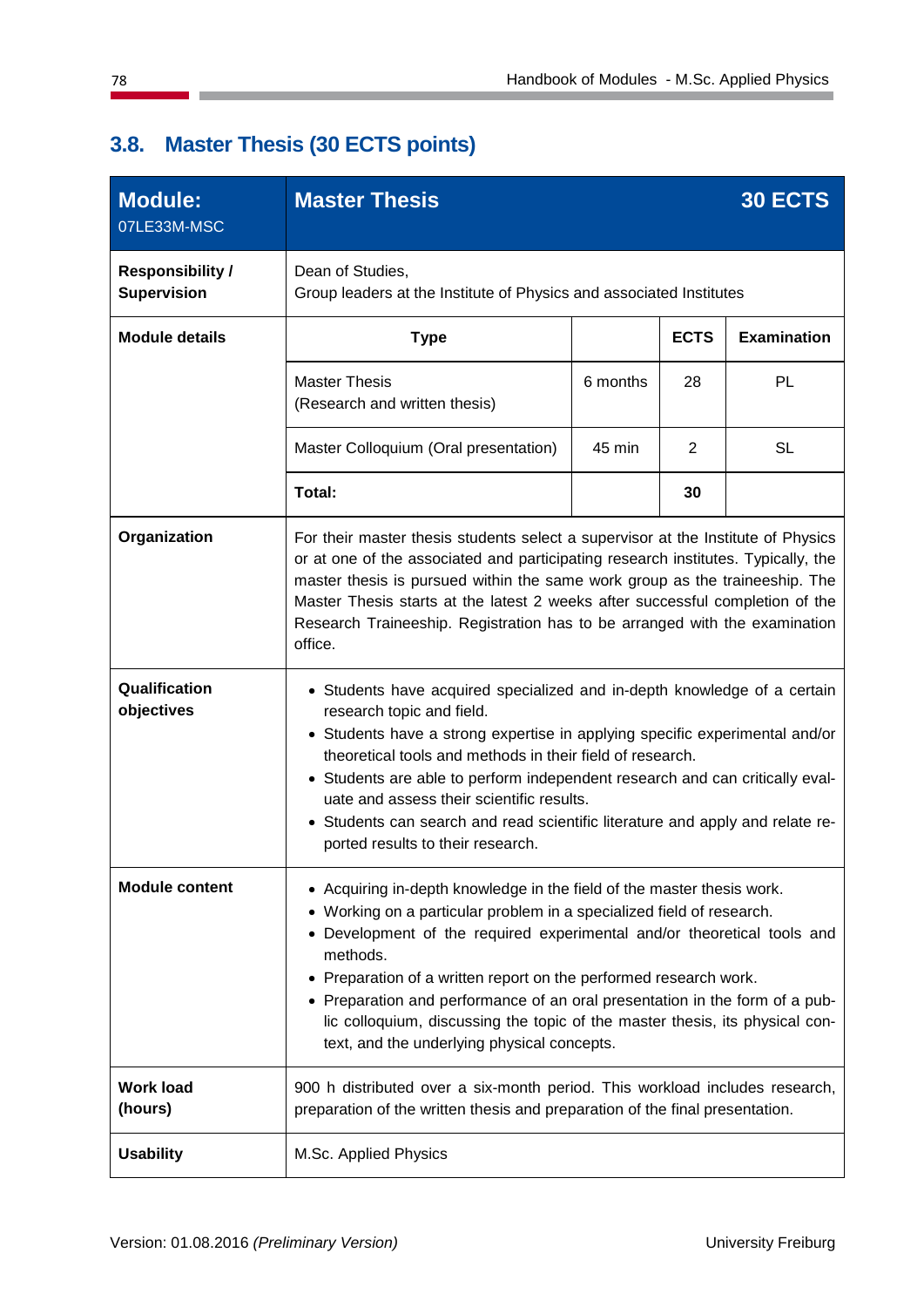## 3.8. Master Thesis (30 ECTS points)

| **Module:** 07LE33M-MSC | **Master Thesis** | | | **30 ECTS** |
|---|---|---|---|---|
| **Responsibility / Supervision** | Dean of Studies, Group leaders at the Institute of Physics and associated Institutes | | | |
| **Module details** | **Type** | | **ECTS** | **Examination** |
| | Master Thesis (Research and written thesis) | 6 months | 28 | PL |
| | Master Colloquium (Oral presentation) | 45 min | 2 | SL |
| | **Total:** | | **30** | |
| **Organization** | For their master thesis students select a supervisor at the Institute of Physics or at one of the associated and participating research institutes. Typically, the master thesis is pursued within the same work group as the traineeship. The Master Thesis starts at the latest 2 weeks after successful completion of the Research Traineeship. Registration has to be arranged with the examination office. | | | |
| **Qualification objectives** | • Students have acquired specialized and in-depth knowledge of a certain research topic and field.<br>• Students have a strong expertise in applying specific experimental and/or theoretical tools and methods in their field of research.<br>• Students are able to perform independent research and can critically evaluate and assess their scientific results.<br>• Students can search and read scientific literature and apply and relate reported results to their research. | | | |
| **Module content** | • Acquiring in-depth knowledge in the field of the master thesis work.<br>• Working on a particular problem in a specialized field of research.<br>• Development of the required experimental and/or theoretical tools and methods.<br>• Preparation of a written report on the performed research work.<br>• Preparation and performance of an oral presentation in the form of a public colloquium, discussing the topic of the master thesis, its physical context, and the underlying physical concepts. | | | |
| **Work load (hours)** | 900 h distributed over a six-month period. This workload includes research, preparation of the written thesis and preparation of the final presentation. | | | |
| **Usability** | M.Sc. Applied Physics | | | |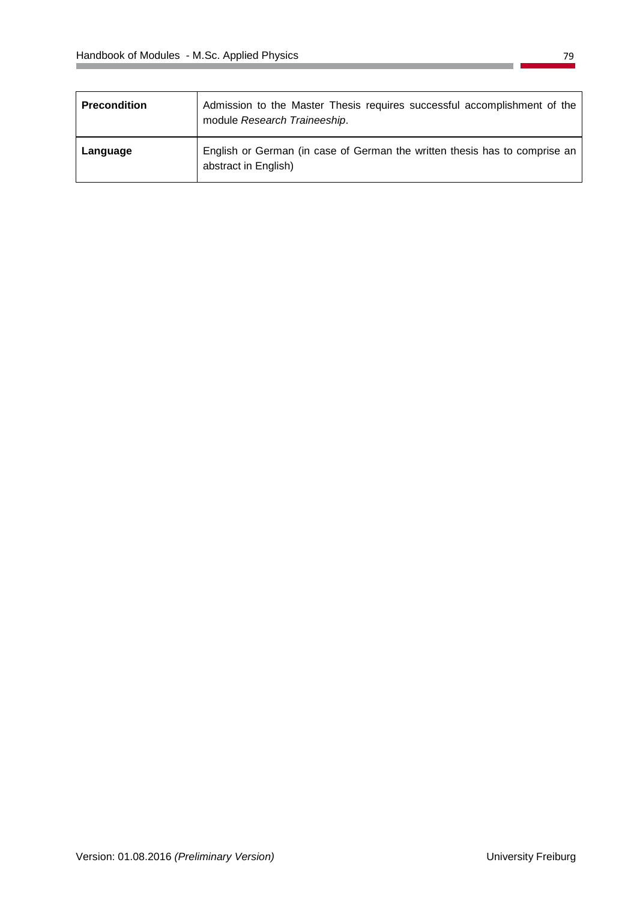| | |
|---|---|
| **Precondition** | Admission to the Master Thesis requires successful accomplishment of the module *Research Traineeship*. |
| **Language** | English or German (in case of German the written thesis has to comprise an abstract in English) |